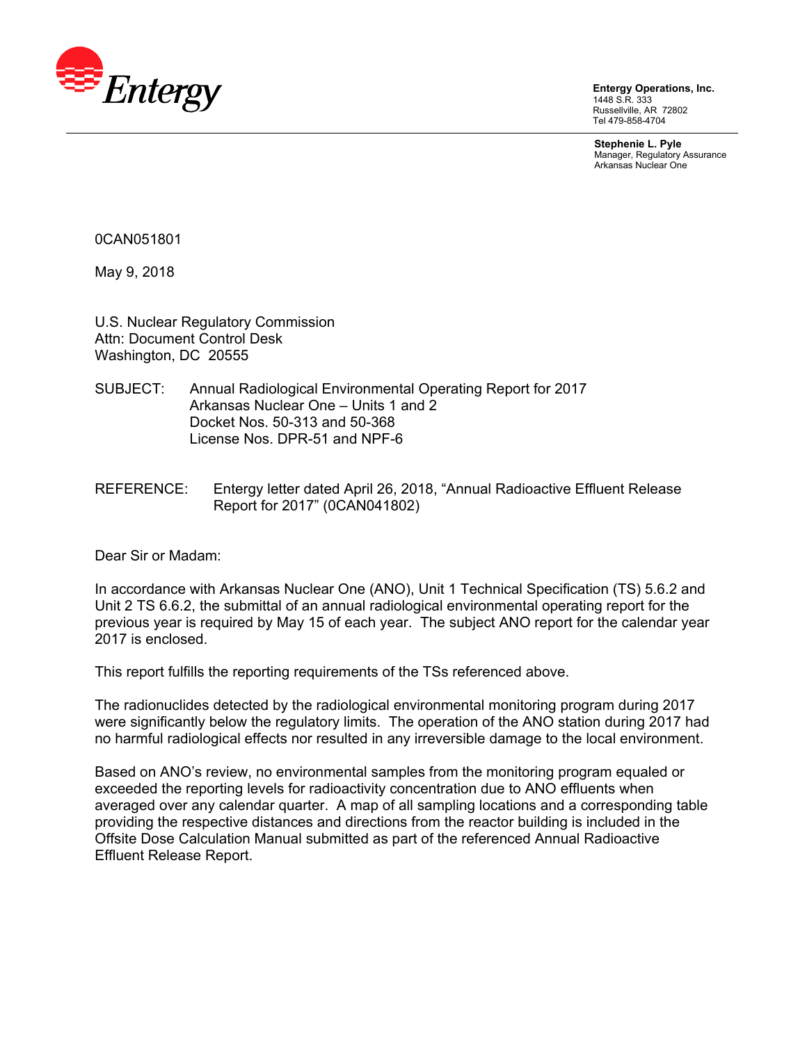Entergy

**Entergy Operations, Inc.**
1448 S.R. 333
Russellville, AR 72802
Tel 479-858-4704

**Stephenie L. Pyle**
Manager, Regulatory Assurance
Arkansas Nuclear One

0CAN051801

May 9, 2018

U.S. Nuclear Regulatory Commission
Attn: Document Control Desk
Washington, DC 20555

SUBJECT: Annual Radiological Environmental Operating Report for 2017
Arkansas Nuclear One – Units 1 and 2
Docket Nos. 50-313 and 50-368
License Nos. DPR-51 and NPF-6

REFERENCE: Entergy letter dated April 26, 2018, "Annual Radioactive Effluent Release Report for 2017" (0CAN041802)

Dear Sir or Madam:

In accordance with Arkansas Nuclear One (ANO), Unit 1 Technical Specification (TS) 5.6.2 and Unit 2 TS 6.6.2, the submittal of an annual radiological environmental operating report for the previous year is required by May 15 of each year. The subject ANO report for the calendar year 2017 is enclosed.

This report fulfills the reporting requirements of the TSs referenced above.

The radionuclides detected by the radiological environmental monitoring program during 2017 were significantly below the regulatory limits. The operation of the ANO station during 2017 had no harmful radiological effects nor resulted in any irreversible damage to the local environment.

Based on ANO's review, no environmental samples from the monitoring program equaled or exceeded the reporting levels for radioactivity concentration due to ANO effluents when averaged over any calendar quarter. A map of all sampling locations and a corresponding table providing the respective distances and directions from the reactor building is included in the Offsite Dose Calculation Manual submitted as part of the referenced Annual Radioactive Effluent Release Report.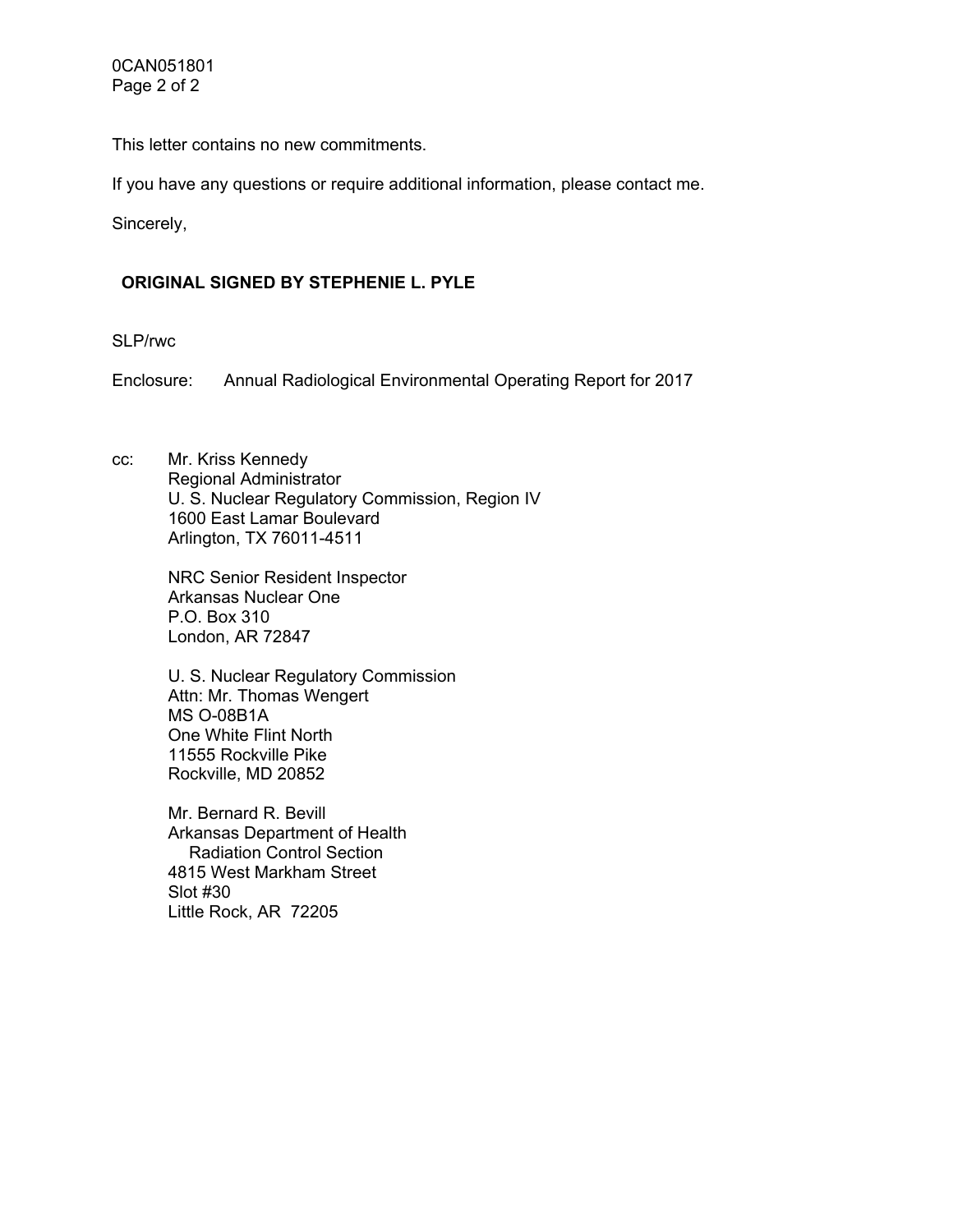This letter contains no new commitments.

If you have any questions or require additional information, please contact me.

Sincerely,

**ORIGINAL SIGNED BY STEPHENIE L. PYLE**

SLP/rwc

Enclosure: Annual Radiological Environmental Operating Report for 2017

cc: Mr. Kriss Kennedy
Regional Administrator
U. S. Nuclear Regulatory Commission, Region IV
1600 East Lamar Boulevard
Arlington, TX 76011-4511

NRC Senior Resident Inspector
Arkansas Nuclear One
P.O. Box 310
London, AR 72847

U. S. Nuclear Regulatory Commission
Attn: Mr. Thomas Wengert
MS O-08B1A
One White Flint North
11555 Rockville Pike
Rockville, MD 20852

Mr. Bernard R. Bevill
Arkansas Department of Health
Radiation Control Section
4815 West Markham Street
Slot #30
Little Rock, AR 72205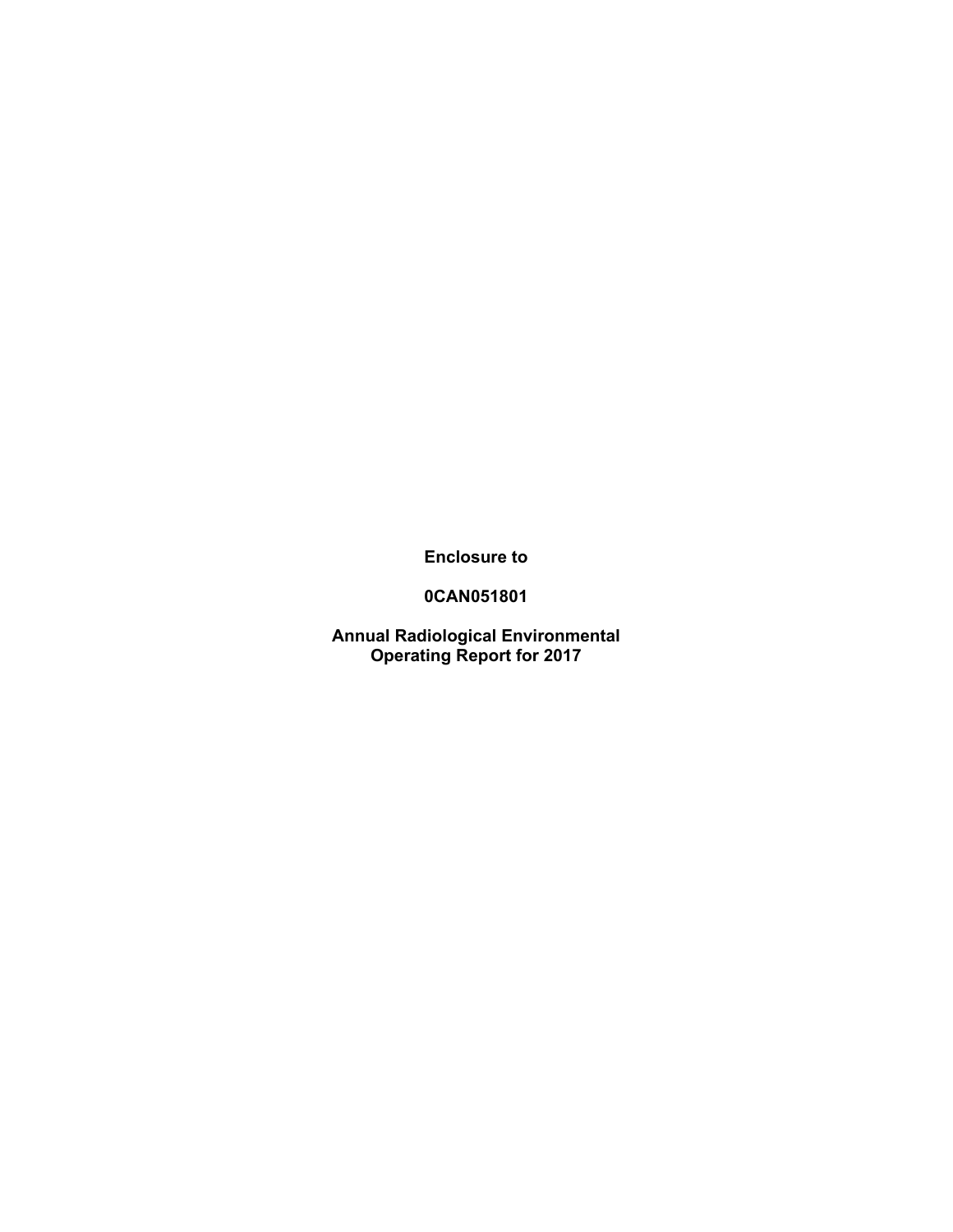**Enclosure to**

**0CAN051801**

**Annual Radiological Environmental Operating Report for 2017**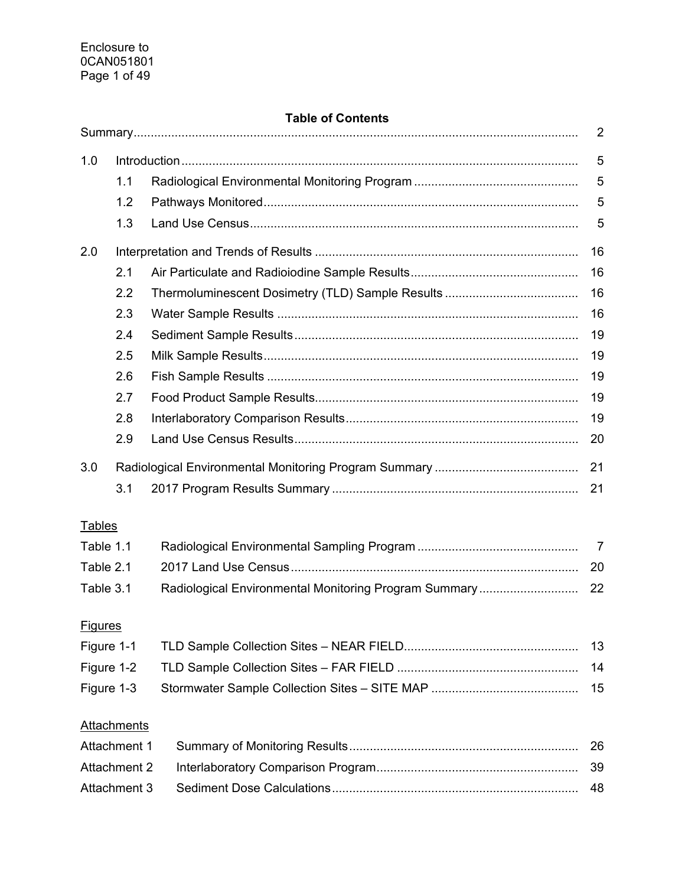# Table of Contents

| | | | |
|---|---|---|---|
| Summary | | | 2 |
| 1.0 | Introduction | | 5 |
| | 1.1 | Radiological Environmental Monitoring Program | 5 |
| | 1.2 | Pathways Monitored | 5 |
| | 1.3 | Land Use Census | 5 |
| 2.0 | Interpretation and Trends of Results | | 16 |
| | 2.1 | Air Particulate and Radioiodine Sample Results | 16 |
| | 2.2 | Thermoluminescent Dosimetry (TLD) Sample Results | 16 |
| | 2.3 | Water Sample Results | 16 |
| | 2.4 | Sediment Sample Results | 19 |
| | 2.5 | Milk Sample Results | 19 |
| | 2.6 | Fish Sample Results | 19 |
| | 2.7 | Food Product Sample Results | 19 |
| | 2.8 | Interlaboratory Comparison Results | 19 |
| | 2.9 | Land Use Census Results | 20 |
| 3.0 | Radiological Environmental Monitoring Program Summary | | 21 |
| | 3.1 | 2017 Program Results Summary | 21 |

<u>Tables</u>

| | | |
|---|---|---|
| Table 1.1 | Radiological Environmental Sampling Program | 7 |
| Table 2.1 | 2017 Land Use Census | 20 |
| Table 3.1 | Radiological Environmental Monitoring Program Summary | 22 |

<u>Figures</u>

| | | |
|---|---|---|
| Figure 1-1 | TLD Sample Collection Sites – NEAR FIELD | 13 |
| Figure 1-2 | TLD Sample Collection Sites – FAR FIELD | 14 |
| Figure 1-3 | Stormwater Sample Collection Sites – SITE MAP | 15 |

<u>Attachments</u>

| | | |
|---|---|---|
| Attachment 1 | Summary of Monitoring Results | 26 |
| Attachment 2 | Interlaboratory Comparison Program | 39 |
| Attachment 3 | Sediment Dose Calculations | 48 |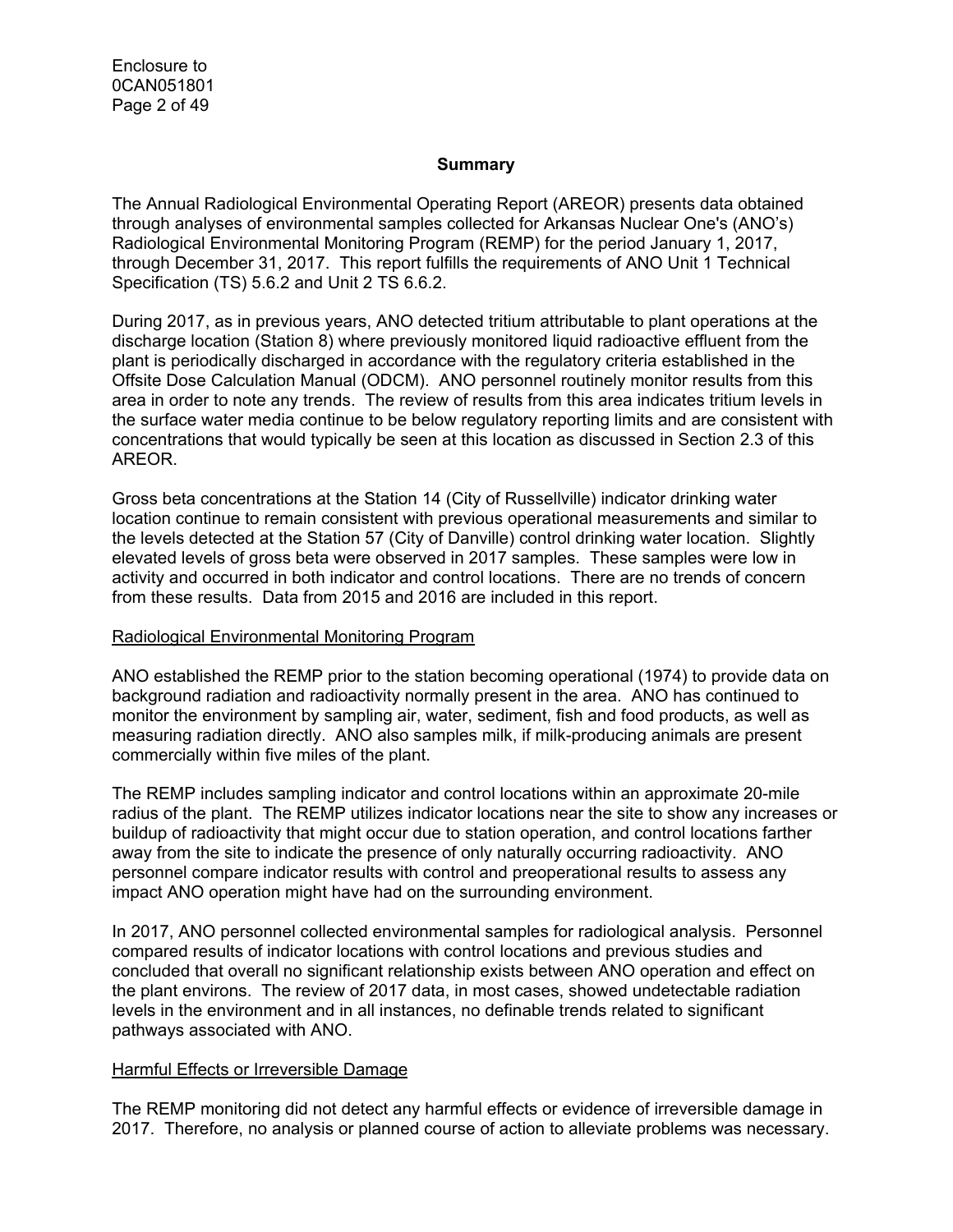## Summary

The Annual Radiological Environmental Operating Report (AREOR) presents data obtained through analyses of environmental samples collected for Arkansas Nuclear One's (ANO's) Radiological Environmental Monitoring Program (REMP) for the period January 1, 2017, through December 31, 2017. This report fulfills the requirements of ANO Unit 1 Technical Specification (TS) 5.6.2 and Unit 2 TS 6.6.2.

During 2017, as in previous years, ANO detected tritium attributable to plant operations at the discharge location (Station 8) where previously monitored liquid radioactive effluent from the plant is periodically discharged in accordance with the regulatory criteria established in the Offsite Dose Calculation Manual (ODCM). ANO personnel routinely monitor results from this area in order to note any trends. The review of results from this area indicates tritium levels in the surface water media continue to be below regulatory reporting limits and are consistent with concentrations that would typically be seen at this location as discussed in Section 2.3 of this AREOR.

Gross beta concentrations at the Station 14 (City of Russellville) indicator drinking water location continue to remain consistent with previous operational measurements and similar to the levels detected at the Station 57 (City of Danville) control drinking water location. Slightly elevated levels of gross beta were observed in 2017 samples. These samples were low in activity and occurred in both indicator and control locations. There are no trends of concern from these results. Data from 2015 and 2016 are included in this report.

### Radiological Environmental Monitoring Program

ANO established the REMP prior to the station becoming operational (1974) to provide data on background radiation and radioactivity normally present in the area. ANO has continued to monitor the environment by sampling air, water, sediment, fish and food products, as well as measuring radiation directly. ANO also samples milk, if milk-producing animals are present commercially within five miles of the plant.

The REMP includes sampling indicator and control locations within an approximate 20-mile radius of the plant. The REMP utilizes indicator locations near the site to show any increases or buildup of radioactivity that might occur due to station operation, and control locations farther away from the site to indicate the presence of only naturally occurring radioactivity. ANO personnel compare indicator results with control and preoperational results to assess any impact ANO operation might have had on the surrounding environment.

In 2017, ANO personnel collected environmental samples for radiological analysis. Personnel compared results of indicator locations with control locations and previous studies and concluded that overall no significant relationship exists between ANO operation and effect on the plant environs. The review of 2017 data, in most cases, showed undetectable radiation levels in the environment and in all instances, no definable trends related to significant pathways associated with ANO.

### Harmful Effects or Irreversible Damage

The REMP monitoring did not detect any harmful effects or evidence of irreversible damage in 2017. Therefore, no analysis or planned course of action to alleviate problems was necessary.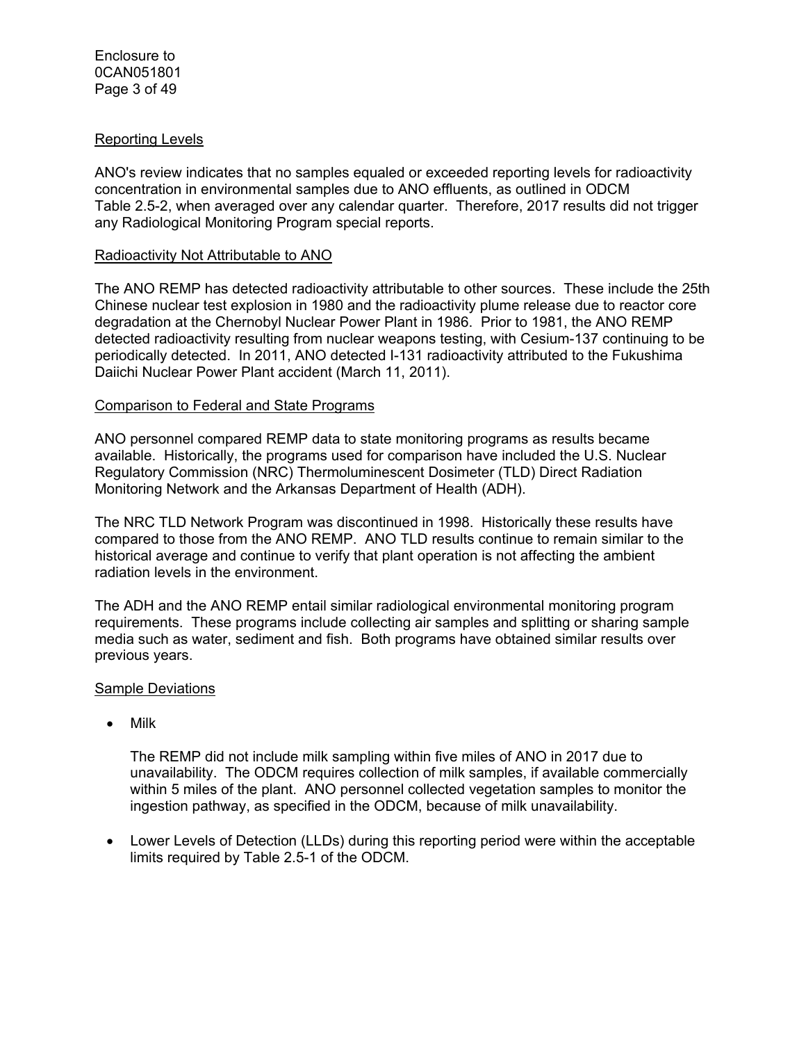Reporting Levels

ANO's review indicates that no samples equaled or exceeded reporting levels for radioactivity concentration in environmental samples due to ANO effluents, as outlined in ODCM Table 2.5-2, when averaged over any calendar quarter. Therefore, 2017 results did not trigger any Radiological Monitoring Program special reports.

Radioactivity Not Attributable to ANO

The ANO REMP has detected radioactivity attributable to other sources. These include the 25th Chinese nuclear test explosion in 1980 and the radioactivity plume release due to reactor core degradation at the Chernobyl Nuclear Power Plant in 1986. Prior to 1981, the ANO REMP detected radioactivity resulting from nuclear weapons testing, with Cesium-137 continuing to be periodically detected. In 2011, ANO detected I-131 radioactivity attributed to the Fukushima Daiichi Nuclear Power Plant accident (March 11, 2011).

Comparison to Federal and State Programs

ANO personnel compared REMP data to state monitoring programs as results became available. Historically, the programs used for comparison have included the U.S. Nuclear Regulatory Commission (NRC) Thermoluminescent Dosimeter (TLD) Direct Radiation Monitoring Network and the Arkansas Department of Health (ADH).

The NRC TLD Network Program was discontinued in 1998. Historically these results have compared to those from the ANO REMP. ANO TLD results continue to remain similar to the historical average and continue to verify that plant operation is not affecting the ambient radiation levels in the environment.

The ADH and the ANO REMP entail similar radiological environmental monitoring program requirements. These programs include collecting air samples and splitting or sharing sample media such as water, sediment and fish. Both programs have obtained similar results over previous years.

Sample Deviations

- Milk

  The REMP did not include milk sampling within five miles of ANO in 2017 due to unavailability. The ODCM requires collection of milk samples, if available commercially within 5 miles of the plant. ANO personnel collected vegetation samples to monitor the ingestion pathway, as specified in the ODCM, because of milk unavailability.

- Lower Levels of Detection (LLDs) during this reporting period were within the acceptable limits required by Table 2.5-1 of the ODCM.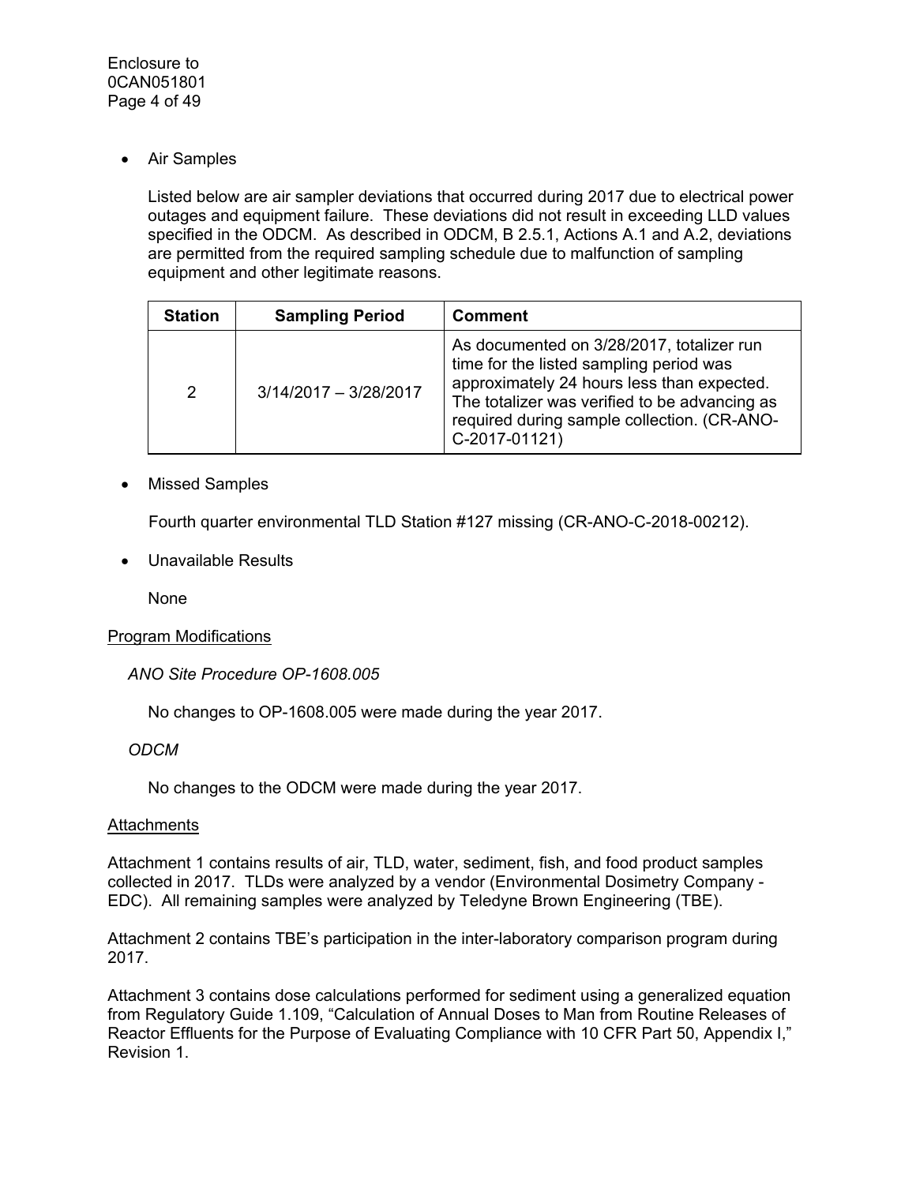- Air Samples

  Listed below are air sampler deviations that occurred during 2017 due to electrical power outages and equipment failure. These deviations did not result in exceeding LLD values specified in the ODCM. As described in ODCM, B 2.5.1, Actions A.1 and A.2, deviations are permitted from the required sampling schedule due to malfunction of sampling equipment and other legitimate reasons.

| Station | Sampling Period | Comment |
|---|---|---|
| 2 | 3/14/2017 – 3/28/2017 | As documented on 3/28/2017, totalizer run time for the listed sampling period was approximately 24 hours less than expected. The totalizer was verified to be advancing as required during sample collection. (CR-ANO-C-2017-01121) |

- Missed Samples

  Fourth quarter environmental TLD Station #127 missing (CR-ANO-C-2018-00212).

- Unavailable Results

  None

<u>Program Modifications</u>

*ANO Site Procedure OP-1608.005*

No changes to OP-1608.005 were made during the year 2017.

*ODCM*

No changes to the ODCM were made during the year 2017.

<u>Attachments</u>

Attachment 1 contains results of air, TLD, water, sediment, fish, and food product samples collected in 2017. TLDs were analyzed by a vendor (Environmental Dosimetry Company - EDC). All remaining samples were analyzed by Teledyne Brown Engineering (TBE).

Attachment 2 contains TBE's participation in the inter-laboratory comparison program during 2017.

Attachment 3 contains dose calculations performed for sediment using a generalized equation from Regulatory Guide 1.109, "Calculation of Annual Doses to Man from Routine Releases of Reactor Effluents for the Purpose of Evaluating Compliance with 10 CFR Part 50, Appendix I," Revision 1.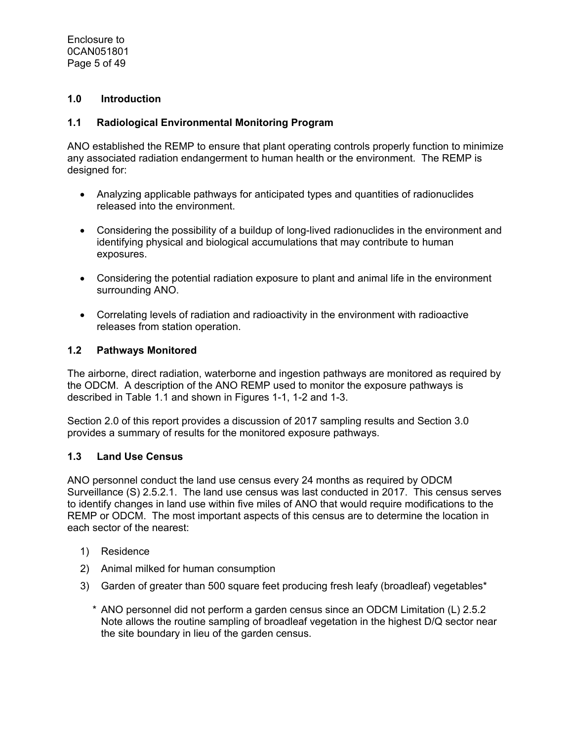## 1.0 Introduction

### 1.1 Radiological Environmental Monitoring Program

ANO established the REMP to ensure that plant operating controls properly function to minimize any associated radiation endangerment to human health or the environment. The REMP is designed for:

- Analyzing applicable pathways for anticipated types and quantities of radionuclides released into the environment.
- Considering the possibility of a buildup of long-lived radionuclides in the environment and identifying physical and biological accumulations that may contribute to human exposures.
- Considering the potential radiation exposure to plant and animal life in the environment surrounding ANO.
- Correlating levels of radiation and radioactivity in the environment with radioactive releases from station operation.

### 1.2 Pathways Monitored

The airborne, direct radiation, waterborne and ingestion pathways are monitored as required by the ODCM. A description of the ANO REMP used to monitor the exposure pathways is described in Table 1.1 and shown in Figures 1-1, 1-2 and 1-3.

Section 2.0 of this report provides a discussion of 2017 sampling results and Section 3.0 provides a summary of results for the monitored exposure pathways.

### 1.3 Land Use Census

ANO personnel conduct the land use census every 24 months as required by ODCM Surveillance (S) 2.5.2.1. The land use census was last conducted in 2017. This census serves to identify changes in land use within five miles of ANO that would require modifications to the REMP or ODCM. The most important aspects of this census are to determine the location in each sector of the nearest:

1) Residence
2) Animal milked for human consumption
3) Garden of greater than 500 square feet producing fresh leafy (broadleaf) vegetables*

\* ANO personnel did not perform a garden census since an ODCM Limitation (L) 2.5.2 Note allows the routine sampling of broadleaf vegetation in the highest D/Q sector near the site boundary in lieu of the garden census.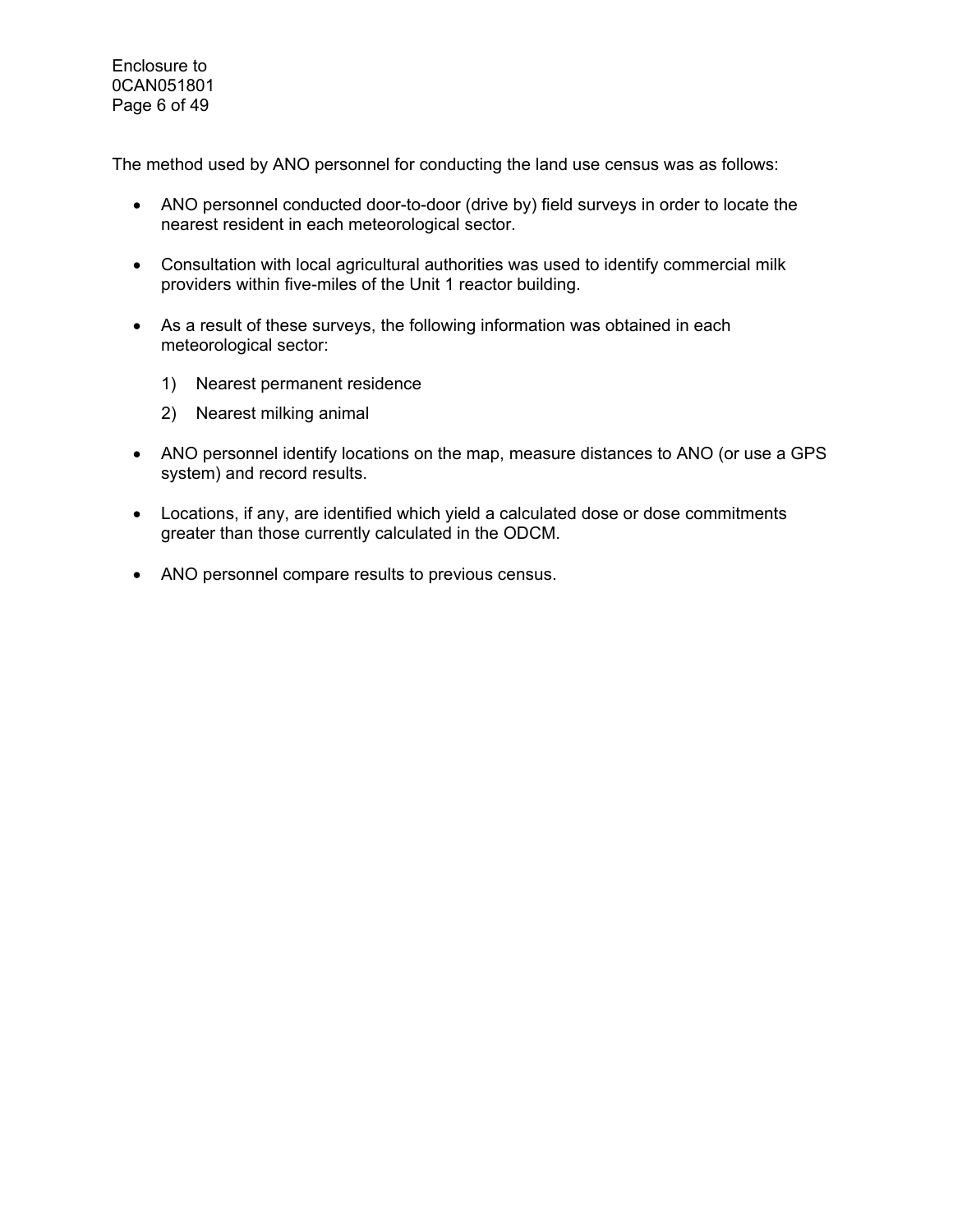The method used by ANO personnel for conducting the land use census was as follows:

- ANO personnel conducted door-to-door (drive by) field surveys in order to locate the nearest resident in each meteorological sector.
- Consultation with local agricultural authorities was used to identify commercial milk providers within five-miles of the Unit 1 reactor building.
- As a result of these surveys, the following information was obtained in each meteorological sector:
  1) Nearest permanent residence
  2) Nearest milking animal
- ANO personnel identify locations on the map, measure distances to ANO (or use a GPS system) and record results.
- Locations, if any, are identified which yield a calculated dose or dose commitments greater than those currently calculated in the ODCM.
- ANO personnel compare results to previous census.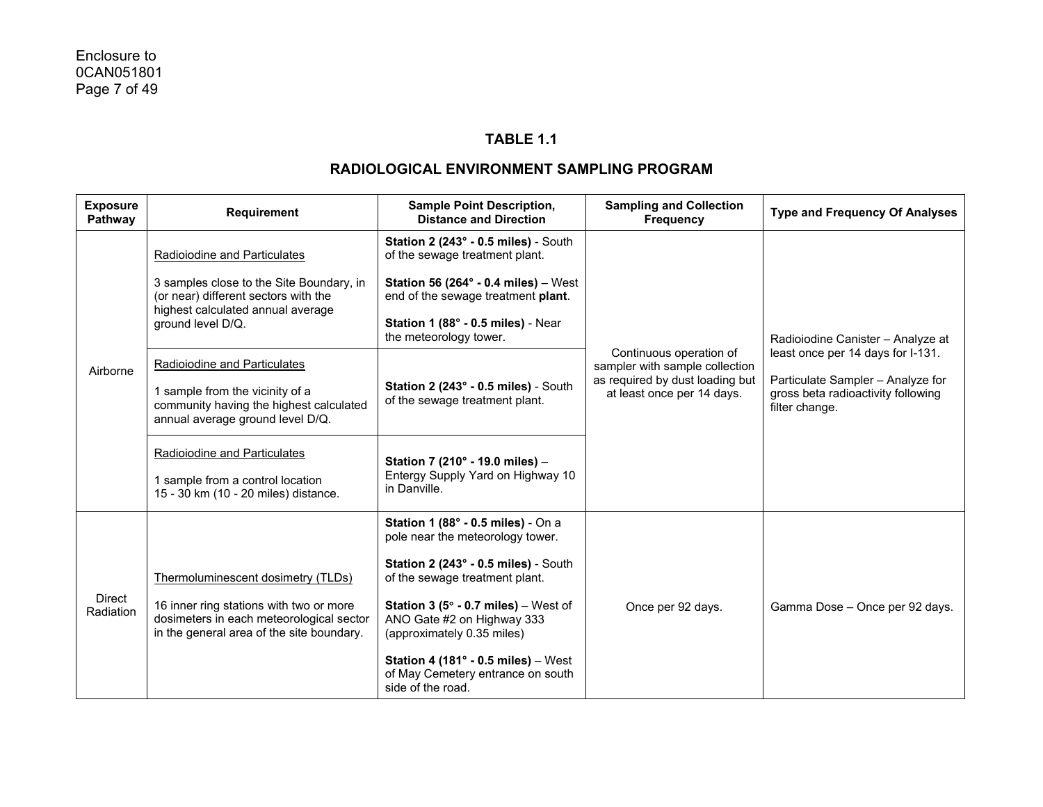## TABLE 1.1

## RADIOLOGICAL ENVIRONMENT SAMPLING PROGRAM

| Exposure Pathway | Requirement | Sample Point Description, Distance and Direction | Sampling and Collection Frequency | Type and Frequency Of Analyses |
|---|---|---|---|---|
| Airborne | Radioiodine and Particulates<br><br>3 samples close to the Site Boundary, in (or near) different sectors with the highest calculated annual average ground level D/Q. | **Station 2 (243° - 0.5 miles)** - South of the sewage treatment plant.<br><br>**Station 56 (264° - 0.4 miles)** – West end of the sewage treatment **plant**.<br><br>**Station 1 (88° - 0.5 miles)** - Near the meteorology tower. | Continuous operation of sampler with sample collection as required by dust loading but at least once per 14 days. | Radioiodine Canister – Analyze at least once per 14 days for I-131.<br><br>Particulate Sampler – Analyze for gross beta radioactivity following filter change. |
| | Radioiodine and Particulates<br><br>1 sample from the vicinity of a community having the highest calculated annual average ground level D/Q. | **Station 2 (243° - 0.5 miles)** - South of the sewage treatment plant. | | |
| | Radioiodine and Particulates<br><br>1 sample from a control location 15 - 30 km (10 - 20 miles) distance. | **Station 7 (210° - 19.0 miles)** – Entergy Supply Yard on Highway 10 in Danville. | | |
| Direct Radiation | Thermoluminescent dosimetry (TLDs)<br><br>16 inner ring stations with two or more dosimeters in each meteorological sector in the general area of the site boundary. | **Station 1 (88° - 0.5 miles)** - On a pole near the meteorology tower.<br><br>**Station 2 (243° - 0.5 miles)** - South of the sewage treatment plant.<br><br>**Station 3 (5° - 0.7 miles)** – West of ANO Gate #2 on Highway 333 (approximately 0.35 miles)<br><br>**Station 4 (181° - 0.5 miles)** – West of May Cemetery entrance on south side of the road. | Once per 92 days. | Gamma Dose – Once per 92 days. |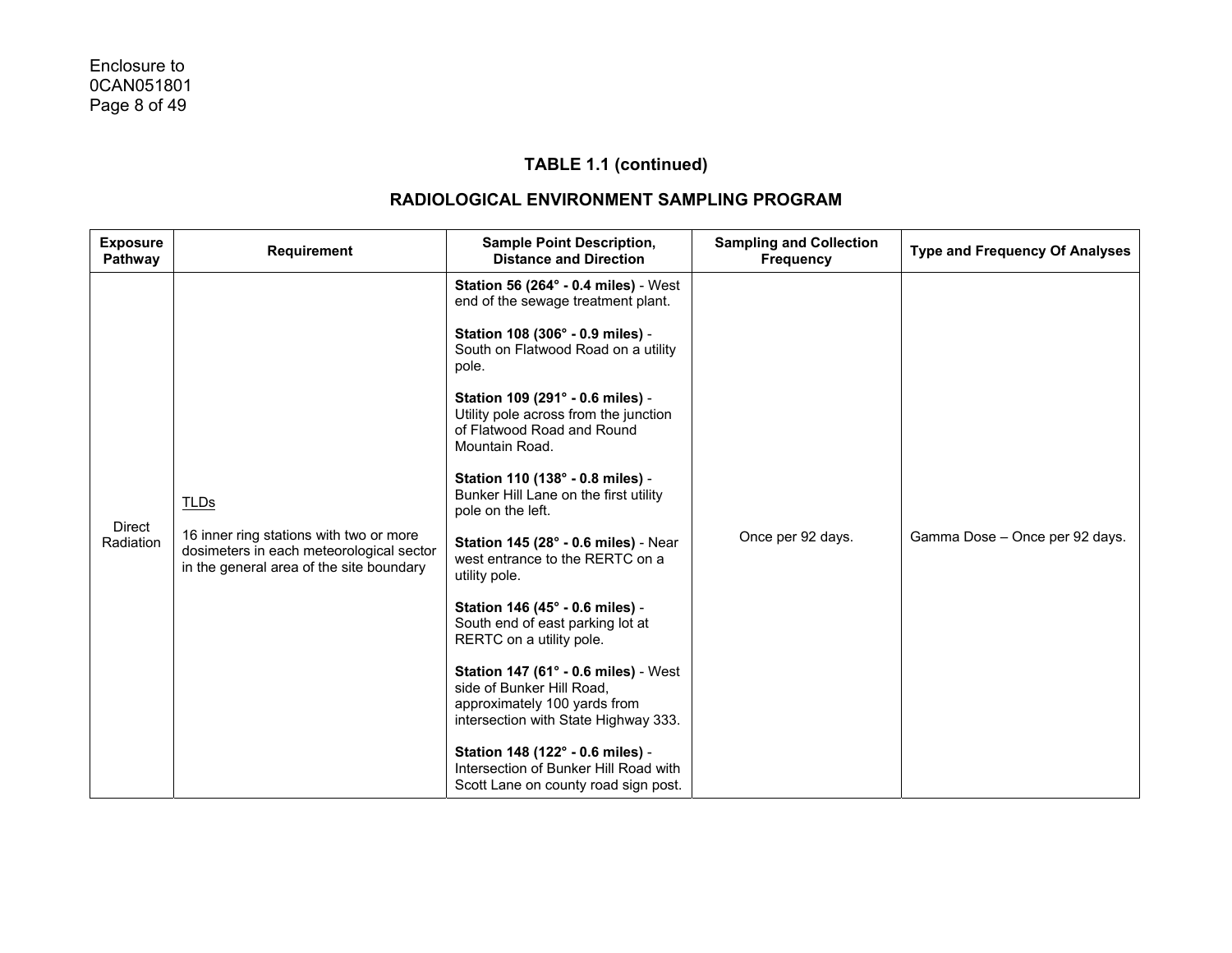## TABLE 1.1 (continued)

## RADIOLOGICAL ENVIRONMENT SAMPLING PROGRAM

| Exposure Pathway | Requirement | Sample Point Description, Distance and Direction | Sampling and Collection Frequency | Type and Frequency Of Analyses |
|---|---|---|---|---|
| Direct Radiation | TLDs<br><br>16 inner ring stations with two or more dosimeters in each meteorological sector in the general area of the site boundary | **Station 56 (264° - 0.4 miles)** - West end of the sewage treatment plant.<br><br>**Station 108 (306° - 0.9 miles)** - South on Flatwood Road on a utility pole.<br><br>**Station 109 (291° - 0.6 miles)** - Utility pole across from the junction of Flatwood Road and Round Mountain Road.<br><br>**Station 110 (138° - 0.8 miles)** - Bunker Hill Lane on the first utility pole on the left.<br><br>**Station 145 (28° - 0.6 miles)** - Near west entrance to the RERTC on a utility pole.<br><br>**Station 146 (45° - 0.6 miles)** - South end of east parking lot at RERTC on a utility pole.<br><br>**Station 147 (61° - 0.6 miles)** - West side of Bunker Hill Road, approximately 100 yards from intersection with State Highway 333.<br><br>**Station 148 (122° - 0.6 miles)** - Intersection of Bunker Hill Road with Scott Lane on county road sign post. | Once per 92 days. | Gamma Dose – Once per 92 days. |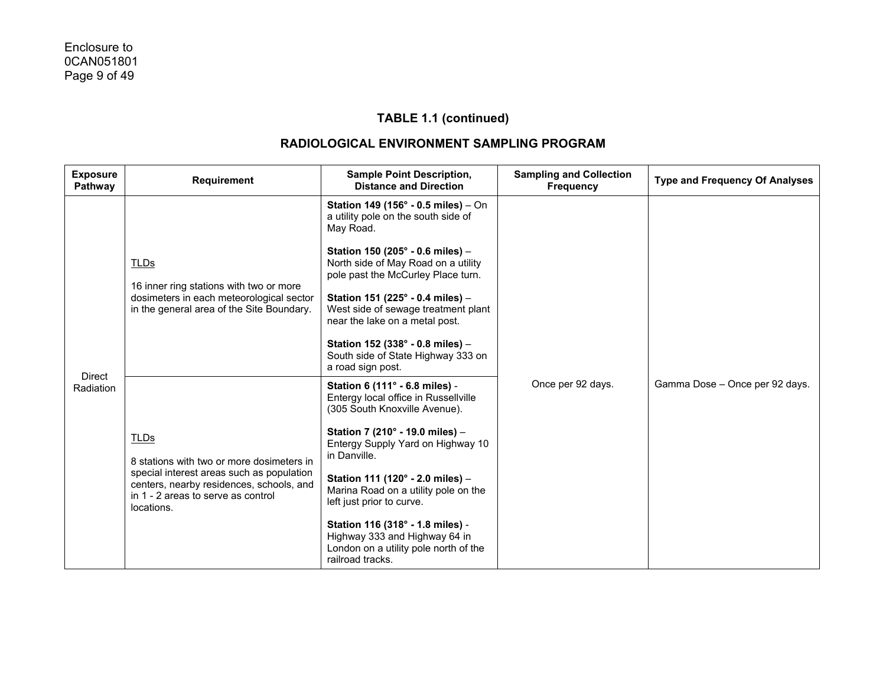## TABLE 1.1 (continued)

## RADIOLOGICAL ENVIRONMENT SAMPLING PROGRAM

| Exposure Pathway | Requirement | Sample Point Description, Distance and Direction | Sampling and Collection Frequency | Type and Frequency Of Analyses |
|---|---|---|---|---|
| Direct Radiation | TLDs<br><br>16 inner ring stations with two or more dosimeters in each meteorological sector in the general area of the Site Boundary. | **Station 149 (156° - 0.5 miles)** – On a utility pole on the south side of May Road.<br><br>**Station 150 (205° - 0.6 miles)** – North side of May Road on a utility pole past the McCurley Place turn.<br><br>**Station 151 (225° - 0.4 miles)** – West side of sewage treatment plant near the lake on a metal post.<br><br>**Station 152 (338° - 0.8 miles)** – South side of State Highway 333 on a road sign post. | Once per 92 days. | Gamma Dose – Once per 92 days. |
| | TLDs<br><br>8 stations with two or more dosimeters in special interest areas such as population centers, nearby residences, schools, and in 1 - 2 areas to serve as control locations. | **Station 6 (111° - 6.8 miles)** - Entergy local office in Russellville (305 South Knoxville Avenue).<br><br>**Station 7 (210° - 19.0 miles)** – Entergy Supply Yard on Highway 10 in Danville.<br><br>**Station 111 (120° - 2.0 miles)** – Marina Road on a utility pole on the left just prior to curve.<br><br>**Station 116 (318° - 1.8 miles)** - Highway 333 and Highway 64 in London on a utility pole north of the railroad tracks. | | |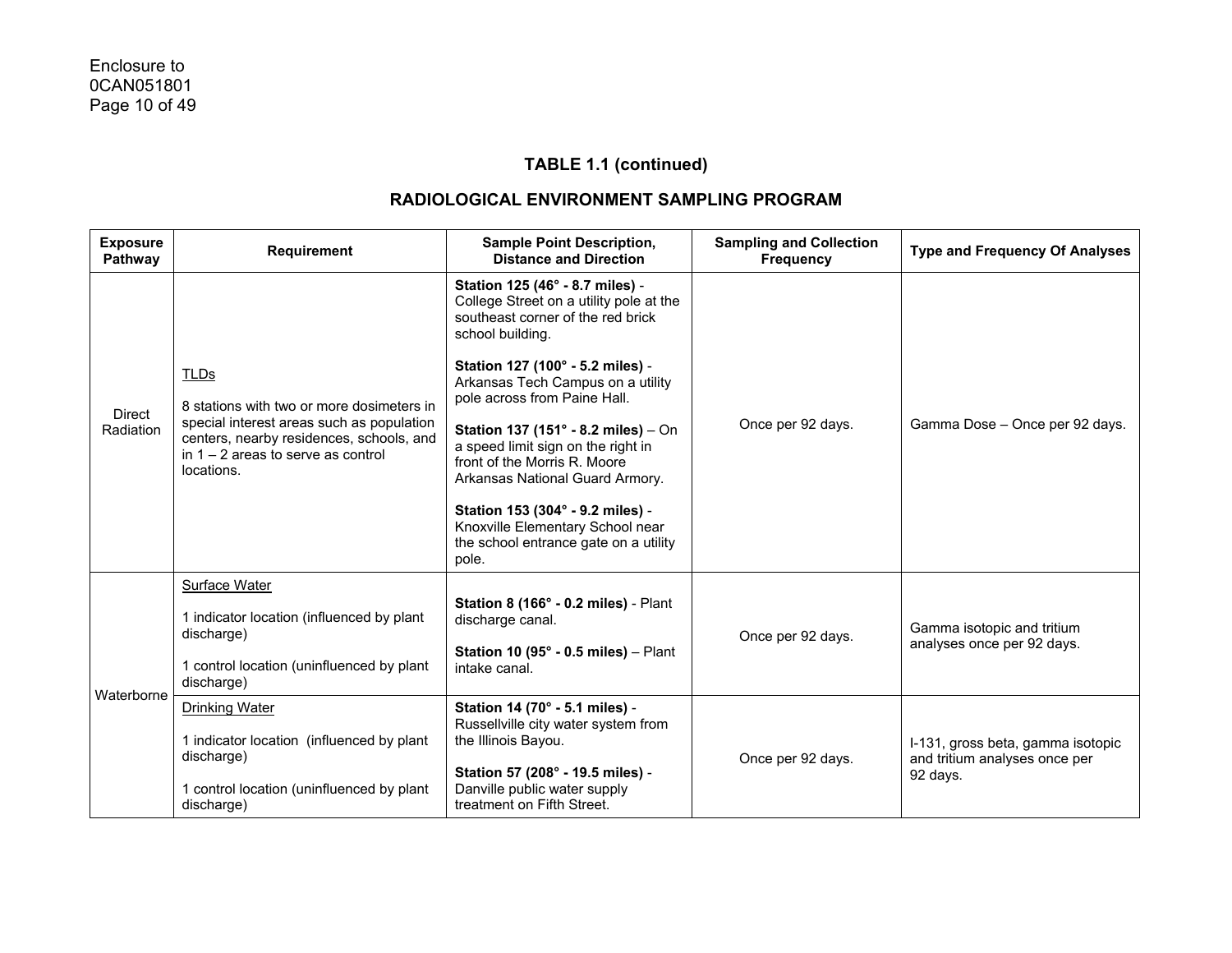### TABLE 1.1 (continued)

### RADIOLOGICAL ENVIRONMENT SAMPLING PROGRAM

| Exposure Pathway | Requirement | Sample Point Description, Distance and Direction | Sampling and Collection Frequency | Type and Frequency Of Analyses |
|---|---|---|---|---|
| Direct Radiation | TLDs<br><br>8 stations with two or more dosimeters in special interest areas such as population centers, nearby residences, schools, and in 1 – 2 areas to serve as control locations. | **Station 125 (46° - 8.7 miles)** - College Street on a utility pole at the southeast corner of the red brick school building.<br><br>**Station 127 (100° - 5.2 miles)** - Arkansas Tech Campus on a utility pole across from Paine Hall.<br><br>**Station 137 (151° - 8.2 miles)** – On a speed limit sign on the right in front of the Morris R. Moore Arkansas National Guard Armory.<br><br>**Station 153 (304° - 9.2 miles)** - Knoxville Elementary School near the school entrance gate on a utility pole. | Once per 92 days. | Gamma Dose – Once per 92 days. |
| Waterborne | Surface Water<br><br>1 indicator location (influenced by plant discharge)<br><br>1 control location (uninfluenced by plant discharge) | **Station 8 (166° - 0.2 miles)** - Plant discharge canal.<br><br>**Station 10 (95° - 0.5 miles)** – Plant intake canal. | Once per 92 days. | Gamma isotopic and tritium analyses once per 92 days. |
| | Drinking Water<br><br>1 indicator location (influenced by plant discharge)<br><br>1 control location (uninfluenced by plant discharge) | **Station 14 (70° - 5.1 miles)** - Russellville city water system from the Illinois Bayou.<br><br>**Station 57 (208° - 19.5 miles)** - Danville public water supply treatment on Fifth Street. | Once per 92 days. | I-131, gross beta, gamma isotopic and tritium analyses once per 92 days. |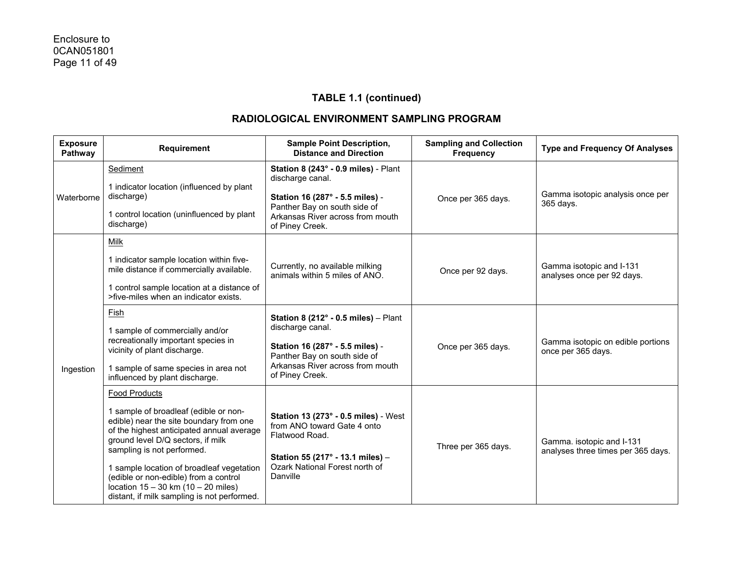## TABLE 1.1 (continued)

## RADIOLOGICAL ENVIRONMENT SAMPLING PROGRAM

| Exposure Pathway | Requirement | Sample Point Description, Distance and Direction | Sampling and Collection Frequency | Type and Frequency Of Analyses |
|---|---|---|---|---|
| Waterborne | Sediment<br><br>1 indicator location (influenced by plant discharge)<br><br>1 control location (uninfluenced by plant discharge) | **Station 8 (243° - 0.9 miles)** - Plant discharge canal.<br><br>**Station 16 (287° - 5.5 miles)** - Panther Bay on south side of Arkansas River across from mouth of Piney Creek. | Once per 365 days. | Gamma isotopic analysis once per 365 days. |
| Ingestion | Milk<br><br>1 indicator sample location within five-mile distance if commercially available.<br><br>1 control sample location at a distance of >five-miles when an indicator exists. | Currently, no available milking animals within 5 miles of ANO. | Once per 92 days. | Gamma isotopic and I-131 analyses once per 92 days. |
| | Fish<br><br>1 sample of commercially and/or recreationally important species in vicinity of plant discharge.<br><br>1 sample of same species in area not influenced by plant discharge. | **Station 8 (212° - 0.5 miles)** – Plant discharge canal.<br><br>**Station 16 (287° - 5.5 miles)** - Panther Bay on south side of Arkansas River across from mouth of Piney Creek. | Once per 365 days. | Gamma isotopic on edible portions once per 365 days. |
| | Food Products<br><br>1 sample of broadleaf (edible or non-edible) near the site boundary from one of the highest anticipated annual average ground level D/Q sectors, if milk sampling is not performed.<br><br>1 sample location of broadleaf vegetation (edible or non-edible) from a control location 15 – 30 km (10 – 20 miles) distant, if milk sampling is not performed. | **Station 13 (273° - 0.5 miles)** - West from ANO toward Gate 4 onto Flatwood Road.<br><br>**Station 55 (217° - 13.1 miles)** – Ozark National Forest north of Danville | Three per 365 days. | Gamma. isotopic and I-131 analyses three times per 365 days. |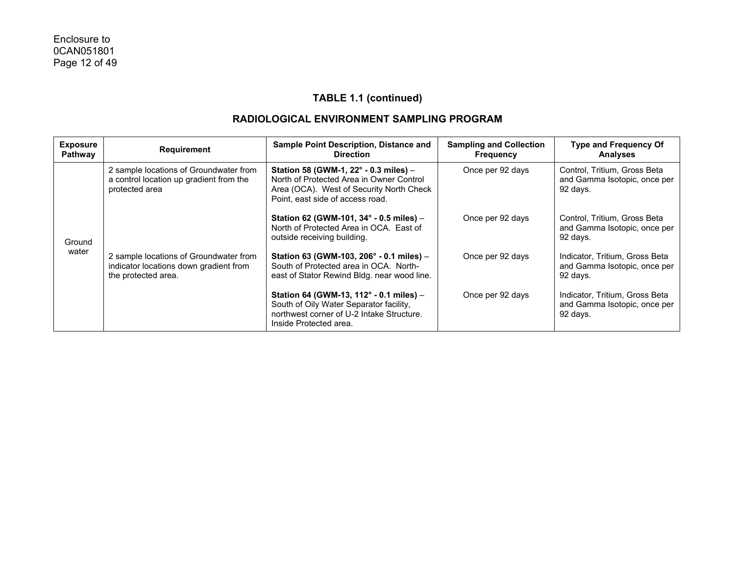## TABLE 1.1 (continued)

## RADIOLOGICAL ENVIRONMENT SAMPLING PROGRAM

| Exposure Pathway | Requirement | Sample Point Description, Distance and Direction | Sampling and Collection Frequency | Type and Frequency Of Analyses |
|---|---|---|---|---|
| Ground water | 2 sample locations of Groundwater from a control location up gradient from the protected area | **Station 58 (GWM-1, 22° - 0.3 miles)** – North of Protected Area in Owner Control Area (OCA). West of Security North Check Point, east side of access road. | Once per 92 days | Control, Tritium, Gross Beta and Gamma Isotopic, once per 92 days. |
| | | **Station 62 (GWM-101, 34° - 0.5 miles)** – North of Protected Area in OCA. East of outside receiving building. | Once per 92 days | Control, Tritium, Gross Beta and Gamma Isotopic, once per 92 days. |
| | 2 sample locations of Groundwater from indicator locations down gradient from the protected area. | **Station 63 (GWM-103, 206° - 0.1 miles)** – South of Protected area in OCA. North-east of Stator Rewind Bldg. near wood line. | Once per 92 days | Indicator, Tritium, Gross Beta and Gamma Isotopic, once per 92 days. |
| | | **Station 64 (GWM-13, 112° - 0.1 miles)** – South of Oily Water Separator facility, northwest corner of U-2 Intake Structure. Inside Protected area. | Once per 92 days | Indicator, Tritium, Gross Beta and Gamma Isotopic, once per 92 days. |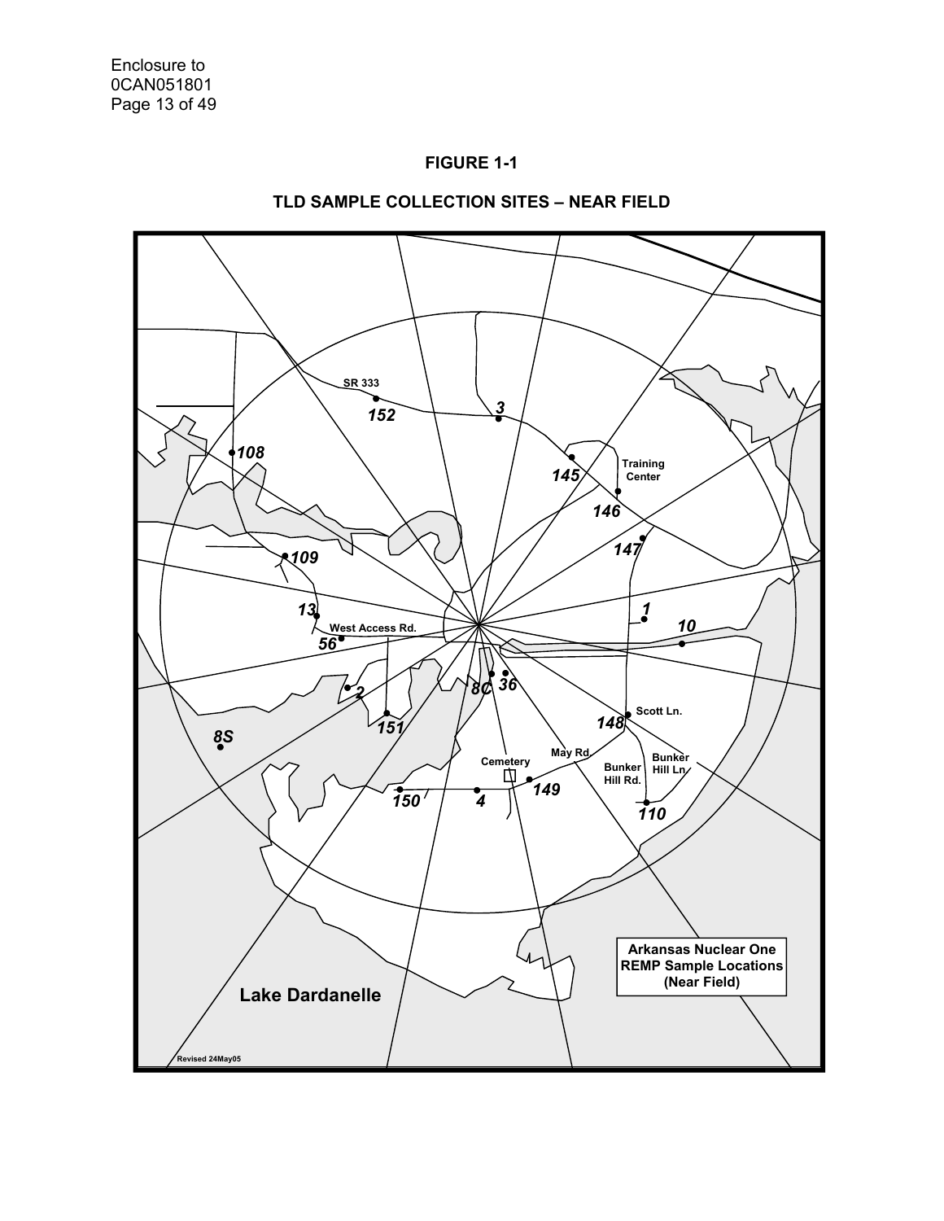## FIGURE 1-1

## TLD SAMPLE COLLECTION SITES – NEAR FIELD

SR 333

152

3

108

145

Training Center

146

147

109

13

1

West Access Rd.

10

56

8C

36

2

151

148

Scott Ln.

8S

May Rd.

Cemetery

Bunker Hill Rd.

Bunker Hill Ln.

150

4

149

110

Arkansas Nuclear One REMP Sample Locations (Near Field)

Lake Dardanelle

Revised 24May05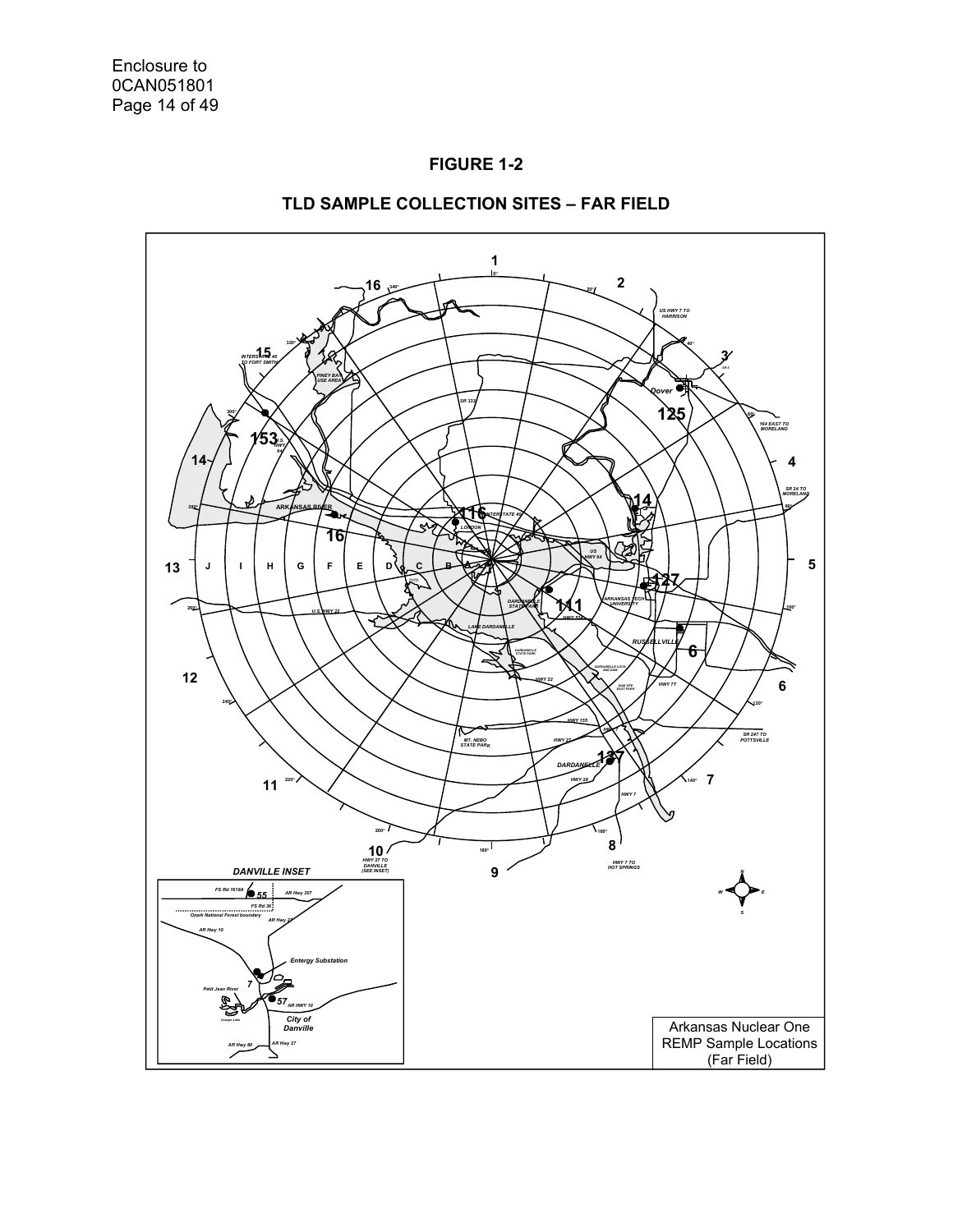**FIGURE 1-2**

**TLD SAMPLE COLLECTION SITES – FAR FIELD**

Arkansas Nuclear One
REMP Sample Locations
(Far Field)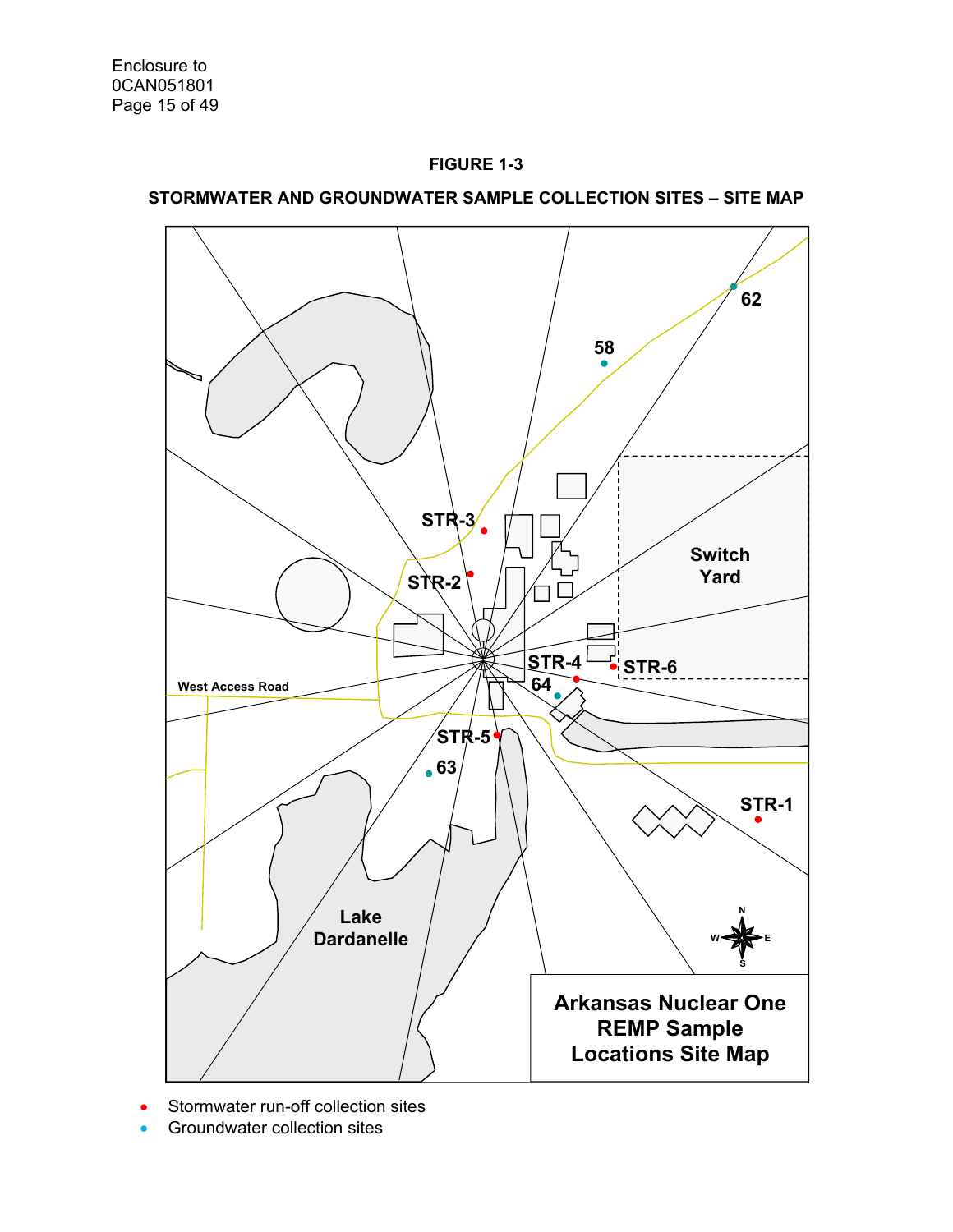# FIGURE 1-3

## STORMWATER AND GROUNDWATER SAMPLE COLLECTION SITES – SITE MAP

62

58

STR-3

STR-2

Switch Yard

STR-4

STR-6

64

West Access Road

STR-5

63

STR-1

Lake Dardanelle

N W E S

**Arkansas Nuclear One REMP Sample Locations Site Map**

- Stormwater run-off collection sites
- Groundwater collection sites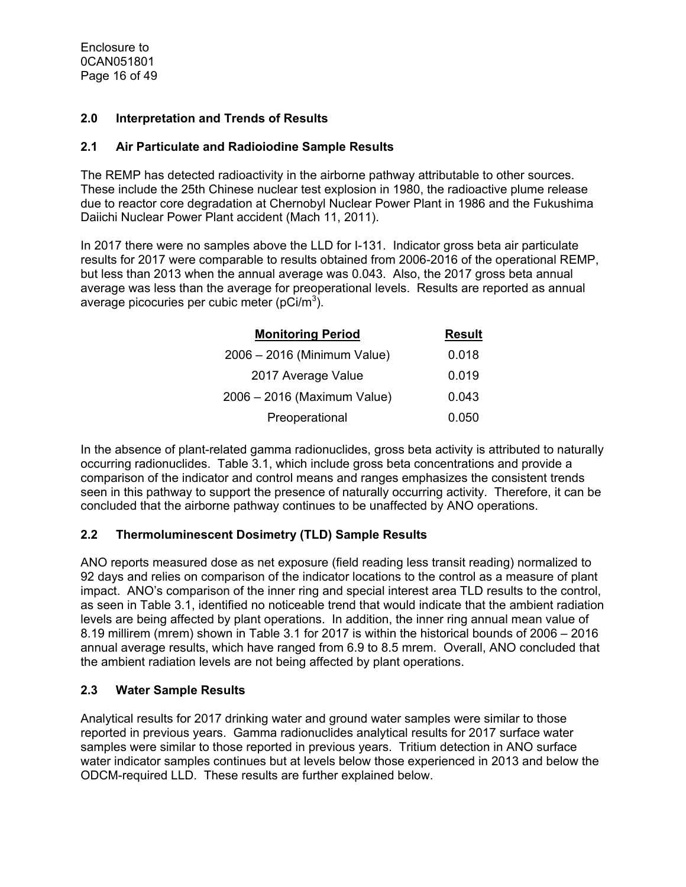## 2.0 Interpretation and Trends of Results

### 2.1 Air Particulate and Radioiodine Sample Results

The REMP has detected radioactivity in the airborne pathway attributable to other sources. These include the 25th Chinese nuclear test explosion in 1980, the radioactive plume release due to reactor core degradation at Chernobyl Nuclear Power Plant in 1986 and the Fukushima Daiichi Nuclear Power Plant accident (Mach 11, 2011).

In 2017 there were no samples above the LLD for I-131. Indicator gross beta air particulate results for 2017 were comparable to results obtained from 2006-2016 of the operational REMP, but less than 2013 when the annual average was 0.043. Also, the 2017 gross beta annual average was less than the average for preoperational levels. Results are reported as annual average picocuries per cubic meter (pCi/m$^3$).

| Monitoring Period | Result |
|---|---|
| 2006 – 2016 (Minimum Value) | 0.018 |
| 2017 Average Value | 0.019 |
| 2006 – 2016 (Maximum Value) | 0.043 |
| Preoperational | 0.050 |

In the absence of plant-related gamma radionuclides, gross beta activity is attributed to naturally occurring radionuclides. Table 3.1, which include gross beta concentrations and provide a comparison of the indicator and control means and ranges emphasizes the consistent trends seen in this pathway to support the presence of naturally occurring activity. Therefore, it can be concluded that the airborne pathway continues to be unaffected by ANO operations.

### 2.2 Thermoluminescent Dosimetry (TLD) Sample Results

ANO reports measured dose as net exposure (field reading less transit reading) normalized to 92 days and relies on comparison of the indicator locations to the control as a measure of plant impact. ANO's comparison of the inner ring and special interest area TLD results to the control, as seen in Table 3.1, identified no noticeable trend that would indicate that the ambient radiation levels are being affected by plant operations. In addition, the inner ring annual mean value of 8.19 millirem (mrem) shown in Table 3.1 for 2017 is within the historical bounds of 2006 – 2016 annual average results, which have ranged from 6.9 to 8.5 mrem. Overall, ANO concluded that the ambient radiation levels are not being affected by plant operations.

### 2.3 Water Sample Results

Analytical results for 2017 drinking water and ground water samples were similar to those reported in previous years. Gamma radionuclides analytical results for 2017 surface water samples were similar to those reported in previous years. Tritium detection in ANO surface water indicator samples continues but at levels below those experienced in 2013 and below the ODCM-required LLD. These results are further explained below.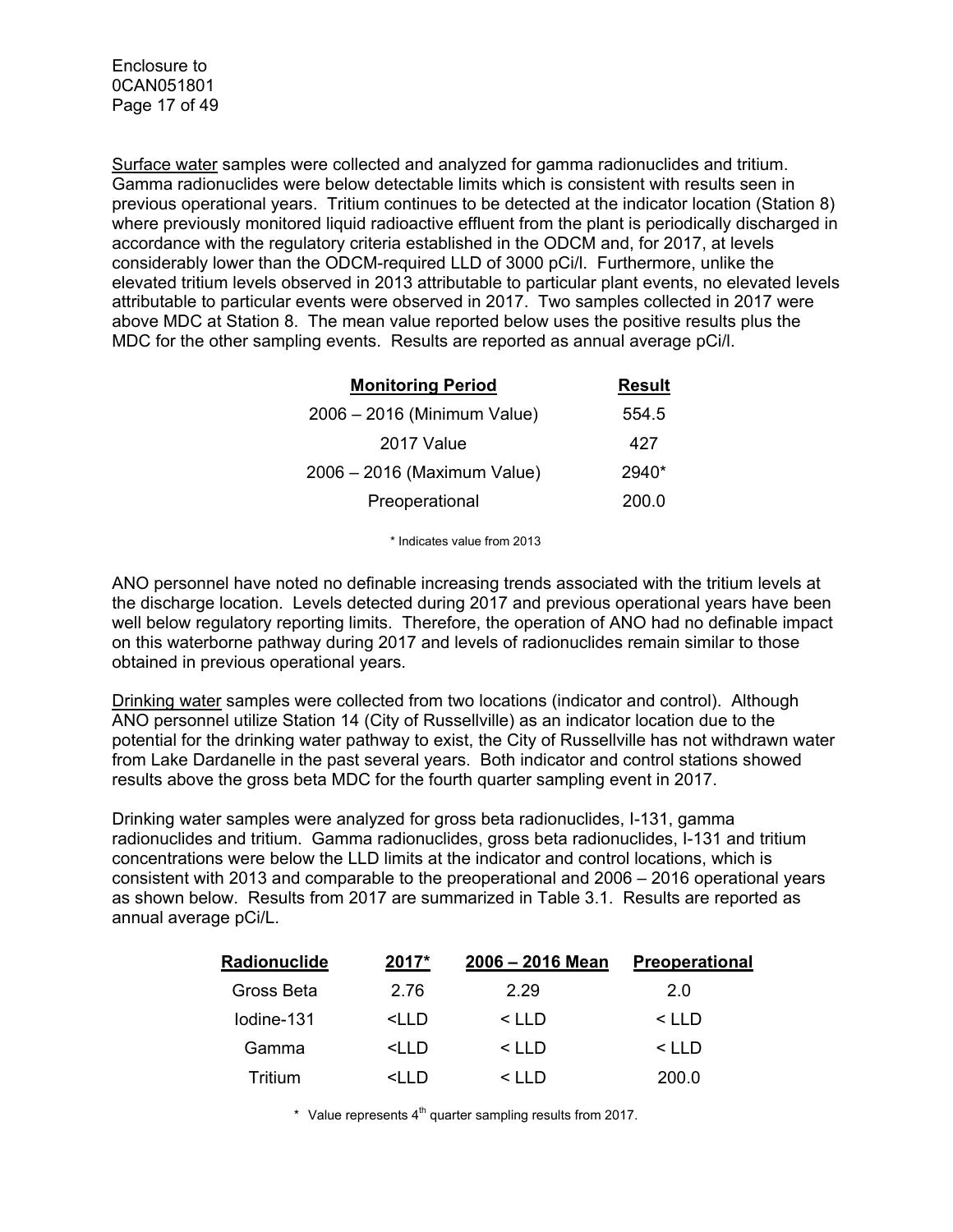Surface water samples were collected and analyzed for gamma radionuclides and tritium. Gamma radionuclides were below detectable limits which is consistent with results seen in previous operational years. Tritium continues to be detected at the indicator location (Station 8) where previously monitored liquid radioactive effluent from the plant is periodically discharged in accordance with the regulatory criteria established in the ODCM and, for 2017, at levels considerably lower than the ODCM-required LLD of 3000 pCi/l. Furthermore, unlike the elevated tritium levels observed in 2013 attributable to particular plant events, no elevated levels attributable to particular events were observed in 2017. Two samples collected in 2017 were above MDC at Station 8. The mean value reported below uses the positive results plus the MDC for the other sampling events. Results are reported as annual average pCi/l.

| Monitoring Period | Result |
|---|---|
| 2006 – 2016 (Minimum Value) | 554.5 |
| 2017 Value | 427 |
| 2006 – 2016 (Maximum Value) | 2940* |
| Preoperational | 200.0 |

\* Indicates value from 2013

ANO personnel have noted no definable increasing trends associated with the tritium levels at the discharge location. Levels detected during 2017 and previous operational years have been well below regulatory reporting limits. Therefore, the operation of ANO had no definable impact on this waterborne pathway during 2017 and levels of radionuclides remain similar to those obtained in previous operational years.

Drinking water samples were collected from two locations (indicator and control). Although ANO personnel utilize Station 14 (City of Russellville) as an indicator location due to the potential for the drinking water pathway to exist, the City of Russellville has not withdrawn water from Lake Dardanelle in the past several years. Both indicator and control stations showed results above the gross beta MDC for the fourth quarter sampling event in 2017.

Drinking water samples were analyzed for gross beta radionuclides, I-131, gamma radionuclides and tritium. Gamma radionuclides, gross beta radionuclides, I-131 and tritium concentrations were below the LLD limits at the indicator and control locations, which is consistent with 2013 and comparable to the preoperational and 2006 – 2016 operational years as shown below. Results from 2017 are summarized in Table 3.1. Results are reported as annual average pCi/L.

| Radionuclide | 2017* | 2006 – 2016 Mean | Preoperational |
|---|---|---|---|
| Gross Beta | 2.76 | 2.29 | 2.0 |
| Iodine-131 | <LLD | < LLD | < LLD |
| Gamma | <LLD | < LLD | < LLD |
| Tritium | <LLD | < LLD | 200.0 |

\* Value represents 4th quarter sampling results from 2017.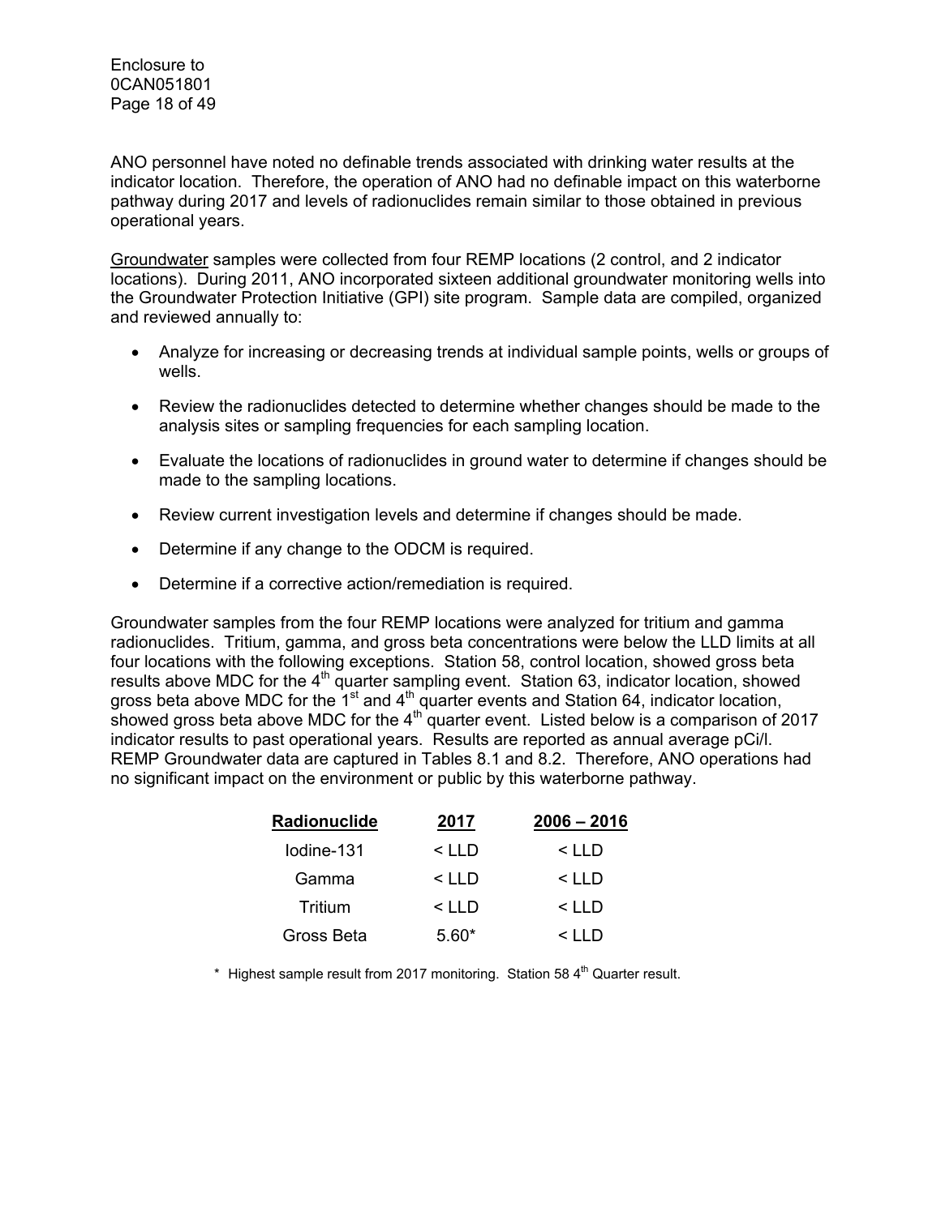ANO personnel have noted no definable trends associated with drinking water results at the indicator location. Therefore, the operation of ANO had no definable impact on this waterborne pathway during 2017 and levels of radionuclides remain similar to those obtained in previous operational years.

Groundwater samples were collected from four REMP locations (2 control, and 2 indicator locations). During 2011, ANO incorporated sixteen additional groundwater monitoring wells into the Groundwater Protection Initiative (GPI) site program. Sample data are compiled, organized and reviewed annually to:

- Analyze for increasing or decreasing trends at individual sample points, wells or groups of wells.
- Review the radionuclides detected to determine whether changes should be made to the analysis sites or sampling frequencies for each sampling location.
- Evaluate the locations of radionuclides in ground water to determine if changes should be made to the sampling locations.
- Review current investigation levels and determine if changes should be made.
- Determine if any change to the ODCM is required.
- Determine if a corrective action/remediation is required.

Groundwater samples from the four REMP locations were analyzed for tritium and gamma radionuclides. Tritium, gamma, and gross beta concentrations were below the LLD limits at all four locations with the following exceptions. Station 58, control location, showed gross beta results above MDC for the 4th quarter sampling event. Station 63, indicator location, showed gross beta above MDC for the 1st and 4th quarter events and Station 64, indicator location, showed gross beta above MDC for the 4th quarter event. Listed below is a comparison of 2017 indicator results to past operational years. Results are reported as annual average pCi/l. REMP Groundwater data are captured in Tables 8.1 and 8.2. Therefore, ANO operations had no significant impact on the environment or public by this waterborne pathway.

| Radionuclide | 2017 | 2006 – 2016 |
|---|---|---|
| Iodine-131 | < LLD | < LLD |
| Gamma | < LLD | < LLD |
| Tritium | < LLD | < LLD |
| Gross Beta | 5.60* | < LLD |

\* Highest sample result from 2017 monitoring. Station 58 4th Quarter result.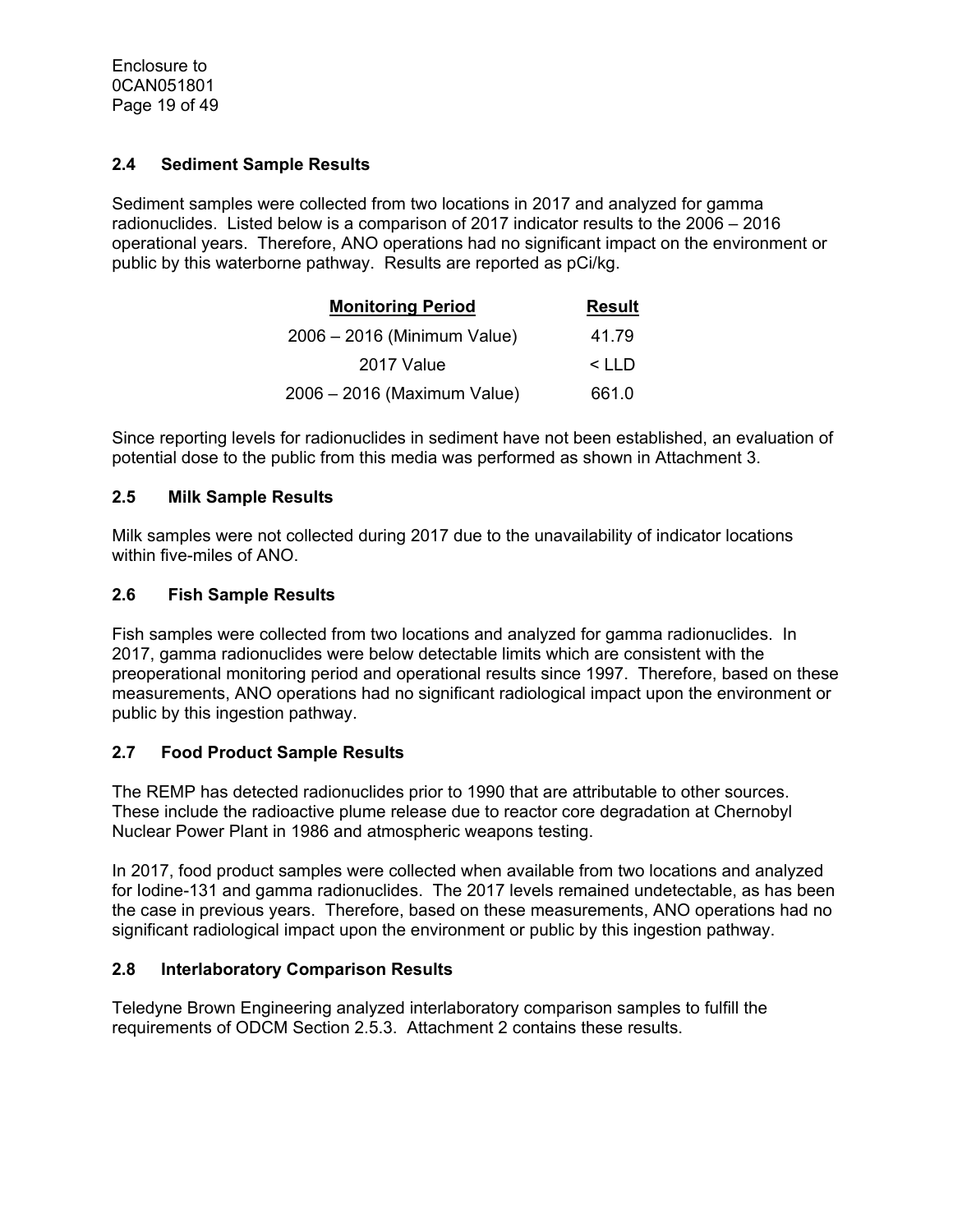## 2.4 Sediment Sample Results

Sediment samples were collected from two locations in 2017 and analyzed for gamma radionuclides. Listed below is a comparison of 2017 indicator results to the 2006 – 2016 operational years. Therefore, ANO operations had no significant impact on the environment or public by this waterborne pathway. Results are reported as pCi/kg.

| Monitoring Period | Result |
|---|---|
| 2006 – 2016 (Minimum Value) | 41.79 |
| 2017 Value | < LLD |
| 2006 – 2016 (Maximum Value) | 661.0 |

Since reporting levels for radionuclides in sediment have not been established, an evaluation of potential dose to the public from this media was performed as shown in Attachment 3.

## 2.5 Milk Sample Results

Milk samples were not collected during 2017 due to the unavailability of indicator locations within five-miles of ANO.

## 2.6 Fish Sample Results

Fish samples were collected from two locations and analyzed for gamma radionuclides. In 2017, gamma radionuclides were below detectable limits which are consistent with the preoperational monitoring period and operational results since 1997. Therefore, based on these measurements, ANO operations had no significant radiological impact upon the environment or public by this ingestion pathway.

## 2.7 Food Product Sample Results

The REMP has detected radionuclides prior to 1990 that are attributable to other sources. These include the radioactive plume release due to reactor core degradation at Chernobyl Nuclear Power Plant in 1986 and atmospheric weapons testing.

In 2017, food product samples were collected when available from two locations and analyzed for Iodine-131 and gamma radionuclides. The 2017 levels remained undetectable, as has been the case in previous years. Therefore, based on these measurements, ANO operations had no significant radiological impact upon the environment or public by this ingestion pathway.

## 2.8 Interlaboratory Comparison Results

Teledyne Brown Engineering analyzed interlaboratory comparison samples to fulfill the requirements of ODCM Section 2.5.3. Attachment 2 contains these results.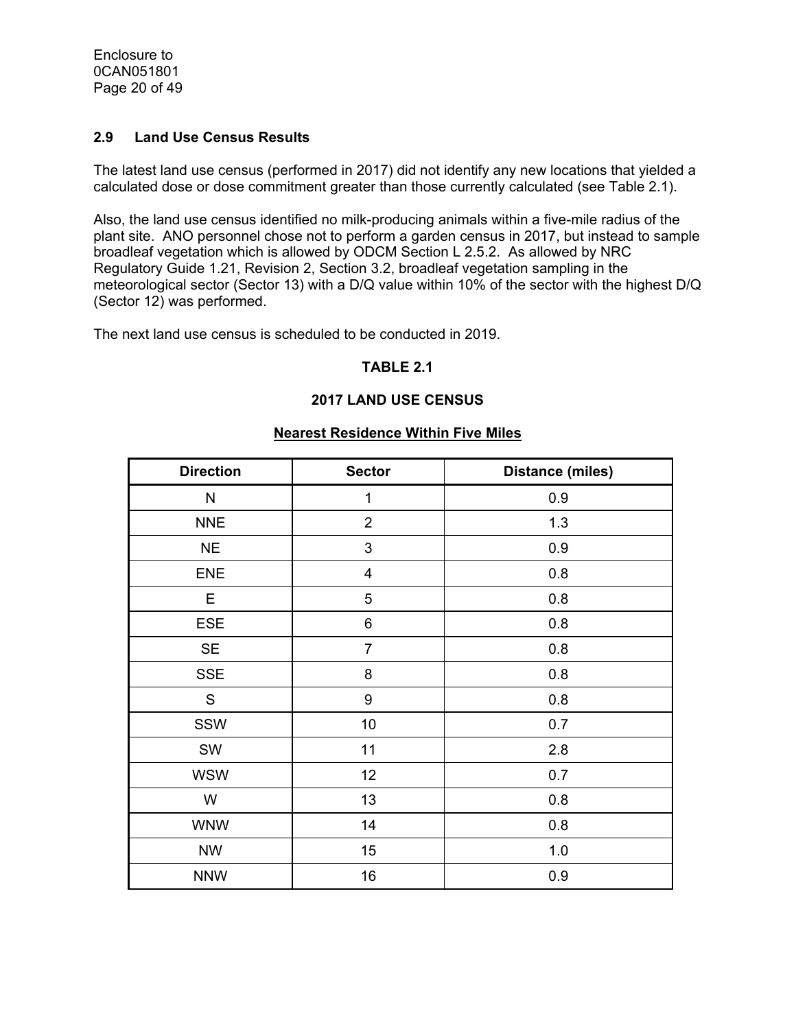## 2.9 Land Use Census Results

The latest land use census (performed in 2017) did not identify any new locations that yielded a calculated dose or dose commitment greater than those currently calculated (see Table 2.1).

Also, the land use census identified no milk-producing animals within a five-mile radius of the plant site. ANO personnel chose not to perform a garden census in 2017, but instead to sample broadleaf vegetation which is allowed by ODCM Section L 2.5.2. As allowed by NRC Regulatory Guide 1.21, Revision 2, Section 3.2, broadleaf vegetation sampling in the meteorological sector (Sector 13) with a D/Q value within 10% of the sector with the highest D/Q (Sector 12) was performed.

The next land use census is scheduled to be conducted in 2019.

**TABLE 2.1**

**2017 LAND USE CENSUS**

**Nearest Residence Within Five Miles**

| Direction | Sector | Distance (miles) |
|---|---|---|
| N | 1 | 0.9 |
| NNE | 2 | 1.3 |
| NE | 3 | 0.9 |
| ENE | 4 | 0.8 |
| E | 5 | 0.8 |
| ESE | 6 | 0.8 |
| SE | 7 | 0.8 |
| SSE | 8 | 0.8 |
| S | 9 | 0.8 |
| SSW | 10 | 0.7 |
| SW | 11 | 2.8 |
| WSW | 12 | 0.7 |
| W | 13 | 0.8 |
| WNW | 14 | 0.8 |
| NW | 15 | 1.0 |
| NNW | 16 | 0.9 |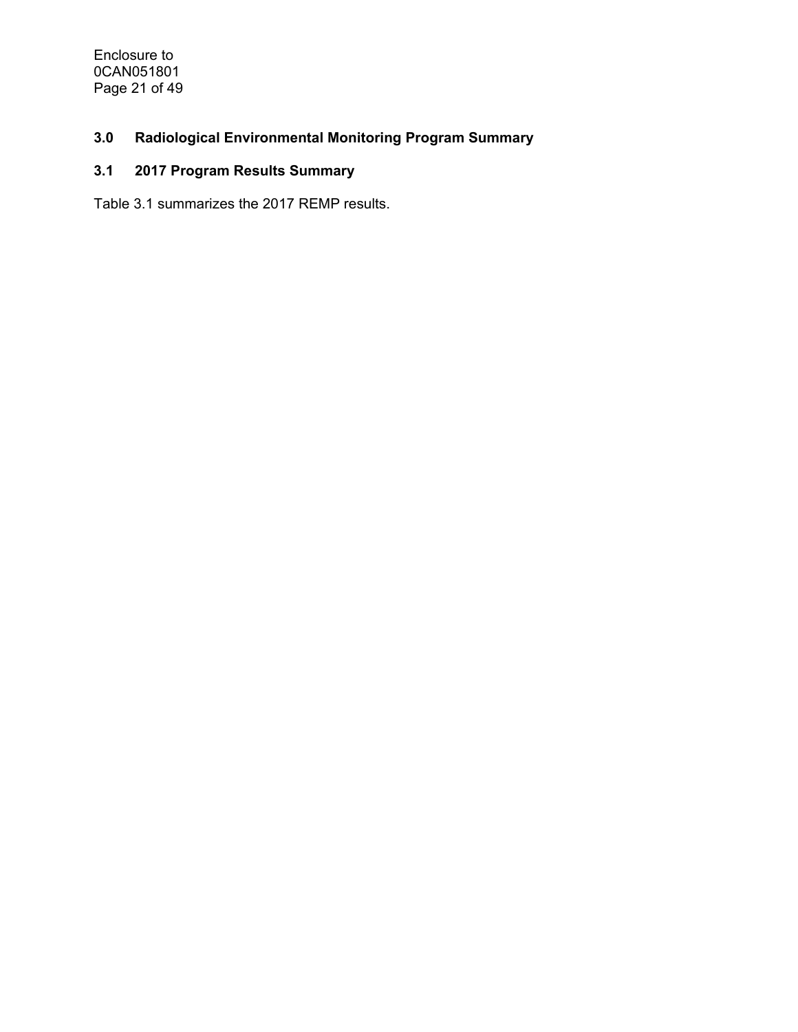## 3.0 Radiological Environmental Monitoring Program Summary

### 3.1 2017 Program Results Summary

Table 3.1 summarizes the 2017 REMP results.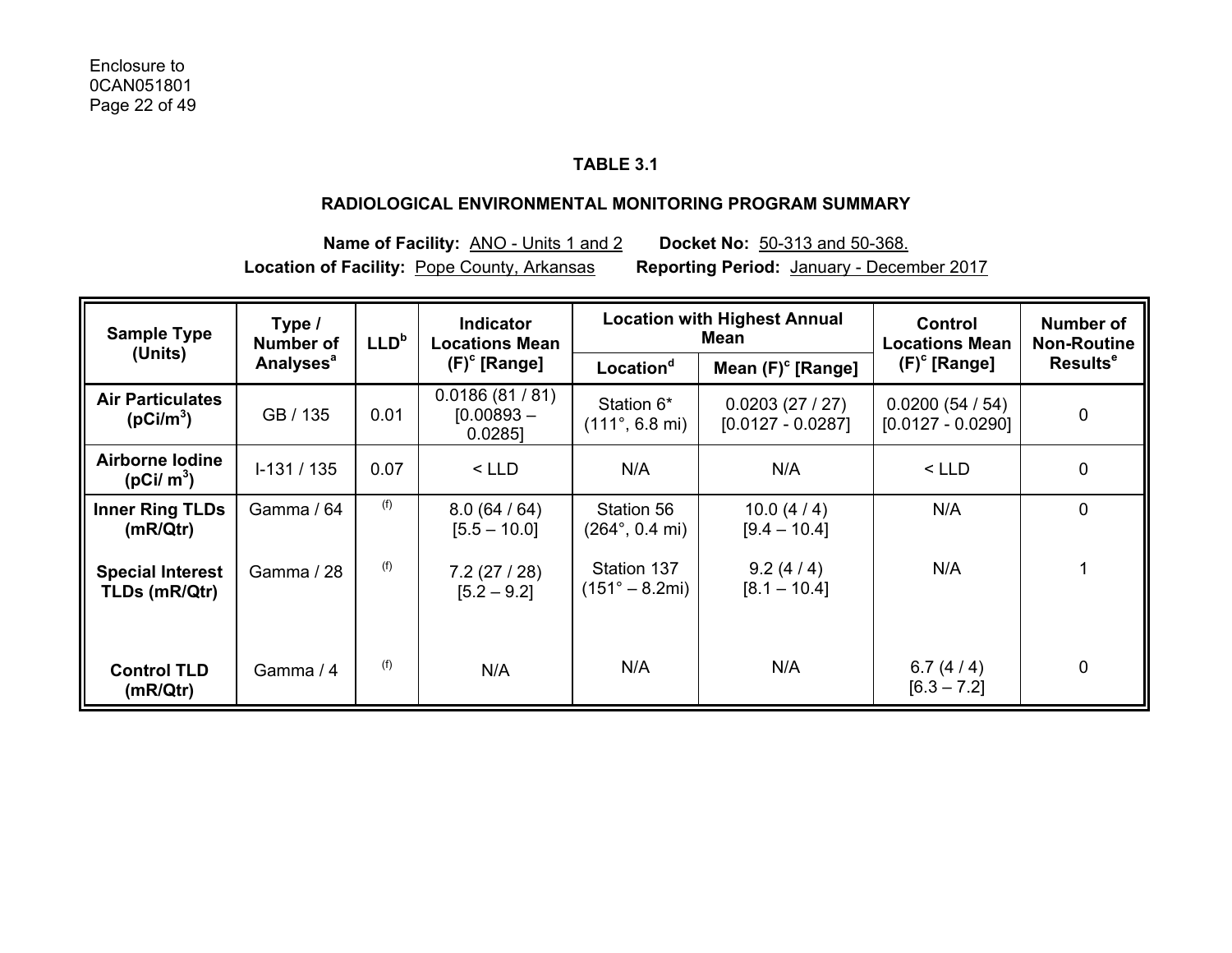## TABLE 3.1

## RADIOLOGICAL ENVIRONMENTAL MONITORING PROGRAM SUMMARY

**Name of Facility:** ANO - Units 1 and 2 **Docket No:** 50-313 and 50-368.
**Location of Facility:** Pope County, Arkansas **Reporting Period:** January - December 2017

| Sample Type (Units) | Type / Number of Analyses[a] | LLD[b] | Indicator Locations Mean (F)[c] [Range] | Location with Highest Annual Mean | | Control Locations Mean (F)[c] [Range] | Number of Non-Routine Results[e] |
|---|---|---|---|---|---|---|---|
| | | | | Location[d] | Mean (F)[c] [Range] | | |
| **Air Particulates ($pCi/m^3$)** | GB / 135 | 0.01 | 0.0186 (81 / 81) [0.00893 – 0.0285] | Station 6* (111°, 6.8 mi) | 0.0203 (27 / 27) [0.0127 - 0.0287] | 0.0200 (54 / 54) [0.0127 - 0.0290] | 0 |
| **Airborne Iodine ($pCi/ m^3$)** | I-131 / 135 | 0.07 | < LLD | N/A | N/A | < LLD | 0 |
| **Inner Ring TLDs (mR/Qtr)** | Gamma / 64 | (f) | 8.0 (64 / 64) [5.5 – 10.0] | Station 56 (264°, 0.4 mi) | 10.0 (4 / 4) [9.4 – 10.4] | N/A | 0 |
| **Special Interest TLDs (mR/Qtr)** | Gamma / 28 | (f) | 7.2 (27 / 28) [5.2 – 9.2] | Station 137 (151° – 8.2mi) | 9.2 (4 / 4) [8.1 – 10.4] | N/A | 1 |
| **Control TLD (mR/Qtr)** | Gamma / 4 | (f) | N/A | N/A | N/A | 6.7 (4 / 4) [6.3 – 7.2] | 0 |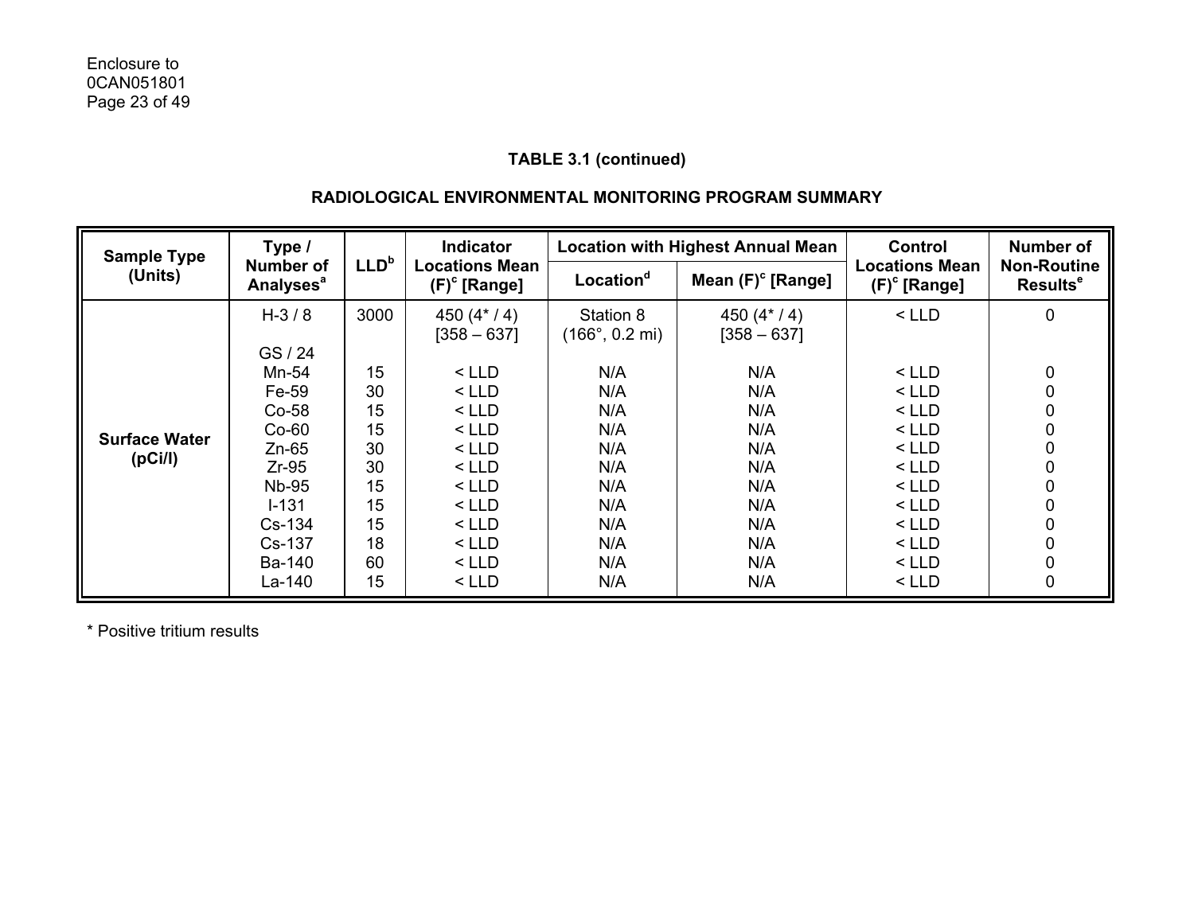**TABLE 3.1 (continued)**

**RADIOLOGICAL ENVIRONMENTAL MONITORING PROGRAM SUMMARY**

| Sample Type (Units) | Type / Number of Analyses[a] | LLD[b] | Indicator Locations Mean (F)[c] [Range] | Location with Highest Annual Mean | | Control Locations Mean (F)[c] [Range] | Number of Non-Routine Results[e] |
|---|---|---|---|---|---|---|---|
| | | | | Location[d] | Mean (F)[c] [Range] | | |
| Surface Water (pCi/l) | H-3 / 8 | 3000 | 450 (4* / 4) [358 – 637] | Station 8 (166°, 0.2 mi) | 450 (4* / 4) [358 – 637] | < LLD | 0 |
| | GS / 24 | | | | | | |
| | Mn-54 | 15 | < LLD | N/A | N/A | < LLD | 0 |
| | Fe-59 | 30 | < LLD | N/A | N/A | < LLD | 0 |
| | Co-58 | 15 | < LLD | N/A | N/A | < LLD | 0 |
| | Co-60 | 15 | < LLD | N/A | N/A | < LLD | 0 |
| | Zn-65 | 30 | < LLD | N/A | N/A | < LLD | 0 |
| | Zr-95 | 30 | < LLD | N/A | N/A | < LLD | 0 |
| | Nb-95 | 15 | < LLD | N/A | N/A | < LLD | 0 |
| | I-131 | 15 | < LLD | N/A | N/A | < LLD | 0 |
| | Cs-134 | 15 | < LLD | N/A | N/A | < LLD | 0 |
| | Cs-137 | 18 | < LLD | N/A | N/A | < LLD | 0 |
| | Ba-140 | 60 | < LLD | N/A | N/A | < LLD | 0 |
| | La-140 | 15 | < LLD | N/A | N/A | < LLD | 0 |

* Positive tritium results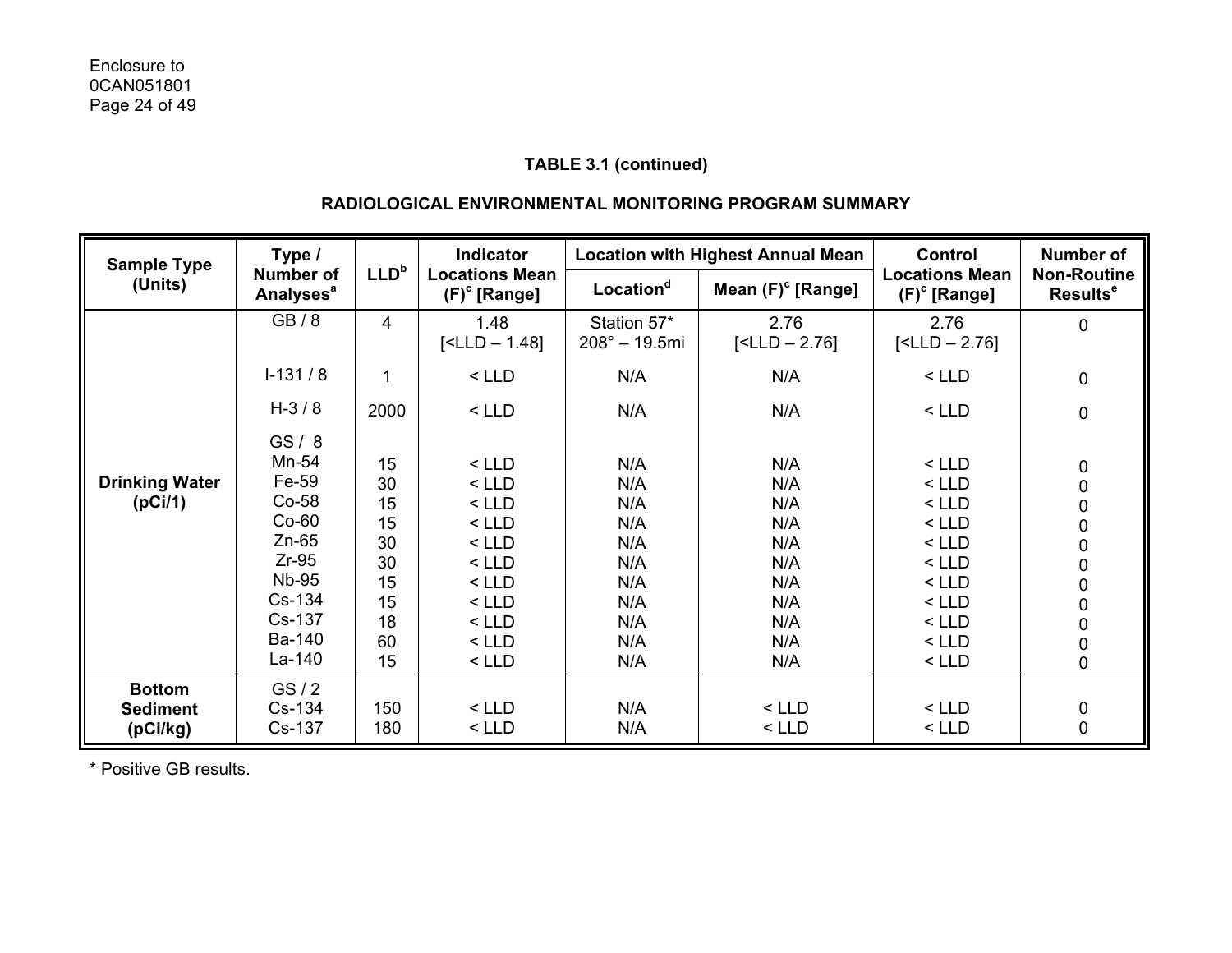**TABLE 3.1 (continued)**

**RADIOLOGICAL ENVIRONMENTAL MONITORING PROGRAM SUMMARY**

| Sample Type (Units) | Type / Number of Analyses[a] | LLD[b] | Indicator Locations Mean (F)[c] [Range] | Location with Highest Annual Mean | | Control Locations Mean (F)[c] [Range] | Number of Non-Routine Results[e] |
|---|---|---|---|---|---|---|---|
| | | | | Location[d] | Mean (F)[c] [Range] | | |
| Drinking Water (pCi/1) | GB / 8 | 4 | 1.48 [<LLD – 1.48] | Station 57* 208° – 19.5mi | 2.76 [<LLD – 2.76] | 2.76 [<LLD – 2.76] | 0 |
| | I-131 / 8 | 1 | < LLD | N/A | N/A | < LLD | 0 |
| | H-3 / 8 | 2000 | < LLD | N/A | N/A | < LLD | 0 |
| | GS / 8 | | | | | | |
| | Mn-54 | 15 | < LLD | N/A | N/A | < LLD | 0 |
| | Fe-59 | 30 | < LLD | N/A | N/A | < LLD | 0 |
| | Co-58 | 15 | < LLD | N/A | N/A | < LLD | 0 |
| | Co-60 | 15 | < LLD | N/A | N/A | < LLD | 0 |
| | Zn-65 | 30 | < LLD | N/A | N/A | < LLD | 0 |
| | Zr-95 | 30 | < LLD | N/A | N/A | < LLD | 0 |
| | Nb-95 | 15 | < LLD | N/A | N/A | < LLD | 0 |
| | Cs-134 | 15 | < LLD | N/A | N/A | < LLD | 0 |
| | Cs-137 | 18 | < LLD | N/A | N/A | < LLD | 0 |
| | Ba-140 | 60 | < LLD | N/A | N/A | < LLD | 0 |
| | La-140 | 15 | < LLD | N/A | N/A | < LLD | 0 |
| Bottom Sediment (pCi/kg) | GS / 2 | | | | | | |
| | Cs-134 | 150 | < LLD | N/A | < LLD | < LLD | 0 |
| | Cs-137 | 180 | < LLD | N/A | < LLD | < LLD | 0 |

* Positive GB results.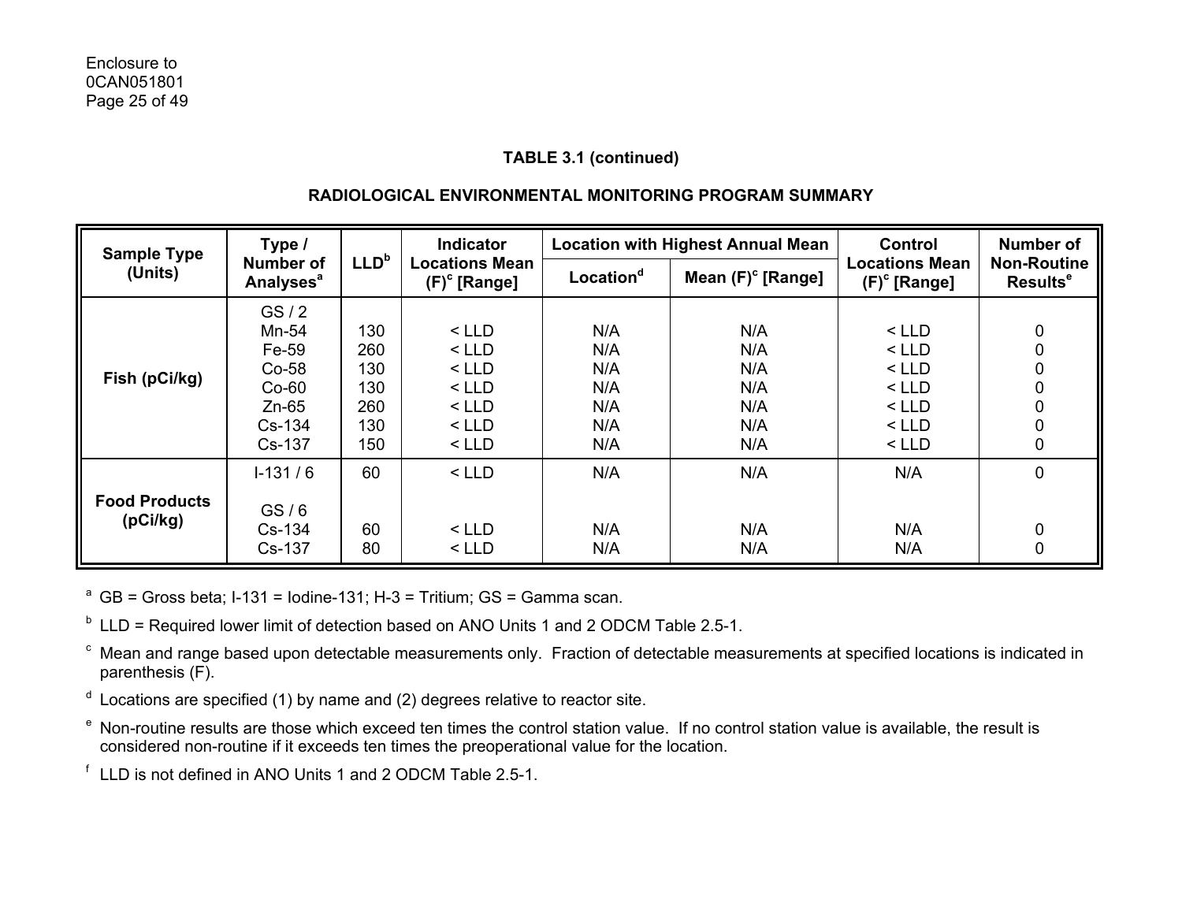**TABLE 3.1 (continued)**

**RADIOLOGICAL ENVIRONMENTAL MONITORING PROGRAM SUMMARY**

| Sample Type (Units) | Type / Number of Analyses[a] | LLD[b] | Indicator Locations Mean (F)[c] [Range] | Location with Highest Annual Mean | | Control Locations Mean (F)[c] [Range] | Number of Non-Routine Results[e] |
|---|---|---|---|---|---|---|---|
| | | | | Location[d] | Mean (F)[c] [Range] | | |
| Fish (pCi/kg) | GS / 2 | | | | | | |
| | Mn-54 | 130 | < LLD | N/A | N/A | < LLD | 0 |
| | Fe-59 | 260 | < LLD | N/A | N/A | < LLD | 0 |
| | Co-58 | 130 | < LLD | N/A | N/A | < LLD | 0 |
| | Co-60 | 130 | < LLD | N/A | N/A | < LLD | 0 |
| | Zn-65 | 260 | < LLD | N/A | N/A | < LLD | 0 |
| | Cs-134 | 130 | < LLD | N/A | N/A | < LLD | 0 |
| | Cs-137 | 150 | < LLD | N/A | N/A | < LLD | 0 |
| Food Products (pCi/kg) | I-131 / 6 | 60 | < LLD | N/A | N/A | N/A | 0 |
| | GS / 6 | | | | | | |
| | Cs-134 | 60 | < LLD | N/A | N/A | N/A | 0 |
| | Cs-137 | 80 | < LLD | N/A | N/A | N/A | 0 |

[a] GB = Gross beta; I-131 = Iodine-131; H-3 = Tritium; GS = Gamma scan.

[b] LLD = Required lower limit of detection based on ANO Units 1 and 2 ODCM Table 2.5-1.

[c] Mean and range based upon detectable measurements only. Fraction of detectable measurements at specified locations is indicated in parenthesis (F).

[d] Locations are specified (1) by name and (2) degrees relative to reactor site.

[e] Non-routine results are those which exceed ten times the control station value. If no control station value is available, the result is considered non-routine if it exceeds ten times the preoperational value for the location.

[f] LLD is not defined in ANO Units 1 and 2 ODCM Table 2.5-1.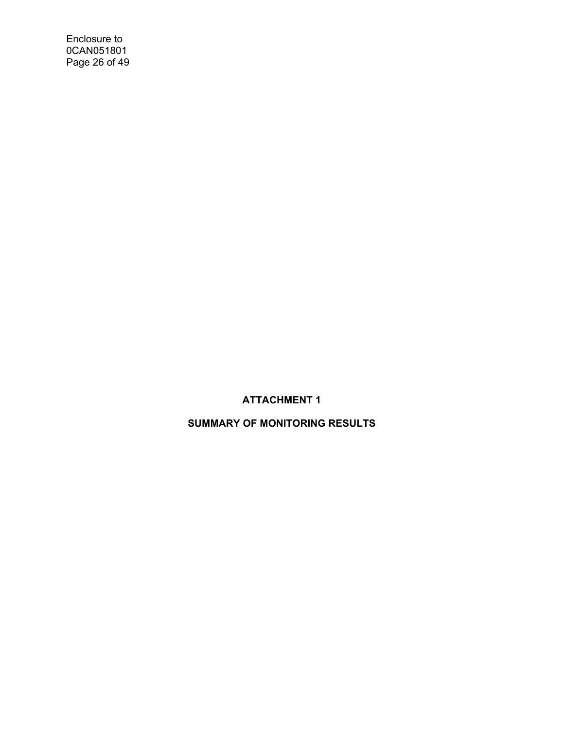# ATTACHMENT 1

## SUMMARY OF MONITORING RESULTS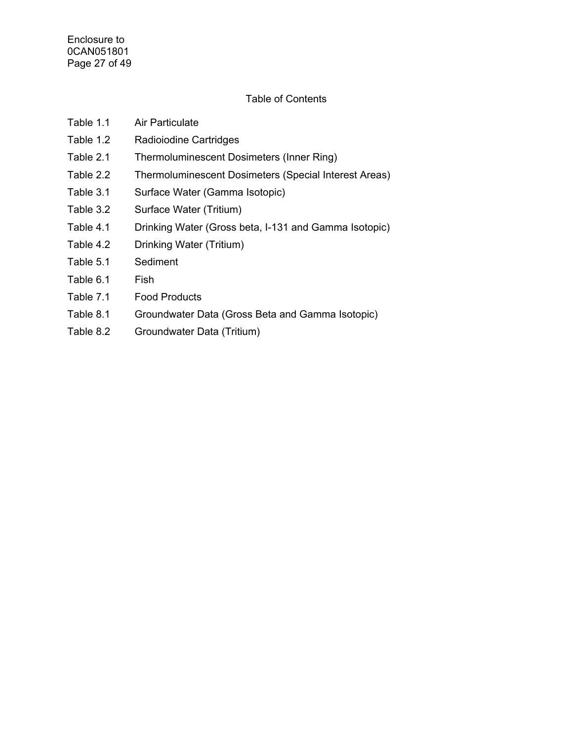# Table of Contents

| | |
|---|---|
| Table 1.1 | Air Particulate |
| Table 1.2 | Radioiodine Cartridges |
| Table 2.1 | Thermoluminescent Dosimeters (Inner Ring) |
| Table 2.2 | Thermoluminescent Dosimeters (Special Interest Areas) |
| Table 3.1 | Surface Water (Gamma Isotopic) |
| Table 3.2 | Surface Water (Tritium) |
| Table 4.1 | Drinking Water (Gross beta, I-131 and Gamma Isotopic) |
| Table 4.2 | Drinking Water (Tritium) |
| Table 5.1 | Sediment |
| Table 6.1 | Fish |
| Table 7.1 | Food Products |
| Table 8.1 | Groundwater Data (Gross Beta and Gamma Isotopic) |
| Table 8.2 | Groundwater Data (Tritium) |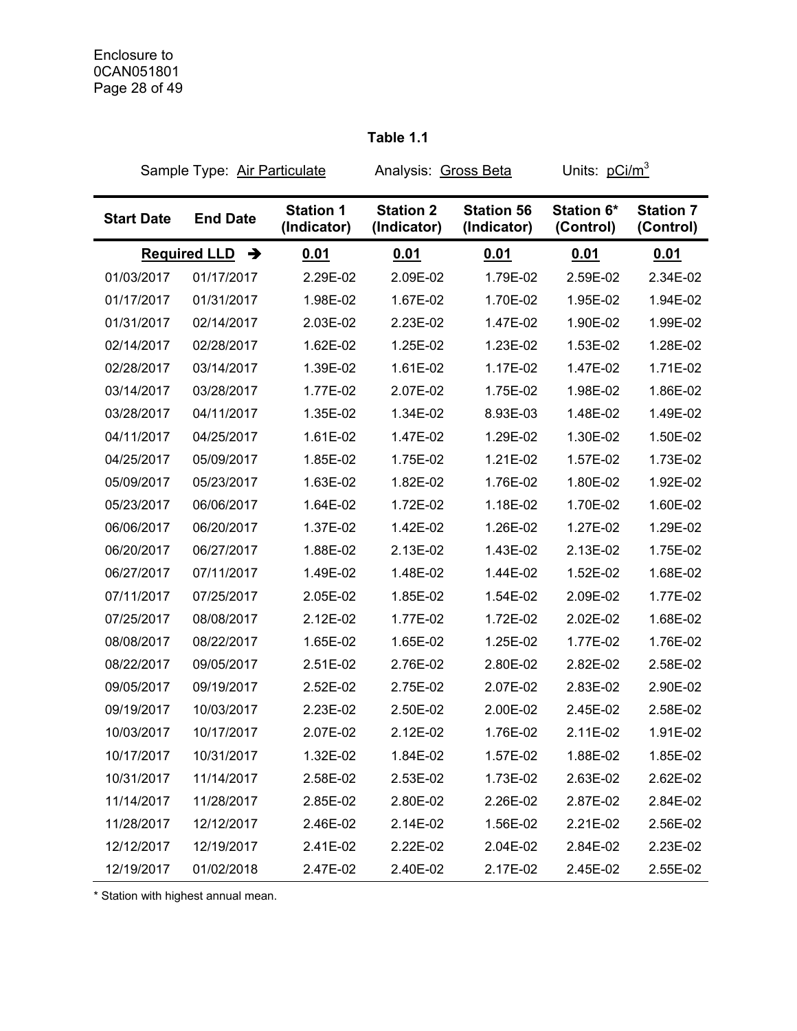**Table 1.1**

Sample Type: Air Particulate    Analysis: Gross Beta    Units: $pCi/m^3$

| Start Date | End Date | Station 1 (Indicator) | Station 2 (Indicator) | Station 56 (Indicator) | Station 6* (Control) | Station 7 (Control) |
|---|---|---|---|---|---|---|
| **Required LLD** → | | **0.01** | **0.01** | **0.01** | **0.01** | **0.01** |
| 01/03/2017 | 01/17/2017 | 2.29E-02 | 2.09E-02 | 1.79E-02 | 2.59E-02 | 2.34E-02 |
| 01/17/2017 | 01/31/2017 | 1.98E-02 | 1.67E-02 | 1.70E-02 | 1.95E-02 | 1.94E-02 |
| 01/31/2017 | 02/14/2017 | 2.03E-02 | 2.23E-02 | 1.47E-02 | 1.90E-02 | 1.99E-02 |
| 02/14/2017 | 02/28/2017 | 1.62E-02 | 1.25E-02 | 1.23E-02 | 1.53E-02 | 1.28E-02 |
| 02/28/2017 | 03/14/2017 | 1.39E-02 | 1.61E-02 | 1.17E-02 | 1.47E-02 | 1.71E-02 |
| 03/14/2017 | 03/28/2017 | 1.77E-02 | 2.07E-02 | 1.75E-02 | 1.98E-02 | 1.86E-02 |
| 03/28/2017 | 04/11/2017 | 1.35E-02 | 1.34E-02 | 8.93E-03 | 1.48E-02 | 1.49E-02 |
| 04/11/2017 | 04/25/2017 | 1.61E-02 | 1.47E-02 | 1.29E-02 | 1.30E-02 | 1.50E-02 |
| 04/25/2017 | 05/09/2017 | 1.85E-02 | 1.75E-02 | 1.21E-02 | 1.57E-02 | 1.73E-02 |
| 05/09/2017 | 05/23/2017 | 1.63E-02 | 1.82E-02 | 1.76E-02 | 1.80E-02 | 1.92E-02 |
| 05/23/2017 | 06/06/2017 | 1.64E-02 | 1.72E-02 | 1.18E-02 | 1.70E-02 | 1.60E-02 |
| 06/06/2017 | 06/20/2017 | 1.37E-02 | 1.42E-02 | 1.26E-02 | 1.27E-02 | 1.29E-02 |
| 06/20/2017 | 06/27/2017 | 1.88E-02 | 2.13E-02 | 1.43E-02 | 2.13E-02 | 1.75E-02 |
| 06/27/2017 | 07/11/2017 | 1.49E-02 | 1.48E-02 | 1.44E-02 | 1.52E-02 | 1.68E-02 |
| 07/11/2017 | 07/25/2017 | 2.05E-02 | 1.85E-02 | 1.54E-02 | 2.09E-02 | 1.77E-02 |
| 07/25/2017 | 08/08/2017 | 2.12E-02 | 1.77E-02 | 1.72E-02 | 2.02E-02 | 1.68E-02 |
| 08/08/2017 | 08/22/2017 | 1.65E-02 | 1.65E-02 | 1.25E-02 | 1.77E-02 | 1.76E-02 |
| 08/22/2017 | 09/05/2017 | 2.51E-02 | 2.76E-02 | 2.80E-02 | 2.82E-02 | 2.58E-02 |
| 09/05/2017 | 09/19/2017 | 2.52E-02 | 2.75E-02 | 2.07E-02 | 2.83E-02 | 2.90E-02 |
| 09/19/2017 | 10/03/2017 | 2.23E-02 | 2.50E-02 | 2.00E-02 | 2.45E-02 | 2.58E-02 |
| 10/03/2017 | 10/17/2017 | 2.07E-02 | 2.12E-02 | 1.76E-02 | 2.11E-02 | 1.91E-02 |
| 10/17/2017 | 10/31/2017 | 1.32E-02 | 1.84E-02 | 1.57E-02 | 1.88E-02 | 1.85E-02 |
| 10/31/2017 | 11/14/2017 | 2.58E-02 | 2.53E-02 | 1.73E-02 | 2.63E-02 | 2.62E-02 |
| 11/14/2017 | 11/28/2017 | 2.85E-02 | 2.80E-02 | 2.26E-02 | 2.87E-02 | 2.84E-02 |
| 11/28/2017 | 12/12/2017 | 2.46E-02 | 2.14E-02 | 1.56E-02 | 2.21E-02 | 2.56E-02 |
| 12/12/2017 | 12/19/2017 | 2.41E-02 | 2.22E-02 | 2.04E-02 | 2.84E-02 | 2.23E-02 |
| 12/19/2017 | 01/02/2018 | 2.47E-02 | 2.40E-02 | 2.17E-02 | 2.45E-02 | 2.55E-02 |

* Station with highest annual mean.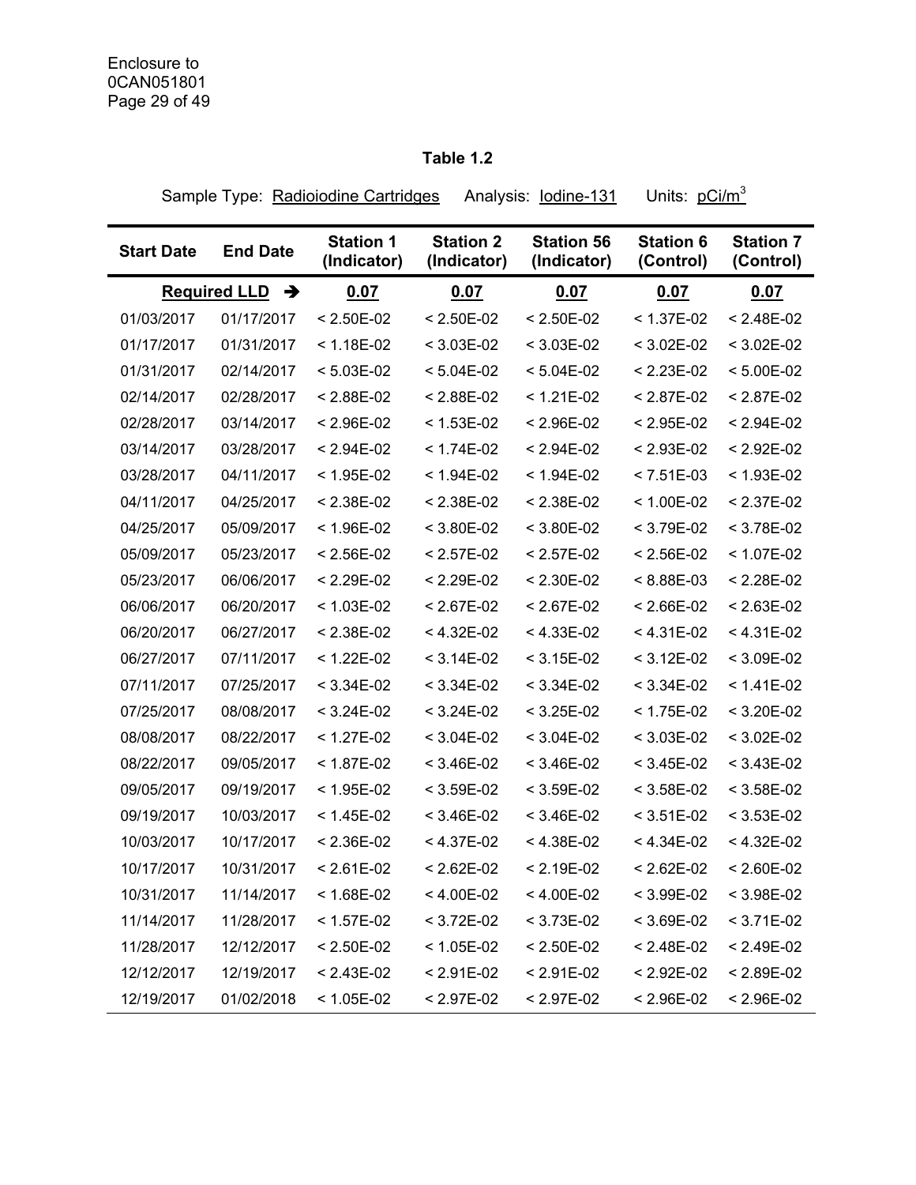**Table 1.2**

Sample Type: Radioiodine Cartridges Analysis: Iodine-131 Units: pCi/m$^3$

| Start Date | End Date | Station 1 (Indicator) | Station 2 (Indicator) | Station 56 (Indicator) | Station 6 (Control) | Station 7 (Control) |
|---|---|---|---|---|---|---|
| **Required LLD** ➔ | | **0.07** | **0.07** | **0.07** | **0.07** | **0.07** |
| 01/03/2017 | 01/17/2017 | < 2.50E-02 | < 2.50E-02 | < 2.50E-02 | < 1.37E-02 | < 2.48E-02 |
| 01/17/2017 | 01/31/2017 | < 1.18E-02 | < 3.03E-02 | < 3.03E-02 | < 3.02E-02 | < 3.02E-02 |
| 01/31/2017 | 02/14/2017 | < 5.03E-02 | < 5.04E-02 | < 5.04E-02 | < 2.23E-02 | < 5.00E-02 |
| 02/14/2017 | 02/28/2017 | < 2.88E-02 | < 2.88E-02 | < 1.21E-02 | < 2.87E-02 | < 2.87E-02 |
| 02/28/2017 | 03/14/2017 | < 2.96E-02 | < 1.53E-02 | < 2.96E-02 | < 2.95E-02 | < 2.94E-02 |
| 03/14/2017 | 03/28/2017 | < 2.94E-02 | < 1.74E-02 | < 2.94E-02 | < 2.93E-02 | < 2.92E-02 |
| 03/28/2017 | 04/11/2017 | < 1.95E-02 | < 1.94E-02 | < 1.94E-02 | < 7.51E-03 | < 1.93E-02 |
| 04/11/2017 | 04/25/2017 | < 2.38E-02 | < 2.38E-02 | < 2.38E-02 | < 1.00E-02 | < 2.37E-02 |
| 04/25/2017 | 05/09/2017 | < 1.96E-02 | < 3.80E-02 | < 3.80E-02 | < 3.79E-02 | < 3.78E-02 |
| 05/09/2017 | 05/23/2017 | < 2.56E-02 | < 2.57E-02 | < 2.57E-02 | < 2.56E-02 | < 1.07E-02 |
| 05/23/2017 | 06/06/2017 | < 2.29E-02 | < 2.29E-02 | < 2.30E-02 | < 8.88E-03 | < 2.28E-02 |
| 06/06/2017 | 06/20/2017 | < 1.03E-02 | < 2.67E-02 | < 2.67E-02 | < 2.66E-02 | < 2.63E-02 |
| 06/20/2017 | 06/27/2017 | < 2.38E-02 | < 4.32E-02 | < 4.33E-02 | < 4.31E-02 | < 4.31E-02 |
| 06/27/2017 | 07/11/2017 | < 1.22E-02 | < 3.14E-02 | < 3.15E-02 | < 3.12E-02 | < 3.09E-02 |
| 07/11/2017 | 07/25/2017 | < 3.34E-02 | < 3.34E-02 | < 3.34E-02 | < 3.34E-02 | < 1.41E-02 |
| 07/25/2017 | 08/08/2017 | < 3.24E-02 | < 3.24E-02 | < 3.25E-02 | < 1.75E-02 | < 3.20E-02 |
| 08/08/2017 | 08/22/2017 | < 1.27E-02 | < 3.04E-02 | < 3.04E-02 | < 3.03E-02 | < 3.02E-02 |
| 08/22/2017 | 09/05/2017 | < 1.87E-02 | < 3.46E-02 | < 3.46E-02 | < 3.45E-02 | < 3.43E-02 |
| 09/05/2017 | 09/19/2017 | < 1.95E-02 | < 3.59E-02 | < 3.59E-02 | < 3.58E-02 | < 3.58E-02 |
| 09/19/2017 | 10/03/2017 | < 1.45E-02 | < 3.46E-02 | < 3.46E-02 | < 3.51E-02 | < 3.53E-02 |
| 10/03/2017 | 10/17/2017 | < 2.36E-02 | < 4.37E-02 | < 4.38E-02 | < 4.34E-02 | < 4.32E-02 |
| 10/17/2017 | 10/31/2017 | < 2.61E-02 | < 2.62E-02 | < 2.19E-02 | < 2.62E-02 | < 2.60E-02 |
| 10/31/2017 | 11/14/2017 | < 1.68E-02 | < 4.00E-02 | < 4.00E-02 | < 3.99E-02 | < 3.98E-02 |
| 11/14/2017 | 11/28/2017 | < 1.57E-02 | < 3.72E-02 | < 3.73E-02 | < 3.69E-02 | < 3.71E-02 |
| 11/28/2017 | 12/12/2017 | < 2.50E-02 | < 1.05E-02 | < 2.50E-02 | < 2.48E-02 | < 2.49E-02 |
| 12/12/2017 | 12/19/2017 | < 2.43E-02 | < 2.91E-02 | < 2.91E-02 | < 2.92E-02 | < 2.89E-02 |
| 12/19/2017 | 01/02/2018 | < 1.05E-02 | < 2.97E-02 | < 2.97E-02 | < 2.96E-02 | < 2.96E-02 |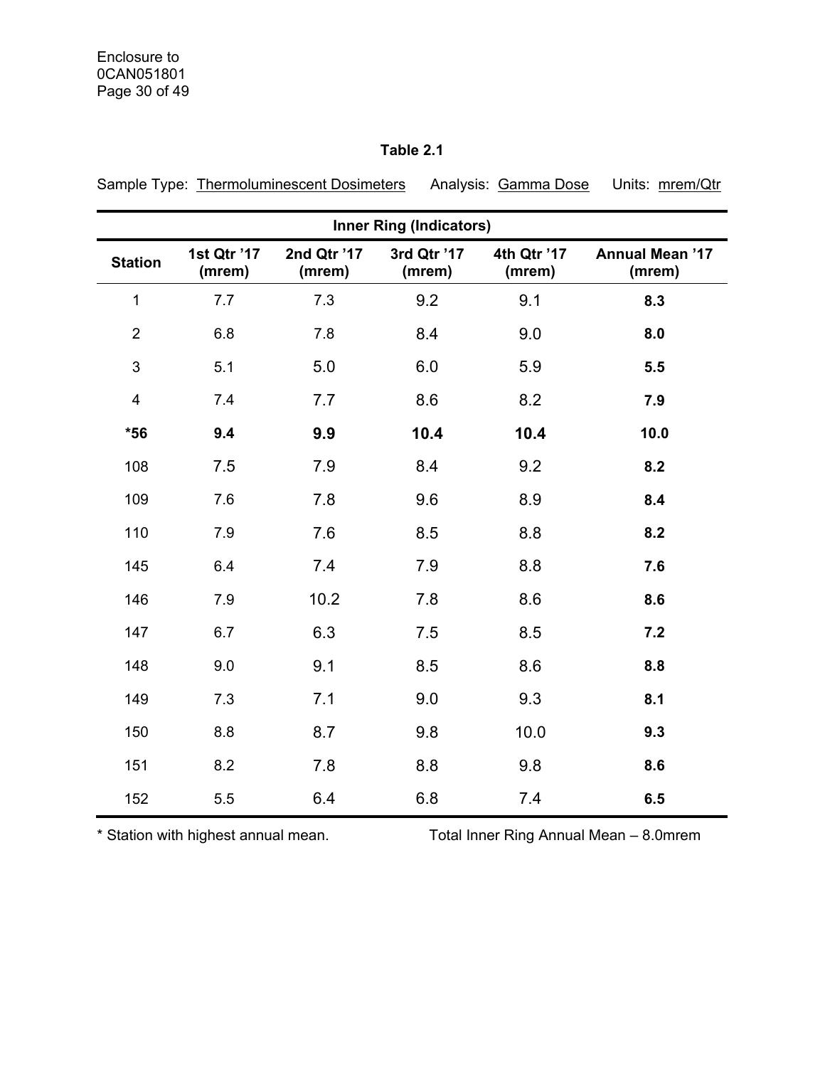**Table 2.1**

Sample Type: Thermoluminescent Dosimeters Analysis: Gamma Dose Units: mrem/Qtr

| Inner Ring (Indicators) | | | | | |
|---|---|---|---|---|---|
| **Station** | **1st Qtr '17 (mrem)** | **2nd Qtr '17 (mrem)** | **3rd Qtr '17 (mrem)** | **4th Qtr '17 (mrem)** | **Annual Mean '17 (mrem)** |
| 1 | 7.7 | 7.3 | 9.2 | 9.1 | **8.3** |
| 2 | 6.8 | 7.8 | 8.4 | 9.0 | **8.0** |
| 3 | 5.1 | 5.0 | 6.0 | 5.9 | **5.5** |
| 4 | 7.4 | 7.7 | 8.6 | 8.2 | **7.9** |
| ***56** | **9.4** | **9.9** | **10.4** | **10.4** | **10.0** |
| 108 | 7.5 | 7.9 | 8.4 | 9.2 | **8.2** |
| 109 | 7.6 | 7.8 | 9.6 | 8.9 | **8.4** |
| 110 | 7.9 | 7.6 | 8.5 | 8.8 | **8.2** |
| 145 | 6.4 | 7.4 | 7.9 | 8.8 | **7.6** |
| 146 | 7.9 | 10.2 | 7.8 | 8.6 | **8.6** |
| 147 | 6.7 | 6.3 | 7.5 | 8.5 | **7.2** |
| 148 | 9.0 | 9.1 | 8.5 | 8.6 | **8.8** |
| 149 | 7.3 | 7.1 | 9.0 | 9.3 | **8.1** |
| 150 | 8.8 | 8.7 | 9.8 | 10.0 | **9.3** |
| 151 | 8.2 | 7.8 | 8.8 | 9.8 | **8.6** |
| 152 | 5.5 | 6.4 | 6.8 | 7.4 | **6.5** |

* Station with highest annual mean. Total Inner Ring Annual Mean – 8.0mrem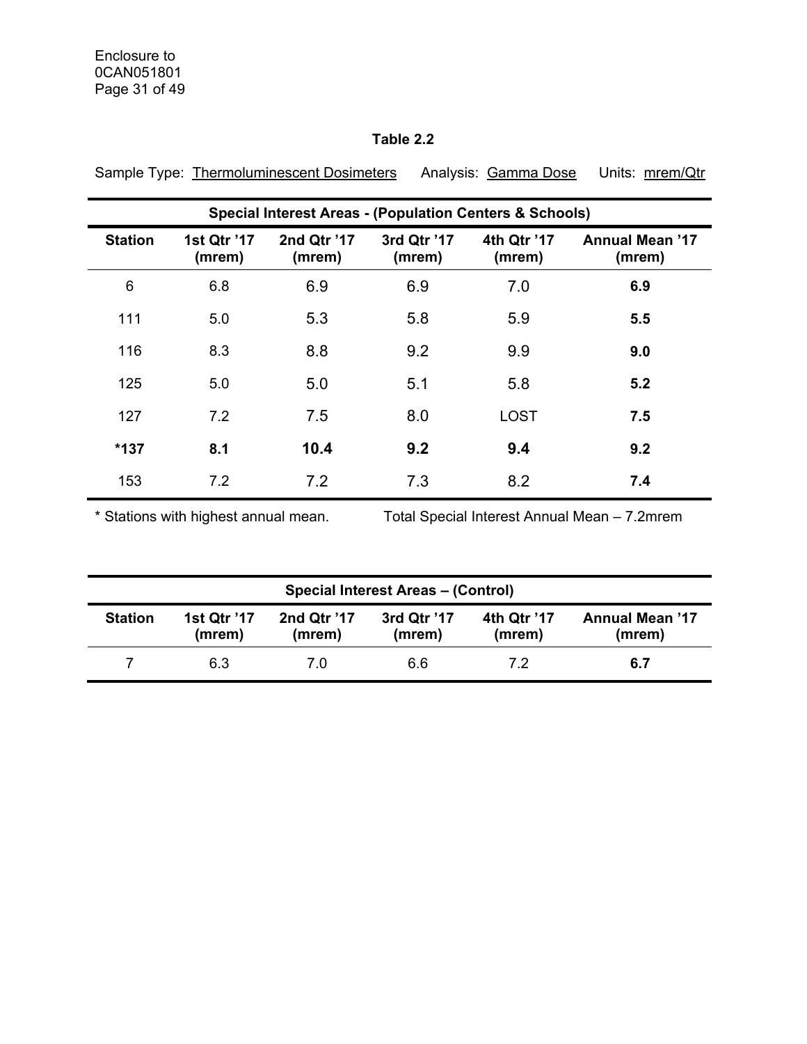**Table 2.2**

Sample Type: Thermoluminescent Dosimeters Analysis: Gamma Dose Units: mrem/Qtr

| Special Interest Areas - (Population Centers & Schools) | | | | | |
|---|---|---|---|---|---|
| **Station** | **1st Qtr '17 (mrem)** | **2nd Qtr '17 (mrem)** | **3rd Qtr '17 (mrem)** | **4th Qtr '17 (mrem)** | **Annual Mean '17 (mrem)** |
| 6 | 6.8 | 6.9 | 6.9 | 7.0 | **6.9** |
| 111 | 5.0 | 5.3 | 5.8 | 5.9 | **5.5** |
| 116 | 8.3 | 8.8 | 9.2 | 9.9 | **9.0** |
| 125 | 5.0 | 5.0 | 5.1 | 5.8 | **5.2** |
| 127 | 7.2 | 7.5 | 8.0 | LOST | **7.5** |
| ***137** | **8.1** | **10.4** | **9.2** | **9.4** | **9.2** |
| 153 | 7.2 | 7.2 | 7.3 | 8.2 | **7.4** |

* Stations with highest annual mean. Total Special Interest Annual Mean – 7.2mrem

| Special Interest Areas – (Control) | | | | | |
|---|---|---|---|---|---|
| **Station** | **1st Qtr '17 (mrem)** | **2nd Qtr '17 (mrem)** | **3rd Qtr '17 (mrem)** | **4th Qtr '17 (mrem)** | **Annual Mean '17 (mrem)** |
| 7 | 6.3 | 7.0 | 6.6 | 7.2 | **6.7** |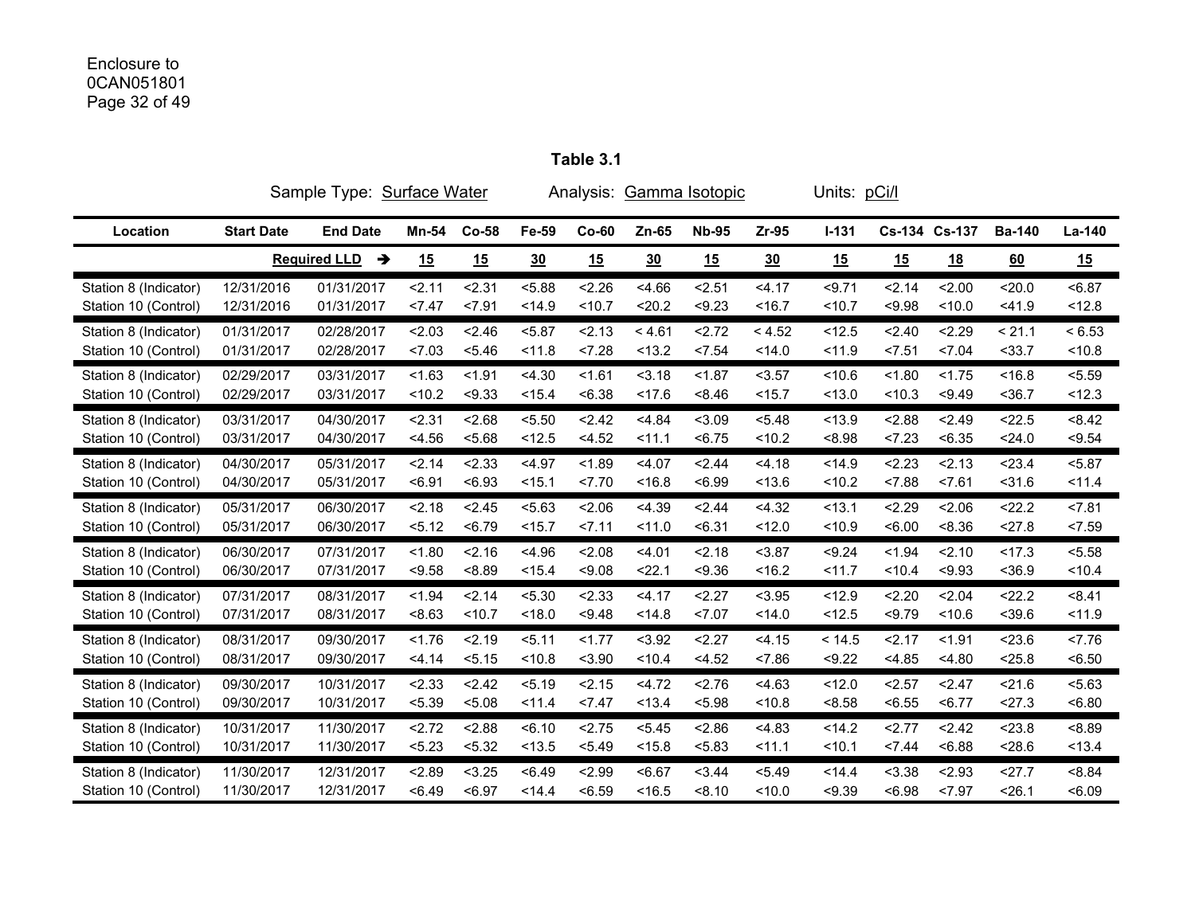Enclosure to
0CAN051801

**Table 3.1**

Sample Type: Surface Water Analysis: Gamma Isotopic Units: pCi/l

| Location | Start Date | End Date | Mn-54 | Co-58 | Fe-59 | Co-60 | Zn-65 | Nb-95 | Zr-95 | I-131 | Cs-134 | Cs-137 | Ba-140 | La-140 |
|---|---|---|---|---|---|---|---|---|---|---|---|---|---|---|
| | | Required LLD → | 15 | 15 | 30 | 15 | 30 | 15 | 30 | 15 | 15 | 18 | 60 | 15 |
| Station 8 (Indicator) | 12/31/2016 | 01/31/2017 | <2.11 | <2.31 | <5.88 | <2.26 | <4.66 | <2.51 | <4.17 | <9.71 | <2.14 | <2.00 | <20.0 | <6.87 |
| Station 10 (Control) | 12/31/2016 | 01/31/2017 | <7.47 | <7.91 | <14.9 | <10.7 | <20.2 | <9.23 | <16.7 | <10.7 | <9.98 | <10.0 | <41.9 | <12.8 |
| Station 8 (Indicator) | 01/31/2017 | 02/28/2017 | <2.03 | <2.46 | <5.87 | <2.13 | < 4.61 | <2.72 | < 4.52 | <12.5 | <2.40 | <2.29 | < 21.1 | < 6.53 |
| Station 10 (Control) | 01/31/2017 | 02/28/2017 | <7.03 | <5.46 | <11.8 | <7.28 | <13.2 | <7.54 | <14.0 | <11.9 | <7.51 | <7.04 | <33.7 | <10.8 |
| Station 8 (Indicator) | 02/29/2017 | 03/31/2017 | <1.63 | <1.91 | <4.30 | <1.61 | <3.18 | <1.87 | <3.57 | <10.6 | <1.80 | <1.75 | <16.8 | <5.59 |
| Station 10 (Control) | 02/29/2017 | 03/31/2017 | <10.2 | <9.33 | <15.4 | <6.38 | <17.6 | <8.46 | <15.7 | <13.0 | <10.3 | <9.49 | <36.7 | <12.3 |
| Station 8 (Indicator) | 03/31/2017 | 04/30/2017 | <2.31 | <2.68 | <5.50 | <2.42 | <4.84 | <3.09 | <5.48 | <13.9 | <2.88 | <2.49 | <22.5 | <8.42 |
| Station 10 (Control) | 03/31/2017 | 04/30/2017 | <4.56 | <5.68 | <12.5 | <4.52 | <11.1 | <6.75 | <10.2 | <8.98 | <7.23 | <6.35 | <24.0 | <9.54 |
| Station 8 (Indicator) | 04/30/2017 | 05/31/2017 | <2.14 | <2.33 | <4.97 | <1.89 | <4.07 | <2.44 | <4.18 | <14.9 | <2.23 | <2.13 | <23.4 | <5.87 |
| Station 10 (Control) | 04/30/2017 | 05/31/2017 | <6.91 | <6.93 | <15.1 | <7.70 | <16.8 | <6.99 | <13.6 | <10.2 | <7.88 | <7.61 | <31.6 | <11.4 |
| Station 8 (Indicator) | 05/31/2017 | 06/30/2017 | <2.18 | <2.45 | <5.63 | <2.06 | <4.39 | <2.44 | <4.32 | <13.1 | <2.29 | <2.06 | <22.2 | <7.81 |
| Station 10 (Control) | 05/31/2017 | 06/30/2017 | <5.12 | <6.79 | <15.7 | <7.11 | <11.0 | <6.31 | <12.0 | <10.9 | <6.00 | <8.36 | <27.8 | <7.59 |
| Station 8 (Indicator) | 06/30/2017 | 07/31/2017 | <1.80 | <2.16 | <4.96 | <2.08 | <4.01 | <2.18 | <3.87 | <9.24 | <1.94 | <2.10 | <17.3 | <5.58 |
| Station 10 (Control) | 06/30/2017 | 07/31/2017 | <9.58 | <8.89 | <15.4 | <9.08 | <22.1 | <9.36 | <16.2 | <11.7 | <10.4 | <9.93 | <36.9 | <10.4 |
| Station 8 (Indicator) | 07/31/2017 | 08/31/2017 | <1.94 | <2.14 | <5.30 | <2.33 | <4.17 | <2.27 | <3.95 | <12.9 | <2.20 | <2.04 | <22.2 | <8.41 |
| Station 10 (Control) | 07/31/2017 | 08/31/2017 | <8.63 | <10.7 | <18.0 | <9.48 | <14.8 | <7.07 | <14.0 | <12.5 | <9.79 | <10.6 | <39.6 | <11.9 |
| Station 8 (Indicator) | 08/31/2017 | 09/30/2017 | <1.76 | <2.19 | <5.11 | <1.77 | <3.92 | <2.27 | <4.15 | < 14.5 | <2.17 | <1.91 | <23.6 | <7.76 |
| Station 10 (Control) | 08/31/2017 | 09/30/2017 | <4.14 | <5.15 | <10.8 | <3.90 | <10.4 | <4.52 | <7.86 | <9.22 | <4.85 | <4.80 | <25.8 | <6.50 |
| Station 8 (Indicator) | 09/30/2017 | 10/31/2017 | <2.33 | <2.42 | <5.19 | <2.15 | <4.72 | <2.76 | <4.63 | <12.0 | <2.57 | <2.47 | <21.6 | <5.63 |
| Station 10 (Control) | 09/30/2017 | 10/31/2017 | <5.39 | <5.08 | <11.4 | <7.47 | <13.4 | <5.98 | <10.8 | <8.58 | <6.55 | <6.77 | <27.3 | <6.80 |
| Station 8 (Indicator) | 10/31/2017 | 11/30/2017 | <2.72 | <2.88 | <6.10 | <2.75 | <5.45 | <2.86 | <4.83 | <14.2 | <2.77 | <2.42 | <23.8 | <8.89 |
| Station 10 (Control) | 10/31/2017 | 11/30/2017 | <5.23 | <5.32 | <13.5 | <5.49 | <15.8 | <5.83 | <11.1 | <10.1 | <7.44 | <6.88 | <28.6 | <13.4 |
| Station 8 (Indicator) | 11/30/2017 | 12/31/2017 | <2.89 | <3.25 | <6.49 | <2.99 | <6.67 | <3.44 | <5.49 | <14.4 | <3.38 | <2.93 | <27.7 | <8.84 |
| Station 10 (Control) | 11/30/2017 | 12/31/2017 | <6.49 | <6.97 | <14.4 | <6.59 | <16.5 | <8.10 | <10.0 | <9.39 | <6.98 | <7.97 | <26.1 | <6.09 |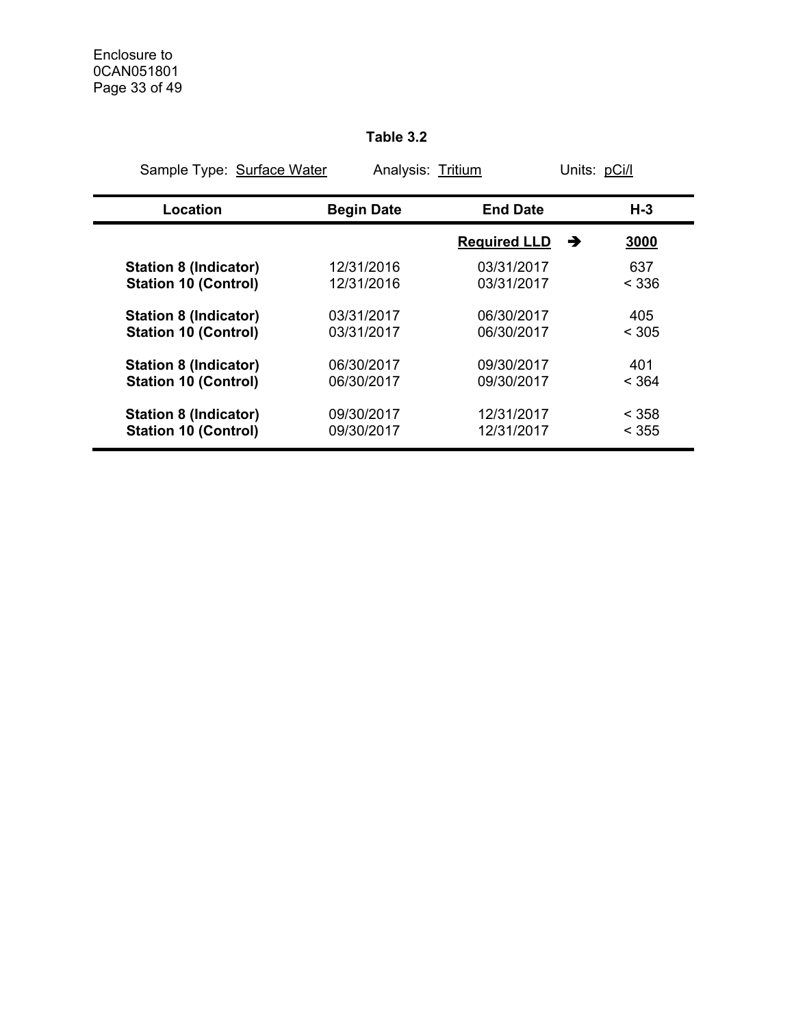**Table 3.2**

Sample Type: Surface Water Analysis: Tritium Units: pCi/l

| Location | Begin Date | End Date | H-3 |
|---|---|---|---|
| | | **Required LLD** ➔ | **3000** |
| **Station 8 (Indicator)** | 12/31/2016 | 03/31/2017 | 637 |
| **Station 10 (Control)** | 12/31/2016 | 03/31/2017 | < 336 |
| **Station 8 (Indicator)** | 03/31/2017 | 06/30/2017 | 405 |
| **Station 10 (Control)** | 03/31/2017 | 06/30/2017 | < 305 |
| **Station 8 (Indicator)** | 06/30/2017 | 09/30/2017 | 401 |
| **Station 10 (Control)** | 06/30/2017 | 09/30/2017 | < 364 |
| **Station 8 (Indicator)** | 09/30/2017 | 12/31/2017 | < 358 |
| **Station 10 (Control)** | 09/30/2017 | 12/31/2017 | < 355 |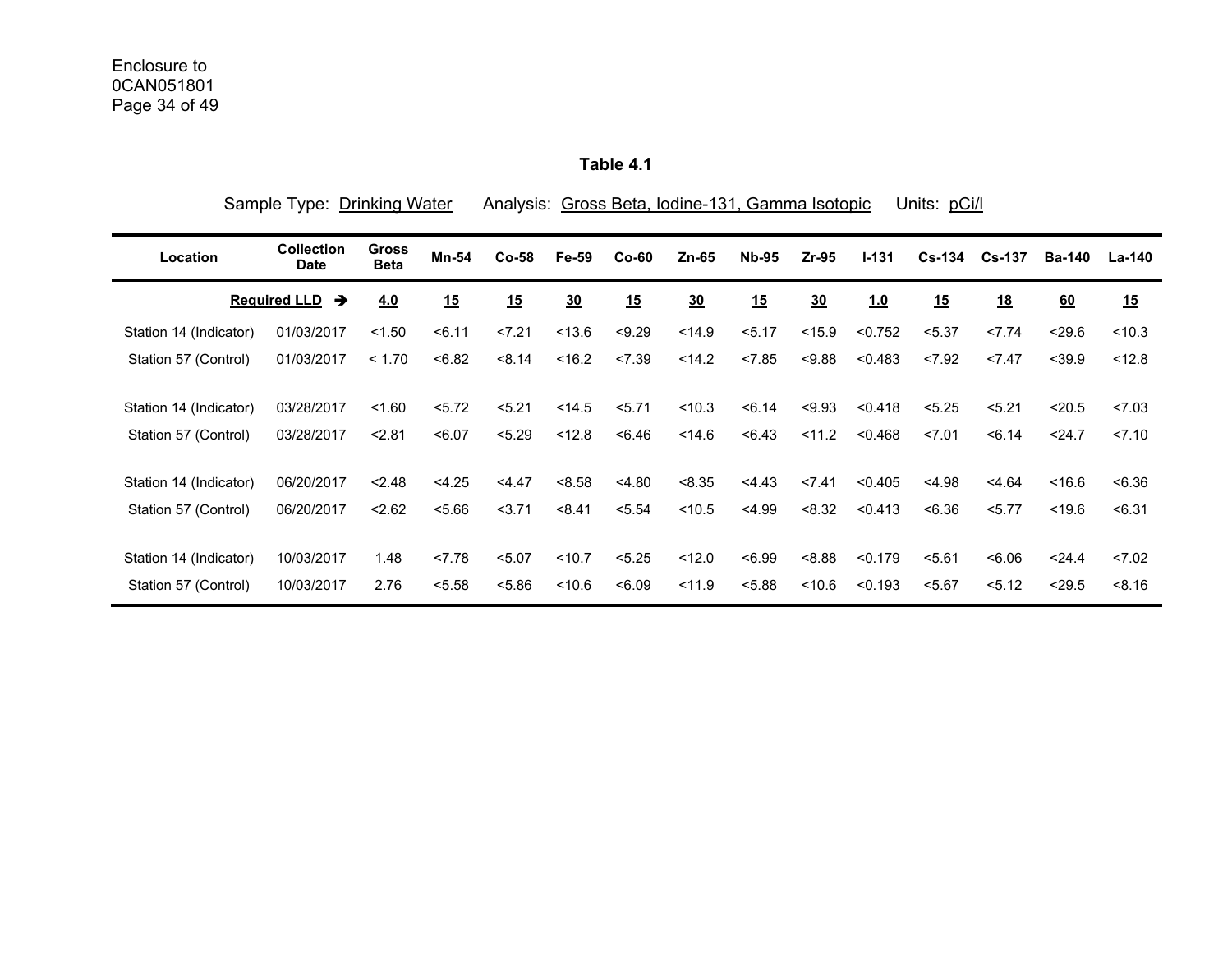**Table 4.1**

Sample Type: Drinking Water Analysis: Gross Beta, Iodine-131, Gamma Isotopic Units: pCi/l

| Location | Collection Date | Gross Beta | Mn-54 | Co-58 | Fe-59 | Co-60 | Zn-65 | Nb-95 | Zr-95 | I-131 | Cs-134 | Cs-137 | Ba-140 | La-140 |
|---|---|---|---|---|---|---|---|---|---|---|---|---|---|---|
| | **Required LLD →** | **4.0** | **15** | **15** | **30** | **15** | **30** | **15** | **30** | **1.0** | **15** | **18** | **60** | **15** |
| Station 14 (Indicator) | 01/03/2017 | <1.50 | <6.11 | <7.21 | <13.6 | <9.29 | <14.9 | <5.17 | <15.9 | <0.752 | <5.37 | <7.74 | <29.6 | <10.3 |
| Station 57 (Control) | 01/03/2017 | < 1.70 | <6.82 | <8.14 | <16.2 | <7.39 | <14.2 | <7.85 | <9.88 | <0.483 | <7.92 | <7.47 | <39.9 | <12.8 |
| Station 14 (Indicator) | 03/28/2017 | <1.60 | <5.72 | <5.21 | <14.5 | <5.71 | <10.3 | <6.14 | <9.93 | <0.418 | <5.25 | <5.21 | <20.5 | <7.03 |
| Station 57 (Control) | 03/28/2017 | <2.81 | <6.07 | <5.29 | <12.8 | <6.46 | <14.6 | <6.43 | <11.2 | <0.468 | <7.01 | <6.14 | <24.7 | <7.10 |
| Station 14 (Indicator) | 06/20/2017 | <2.48 | <4.25 | <4.47 | <8.58 | <4.80 | <8.35 | <4.43 | <7.41 | <0.405 | <4.98 | <4.64 | <16.6 | <6.36 |
| Station 57 (Control) | 06/20/2017 | <2.62 | <5.66 | <3.71 | <8.41 | <5.54 | <10.5 | <4.99 | <8.32 | <0.413 | <6.36 | <5.77 | <19.6 | <6.31 |
| Station 14 (Indicator) | 10/03/2017 | 1.48 | <7.78 | <5.07 | <10.7 | <5.25 | <12.0 | <6.99 | <8.88 | <0.179 | <5.61 | <6.06 | <24.4 | <7.02 |
| Station 57 (Control) | 10/03/2017 | 2.76 | <5.58 | <5.86 | <10.6 | <6.09 | <11.9 | <5.88 | <10.6 | <0.193 | <5.67 | <5.12 | <29.5 | <8.16 |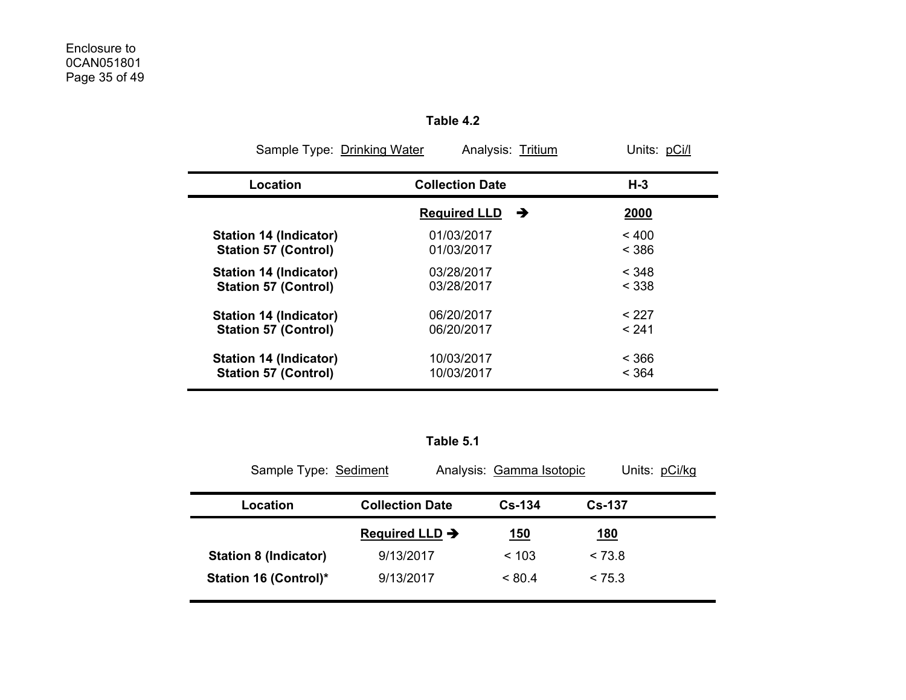**Table 4.2**

Sample Type: Drinking Water    Analysis: Tritium    Units: pCi/l

| Location | Collection Date | H-3 |
| --- | --- | --- |
| | **Required LLD** ➔ | **2000** |
| **Station 14 (Indicator)** | 01/03/2017 | < 400 |
| **Station 57 (Control)** | 01/03/2017 | < 386 |
| **Station 14 (Indicator)** | 03/28/2017 | < 348 |
| **Station 57 (Control)** | 03/28/2017 | < 338 |
| **Station 14 (Indicator)** | 06/20/2017 | < 227 |
| **Station 57 (Control)** | 06/20/2017 | < 241 |
| **Station 14 (Indicator)** | 10/03/2017 | < 366 |
| **Station 57 (Control)** | 10/03/2017 | < 364 |

**Table 5.1**

Sample Type: Sediment    Analysis: Gamma Isotopic    Units: pCi/kg

| Location | Collection Date | Cs-134 | Cs-137 |
| --- | --- | --- | --- |
| | **Required LLD** ➔ | **150** | **180** |
| **Station 8 (Indicator)** | 9/13/2017 | < 103 | < 73.8 |
| **Station 16 (Control)*** | 9/13/2017 | < 80.4 | < 75.3 |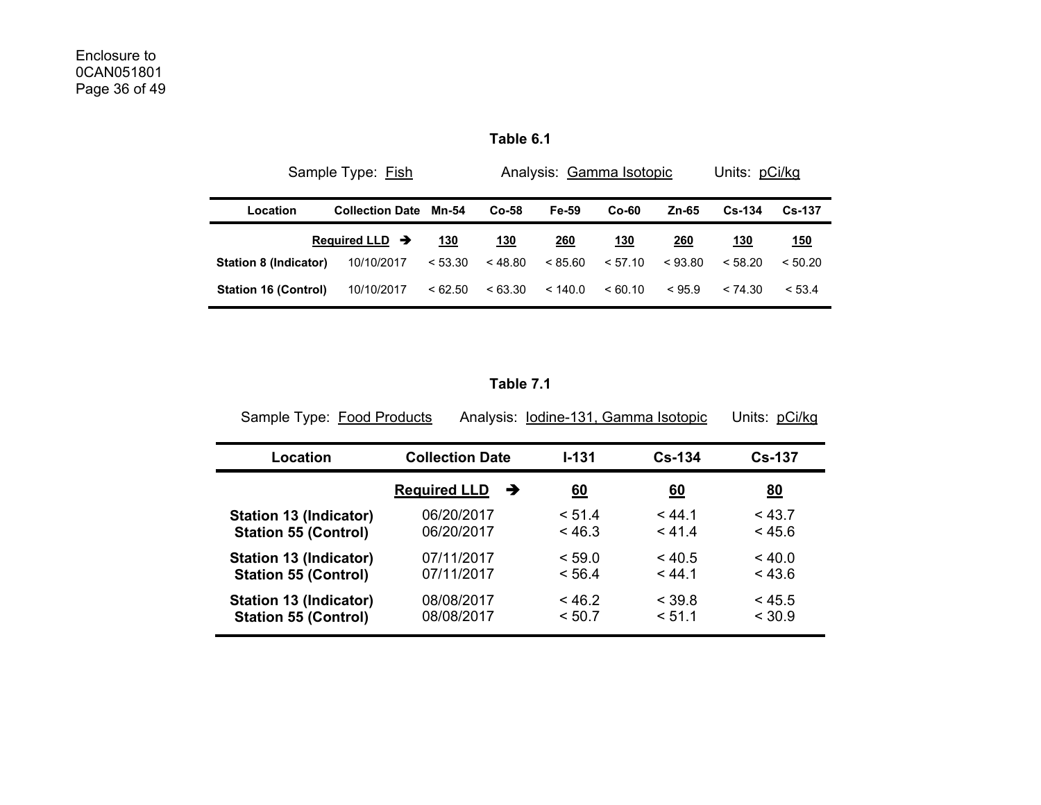**Table 6.1**

Sample Type: Fish     Analysis: Gamma Isotopic     Units: pCi/kg

| Location | Collection Date | Mn-54 | Co-58 | Fe-59 | Co-60 | Zn-65 | Cs-134 | Cs-137 |
|---|---|---|---|---|---|---|---|---|
| | **Required LLD** ➔ | **130** | **130** | **260** | **130** | **260** | **130** | **150** |
| **Station 8 (Indicator)** | 10/10/2017 | < 53.30 | < 48.80 | < 85.60 | < 57.10 | < 93.80 | < 58.20 | < 50.20 |
| **Station 16 (Control)** | 10/10/2017 | < 62.50 | < 63.30 | < 140.0 | < 60.10 | < 95.9 | < 74.30 | < 53.4 |

**Table 7.1**

Sample Type: Food Products     Analysis: Iodine-131, Gamma Isotopic     Units: pCi/kg

| Location | Collection Date | I-131 | Cs-134 | Cs-137 |
|---|---|---|---|---|
| | **Required LLD** ➔ | **60** | **60** | **80** |
| **Station 13 (Indicator)** | 06/20/2017 | < 51.4 | < 44.1 | < 43.7 |
| **Station 55 (Control)** | 06/20/2017 | < 46.3 | < 41.4 | < 45.6 |
| **Station 13 (Indicator)** | 07/11/2017 | < 59.0 | < 40.5 | < 40.0 |
| **Station 55 (Control)** | 07/11/2017 | < 56.4 | < 44.1 | < 43.6 |
| **Station 13 (Indicator)** | 08/08/2017 | < 46.2 | < 39.8 | < 45.5 |
| **Station 55 (Control)** | 08/08/2017 | < 50.7 | < 51.1 | < 30.9 |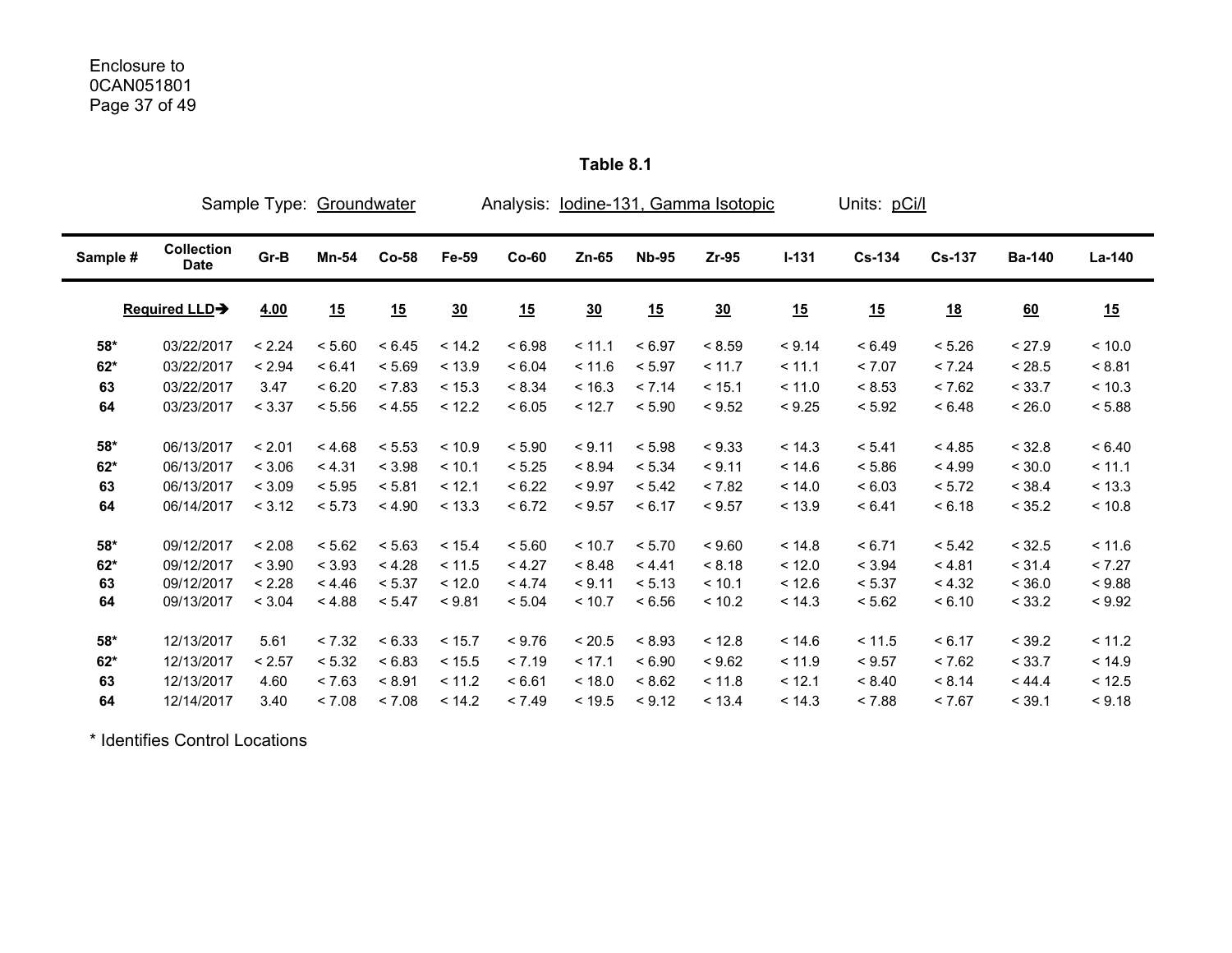**Table 8.1**

Sample Type: Groundwater    Analysis: Iodine-131, Gamma Isotopic    Units: pCi/l

| Sample # | Collection Date | Gr-B | Mn-54 | Co-58 | Fe-59 | Co-60 | Zn-65 | Nb-95 | Zr-95 | I-131 | Cs-134 | Cs-137 | Ba-140 | La-140 |
|---|---|---|---|---|---|---|---|---|---|---|---|---|---|---|
| | Required LLD→ | 4.00 | 15 | 15 | 30 | 15 | 30 | 15 | 30 | 15 | 15 | 18 | 60 | 15 |
| 58* | 03/22/2017 | < 2.24 | < 5.60 | < 6.45 | < 14.2 | < 6.98 | < 11.1 | < 6.97 | < 8.59 | < 9.14 | < 6.49 | < 5.26 | < 27.9 | < 10.0 |
| 62* | 03/22/2017 | < 2.94 | < 6.41 | < 5.69 | < 13.9 | < 6.04 | < 11.6 | < 5.97 | < 11.7 | < 11.1 | < 7.07 | < 7.24 | < 28.5 | < 8.81 |
| 63 | 03/22/2017 | 3.47 | < 6.20 | < 7.83 | < 15.3 | < 8.34 | < 16.3 | < 7.14 | < 15.1 | < 11.0 | < 8.53 | < 7.62 | < 33.7 | < 10.3 |
| 64 | 03/23/2017 | < 3.37 | < 5.56 | < 4.55 | < 12.2 | < 6.05 | < 12.7 | < 5.90 | < 9.52 | < 9.25 | < 5.92 | < 6.48 | < 26.0 | < 5.88 |
| 58* | 06/13/2017 | < 2.01 | < 4.68 | < 5.53 | < 10.9 | < 5.90 | < 9.11 | < 5.98 | < 9.33 | < 14.3 | < 5.41 | < 4.85 | < 32.8 | < 6.40 |
| 62* | 06/13/2017 | < 3.06 | < 4.31 | < 3.98 | < 10.1 | < 5.25 | < 8.94 | < 5.34 | < 9.11 | < 14.6 | < 5.86 | < 4.99 | < 30.0 | < 11.1 |
| 63 | 06/13/2017 | < 3.09 | < 5.95 | < 5.81 | < 12.1 | < 6.22 | < 9.97 | < 5.42 | < 7.82 | < 14.0 | < 6.03 | < 5.72 | < 38.4 | < 13.3 |
| 64 | 06/14/2017 | < 3.12 | < 5.73 | < 4.90 | < 13.3 | < 6.72 | < 9.57 | < 6.17 | < 9.57 | < 13.9 | < 6.41 | < 6.18 | < 35.2 | < 10.8 |
| 58* | 09/12/2017 | < 2.08 | < 5.62 | < 5.63 | < 15.4 | < 5.60 | < 10.7 | < 5.70 | < 9.60 | < 14.8 | < 6.71 | < 5.42 | < 32.5 | < 11.6 |
| 62* | 09/12/2017 | < 3.90 | < 3.93 | < 4.28 | < 11.5 | < 4.27 | < 8.48 | < 4.41 | < 8.18 | < 12.0 | < 3.94 | < 4.81 | < 31.4 | < 7.27 |
| 63 | 09/12/2017 | < 2.28 | < 4.46 | < 5.37 | < 12.0 | < 4.74 | < 9.11 | < 5.13 | < 10.1 | < 12.6 | < 5.37 | < 4.32 | < 36.0 | < 9.88 |
| 64 | 09/13/2017 | < 3.04 | < 4.88 | < 5.47 | < 9.81 | < 5.04 | < 10.7 | < 6.56 | < 10.2 | < 14.3 | < 5.62 | < 6.10 | < 33.2 | < 9.92 |
| 58* | 12/13/2017 | 5.61 | < 7.32 | < 6.33 | < 15.7 | < 9.76 | < 20.5 | < 8.93 | < 12.8 | < 14.6 | < 11.5 | < 6.17 | < 39.2 | < 11.2 |
| 62* | 12/13/2017 | < 2.57 | < 5.32 | < 6.83 | < 15.5 | < 7.19 | < 17.1 | < 6.90 | < 9.62 | < 11.9 | < 9.57 | < 7.62 | < 33.7 | < 14.9 |
| 63 | 12/13/2017 | 4.60 | < 7.63 | < 8.91 | < 11.2 | < 6.61 | < 18.0 | < 8.62 | < 11.8 | < 12.1 | < 8.40 | < 8.14 | < 44.4 | < 12.5 |
| 64 | 12/14/2017 | 3.40 | < 7.08 | < 7.08 | < 14.2 | < 7.49 | < 19.5 | < 9.12 | < 13.4 | < 14.3 | < 7.88 | < 7.67 | < 39.1 | < 9.18 |

\* Identifies Control Locations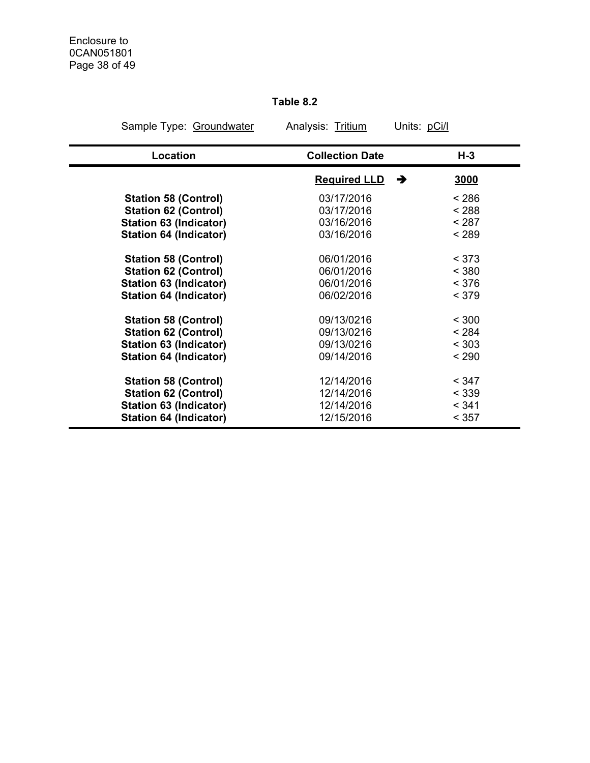**Table 8.2**

Sample Type: Groundwater Analysis: Tritium Units: pCi/l

| Location | Collection Date | H-3 |
|---|---|---|
| | **Required LLD** ➔ | **3000** |
| **Station 58 (Control)** | 03/17/2016 | < 286 |
| **Station 62 (Control)** | 03/17/2016 | < 288 |
| **Station 63 (Indicator)** | 03/16/2016 | < 287 |
| **Station 64 (Indicator)** | 03/16/2016 | < 289 |
| **Station 58 (Control)** | 06/01/2016 | < 373 |
| **Station 62 (Control)** | 06/01/2016 | < 380 |
| **Station 63 (Indicator)** | 06/01/2016 | < 376 |
| **Station 64 (Indicator)** | 06/02/2016 | < 379 |
| **Station 58 (Control)** | 09/13/0216 | < 300 |
| **Station 62 (Control)** | 09/13/0216 | < 284 |
| **Station 63 (Indicator)** | 09/13/0216 | < 303 |
| **Station 64 (Indicator)** | 09/14/2016 | < 290 |
| **Station 58 (Control)** | 12/14/2016 | < 347 |
| **Station 62 (Control)** | 12/14/2016 | < 339 |
| **Station 63 (Indicator)** | 12/14/2016 | < 341 |
| **Station 64 (Indicator)** | 12/15/2016 | < 357 |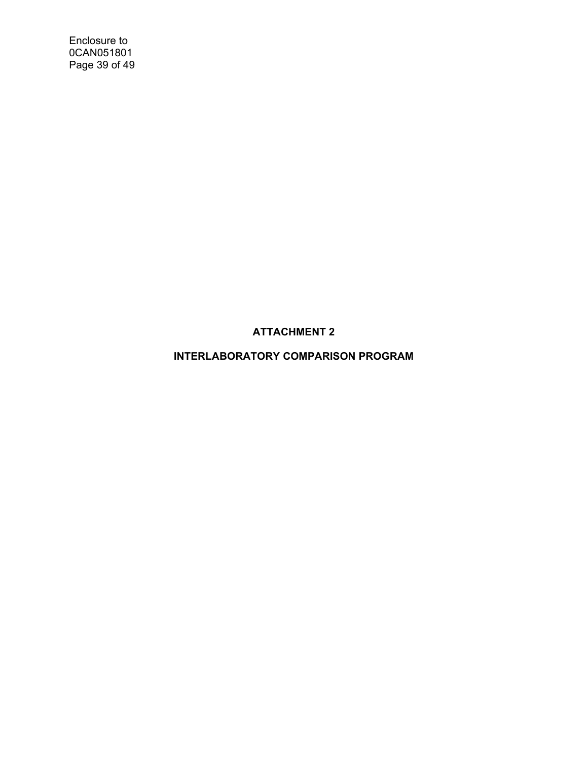# ATTACHMENT 2

# INTERLABORATORY COMPARISON PROGRAM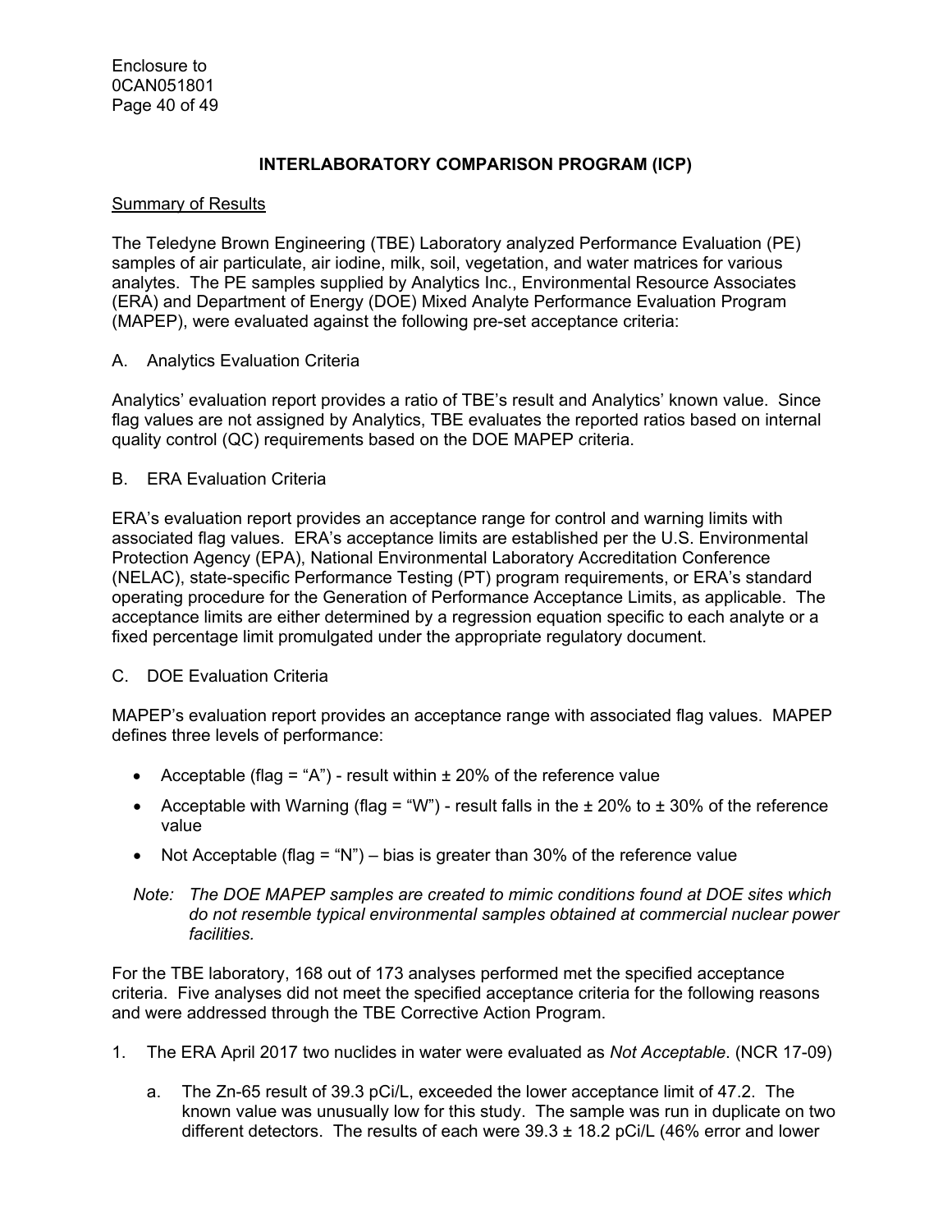## INTERLABORATORY COMPARISON PROGRAM (ICP)

Summary of Results

The Teledyne Brown Engineering (TBE) Laboratory analyzed Performance Evaluation (PE) samples of air particulate, air iodine, milk, soil, vegetation, and water matrices for various analytes. The PE samples supplied by Analytics Inc., Environmental Resource Associates (ERA) and Department of Energy (DOE) Mixed Analyte Performance Evaluation Program (MAPEP), were evaluated against the following pre-set acceptance criteria:

A. Analytics Evaluation Criteria

Analytics' evaluation report provides a ratio of TBE's result and Analytics' known value. Since flag values are not assigned by Analytics, TBE evaluates the reported ratios based on internal quality control (QC) requirements based on the DOE MAPEP criteria.

B. ERA Evaluation Criteria

ERA's evaluation report provides an acceptance range for control and warning limits with associated flag values. ERA's acceptance limits are established per the U.S. Environmental Protection Agency (EPA), National Environmental Laboratory Accreditation Conference (NELAC), state-specific Performance Testing (PT) program requirements, or ERA's standard operating procedure for the Generation of Performance Acceptance Limits, as applicable. The acceptance limits are either determined by a regression equation specific to each analyte or a fixed percentage limit promulgated under the appropriate regulatory document.

C. DOE Evaluation Criteria

MAPEP's evaluation report provides an acceptance range with associated flag values. MAPEP defines three levels of performance:

- Acceptable (flag = "A") - result within ± 20% of the reference value
- Acceptable with Warning (flag = "W") - result falls in the ± 20% to ± 30% of the reference value
- Not Acceptable (flag = "N") – bias is greater than 30% of the reference value

*Note: The DOE MAPEP samples are created to mimic conditions found at DOE sites which do not resemble typical environmental samples obtained at commercial nuclear power facilities.*

For the TBE laboratory, 168 out of 173 analyses performed met the specified acceptance criteria. Five analyses did not meet the specified acceptance criteria for the following reasons and were addressed through the TBE Corrective Action Program.

1. The ERA April 2017 two nuclides in water were evaluated as *Not Acceptable*. (NCR 17-09)

   a. The Zn-65 result of 39.3 pCi/L, exceeded the lower acceptance limit of 47.2. The known value was unusually low for this study. The sample was run in duplicate on two different detectors. The results of each were 39.3 ± 18.2 pCi/L (46% error and lower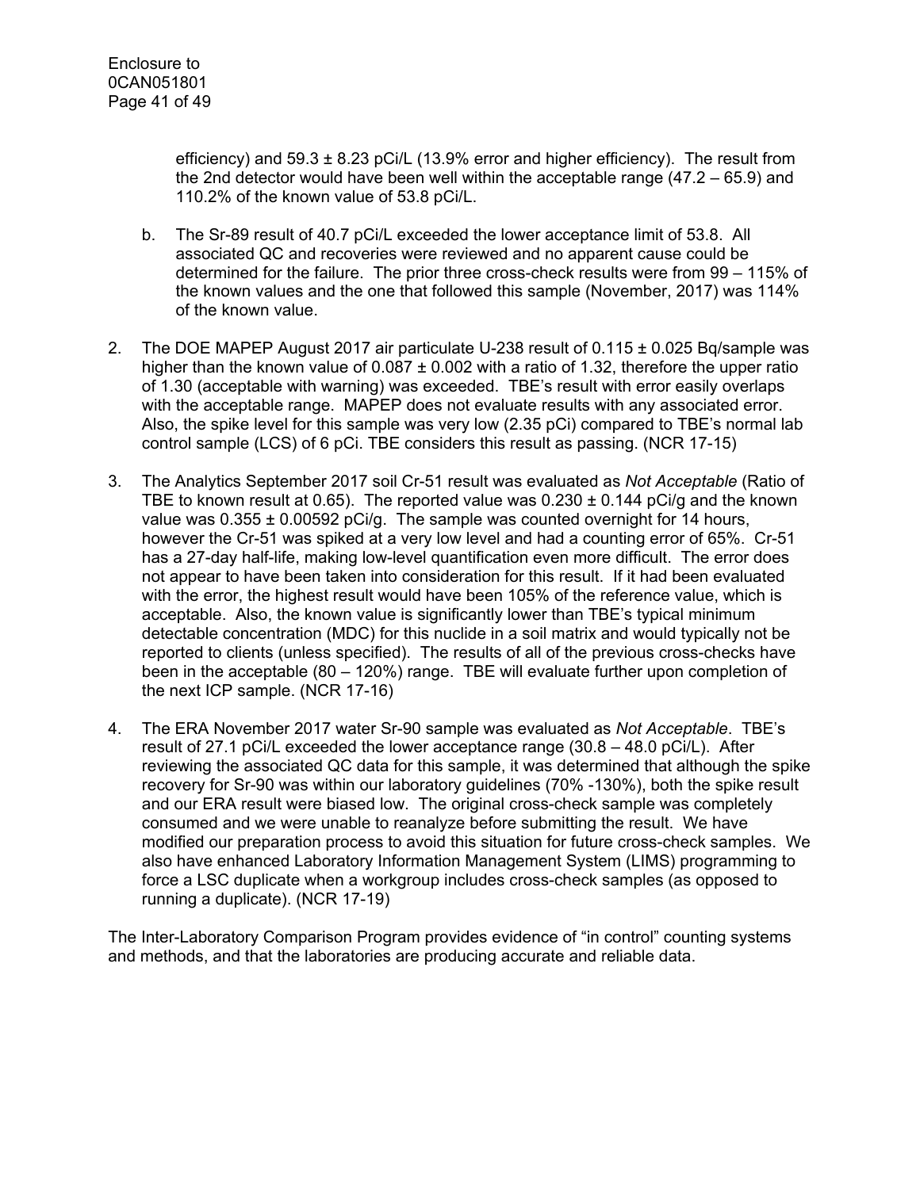efficiency) and 59.3 ± 8.23 pCi/L (13.9% error and higher efficiency). The result from the 2nd detector would have been well within the acceptable range (47.2 – 65.9) and 110.2% of the known value of 53.8 pCi/L.

b. The Sr-89 result of 40.7 pCi/L exceeded the lower acceptance limit of 53.8. All associated QC and recoveries were reviewed and no apparent cause could be determined for the failure. The prior three cross-check results were from 99 – 115% of the known values and the one that followed this sample (November, 2017) was 114% of the known value.

2. The DOE MAPEP August 2017 air particulate U-238 result of 0.115 ± 0.025 Bq/sample was higher than the known value of 0.087 ± 0.002 with a ratio of 1.32, therefore the upper ratio of 1.30 (acceptable with warning) was exceeded. TBE's result with error easily overlaps with the acceptable range. MAPEP does not evaluate results with any associated error. Also, the spike level for this sample was very low (2.35 pCi) compared to TBE's normal lab control sample (LCS) of 6 pCi. TBE considers this result as passing. (NCR 17-15)

3. The Analytics September 2017 soil Cr-51 result was evaluated as *Not Acceptable* (Ratio of TBE to known result at 0.65). The reported value was 0.230 ± 0.144 pCi/g and the known value was 0.355 ± 0.00592 pCi/g. The sample was counted overnight for 14 hours, however the Cr-51 was spiked at a very low level and had a counting error of 65%. Cr-51 has a 27-day half-life, making low-level quantification even more difficult. The error does not appear to have been taken into consideration for this result. If it had been evaluated with the error, the highest result would have been 105% of the reference value, which is acceptable. Also, the known value is significantly lower than TBE's typical minimum detectable concentration (MDC) for this nuclide in a soil matrix and would typically not be reported to clients (unless specified). The results of all of the previous cross-checks have been in the acceptable (80 – 120%) range. TBE will evaluate further upon completion of the next ICP sample. (NCR 17-16)

4. The ERA November 2017 water Sr-90 sample was evaluated as *Not Acceptable*. TBE's result of 27.1 pCi/L exceeded the lower acceptance range (30.8 – 48.0 pCi/L). After reviewing the associated QC data for this sample, it was determined that although the spike recovery for Sr-90 was within our laboratory guidelines (70% -130%), both the spike result and our ERA result were biased low. The original cross-check sample was completely consumed and we were unable to reanalyze before submitting the result. We have modified our preparation process to avoid this situation for future cross-check samples. We also have enhanced Laboratory Information Management System (LIMS) programming to force a LSC duplicate when a workgroup includes cross-check samples (as opposed to running a duplicate). (NCR 17-19)

The Inter-Laboratory Comparison Program provides evidence of "in control" counting systems and methods, and that the laboratories are producing accurate and reliable data.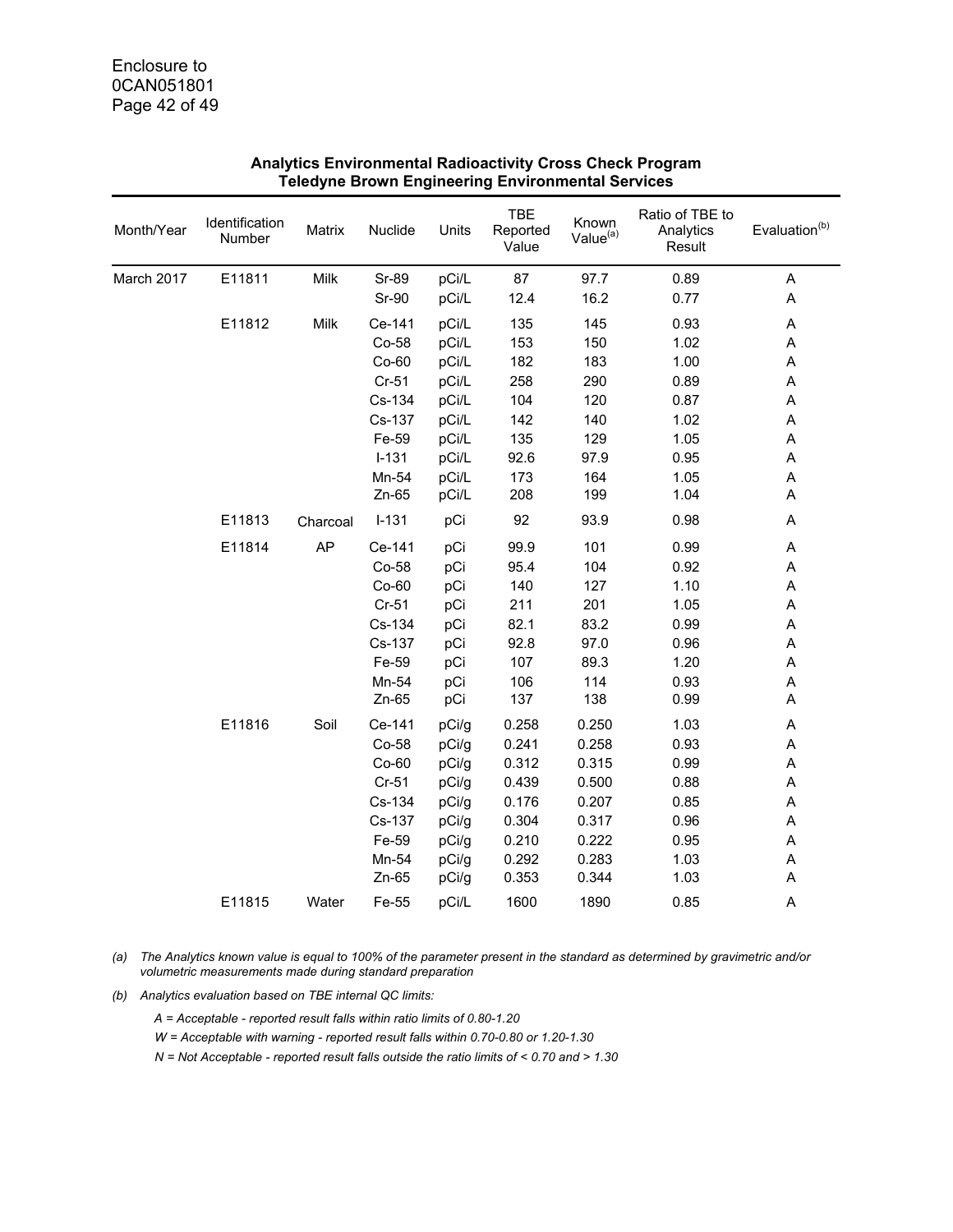**Analytics Environmental Radioactivity Cross Check Program**
**Teledyne Brown Engineering Environmental Services**

| Month/Year | Identification Number | Matrix | Nuclide | Units | TBE Reported Value | Known Value[(a)] | Ratio of TBE to Analytics Result | Evaluation[(b)] |
|---|---|---|---|---|---|---|---|---|
| March 2017 | E11811 | Milk | Sr-89 | pCi/L | 87 | 97.7 | 0.89 | A |
| | | | Sr-90 | pCi/L | 12.4 | 16.2 | 0.77 | A |
| | E11812 | Milk | Ce-141 | pCi/L | 135 | 145 | 0.93 | A |
| | | | Co-58 | pCi/L | 153 | 150 | 1.02 | A |
| | | | Co-60 | pCi/L | 182 | 183 | 1.00 | A |
| | | | Cr-51 | pCi/L | 258 | 290 | 0.89 | A |
| | | | Cs-134 | pCi/L | 104 | 120 | 0.87 | A |
| | | | Cs-137 | pCi/L | 142 | 140 | 1.02 | A |
| | | | Fe-59 | pCi/L | 135 | 129 | 1.05 | A |
| | | | I-131 | pCi/L | 92.6 | 97.9 | 0.95 | A |
| | | | Mn-54 | pCi/L | 173 | 164 | 1.05 | A |
| | | | Zn-65 | pCi/L | 208 | 199 | 1.04 | A |
| | E11813 | Charcoal | I-131 | pCi | 92 | 93.9 | 0.98 | A |
| | E11814 | AP | Ce-141 | pCi | 99.9 | 101 | 0.99 | A |
| | | | Co-58 | pCi | 95.4 | 104 | 0.92 | A |
| | | | Co-60 | pCi | 140 | 127 | 1.10 | A |
| | | | Cr-51 | pCi | 211 | 201 | 1.05 | A |
| | | | Cs-134 | pCi | 82.1 | 83.2 | 0.99 | A |
| | | | Cs-137 | pCi | 92.8 | 97.0 | 0.96 | A |
| | | | Fe-59 | pCi | 107 | 89.3 | 1.20 | A |
| | | | Mn-54 | pCi | 106 | 114 | 0.93 | A |
| | | | Zn-65 | pCi | 137 | 138 | 0.99 | A |
| | E11816 | Soil | Ce-141 | pCi/g | 0.258 | 0.250 | 1.03 | A |
| | | | Co-58 | pCi/g | 0.241 | 0.258 | 0.93 | A |
| | | | Co-60 | pCi/g | 0.312 | 0.315 | 0.99 | A |
| | | | Cr-51 | pCi/g | 0.439 | 0.500 | 0.88 | A |
| | | | Cs-134 | pCi/g | 0.176 | 0.207 | 0.85 | A |
| | | | Cs-137 | pCi/g | 0.304 | 0.317 | 0.96 | A |
| | | | Fe-59 | pCi/g | 0.210 | 0.222 | 0.95 | A |
| | | | Mn-54 | pCi/g | 0.292 | 0.283 | 1.03 | A |
| | | | Zn-65 | pCi/g | 0.353 | 0.344 | 1.03 | A |
| | E11815 | Water | Fe-55 | pCi/L | 1600 | 1890 | 0.85 | A |

(a) *The Analytics known value is equal to 100% of the parameter present in the standard as determined by gravimetric and/or volumetric measurements made during standard preparation*

(b) *Analytics evaluation based on TBE internal QC limits:*

*A = Acceptable - reported result falls within ratio limits of 0.80-1.20*

*W = Acceptable with warning - reported result falls within 0.70-0.80 or 1.20-1.30*

*N = Not Acceptable - reported result falls outside the ratio limits of < 0.70 and > 1.30*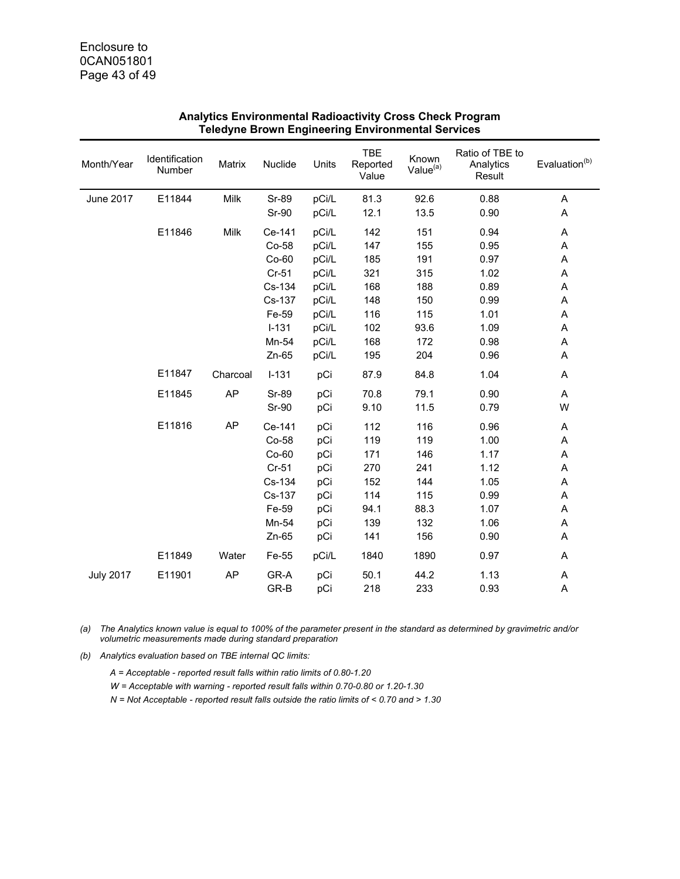**Analytics Environmental Radioactivity Cross Check Program**
**Teledyne Brown Engineering Environmental Services**

| Month/Year | Identification Number | Matrix | Nuclide | Units | TBE Reported Value | Known Value[(a)] | Ratio of TBE to Analytics Result | Evaluation[(b)] |
|---|---|---|---|---|---|---|---|---|
| June 2017 | E11844 | Milk | Sr-89 | pCi/L | 81.3 | 92.6 | 0.88 | A |
| | | | Sr-90 | pCi/L | 12.1 | 13.5 | 0.90 | A |
| | E11846 | Milk | Ce-141 | pCi/L | 142 | 151 | 0.94 | A |
| | | | Co-58 | pCi/L | 147 | 155 | 0.95 | A |
| | | | Co-60 | pCi/L | 185 | 191 | 0.97 | A |
| | | | Cr-51 | pCi/L | 321 | 315 | 1.02 | A |
| | | | Cs-134 | pCi/L | 168 | 188 | 0.89 | A |
| | | | Cs-137 | pCi/L | 148 | 150 | 0.99 | A |
| | | | Fe-59 | pCi/L | 116 | 115 | 1.01 | A |
| | | | I-131 | pCi/L | 102 | 93.6 | 1.09 | A |
| | | | Mn-54 | pCi/L | 168 | 172 | 0.98 | A |
| | | | Zn-65 | pCi/L | 195 | 204 | 0.96 | A |
| | E11847 | Charcoal | I-131 | pCi | 87.9 | 84.8 | 1.04 | A |
| | E11845 | AP | Sr-89 | pCi | 70.8 | 79.1 | 0.90 | A |
| | | | Sr-90 | pCi | 9.10 | 11.5 | 0.79 | W |
| | E11816 | AP | Ce-141 | pCi | 112 | 116 | 0.96 | A |
| | | | Co-58 | pCi | 119 | 119 | 1.00 | A |
| | | | Co-60 | pCi | 171 | 146 | 1.17 | A |
| | | | Cr-51 | pCi | 270 | 241 | 1.12 | A |
| | | | Cs-134 | pCi | 152 | 144 | 1.05 | A |
| | | | Cs-137 | pCi | 114 | 115 | 0.99 | A |
| | | | Fe-59 | pCi | 94.1 | 88.3 | 1.07 | A |
| | | | Mn-54 | pCi | 139 | 132 | 1.06 | A |
| | | | Zn-65 | pCi | 141 | 156 | 0.90 | A |
| | E11849 | Water | Fe-55 | pCi/L | 1840 | 1890 | 0.97 | A |
| July 2017 | E11901 | AP | GR-A | pCi | 50.1 | 44.2 | 1.13 | A |
| | | | GR-B | pCi | 218 | 233 | 0.93 | A |

*(a) The Analytics known value is equal to 100% of the parameter present in the standard as determined by gravimetric and/or volumetric measurements made during standard preparation*

*(b) Analytics evaluation based on TBE internal QC limits:*

*A = Acceptable - reported result falls within ratio limits of 0.80-1.20*

*W = Acceptable with warning - reported result falls within 0.70-0.80 or 1.20-1.30*

*N = Not Acceptable - reported result falls outside the ratio limits of < 0.70 and > 1.30*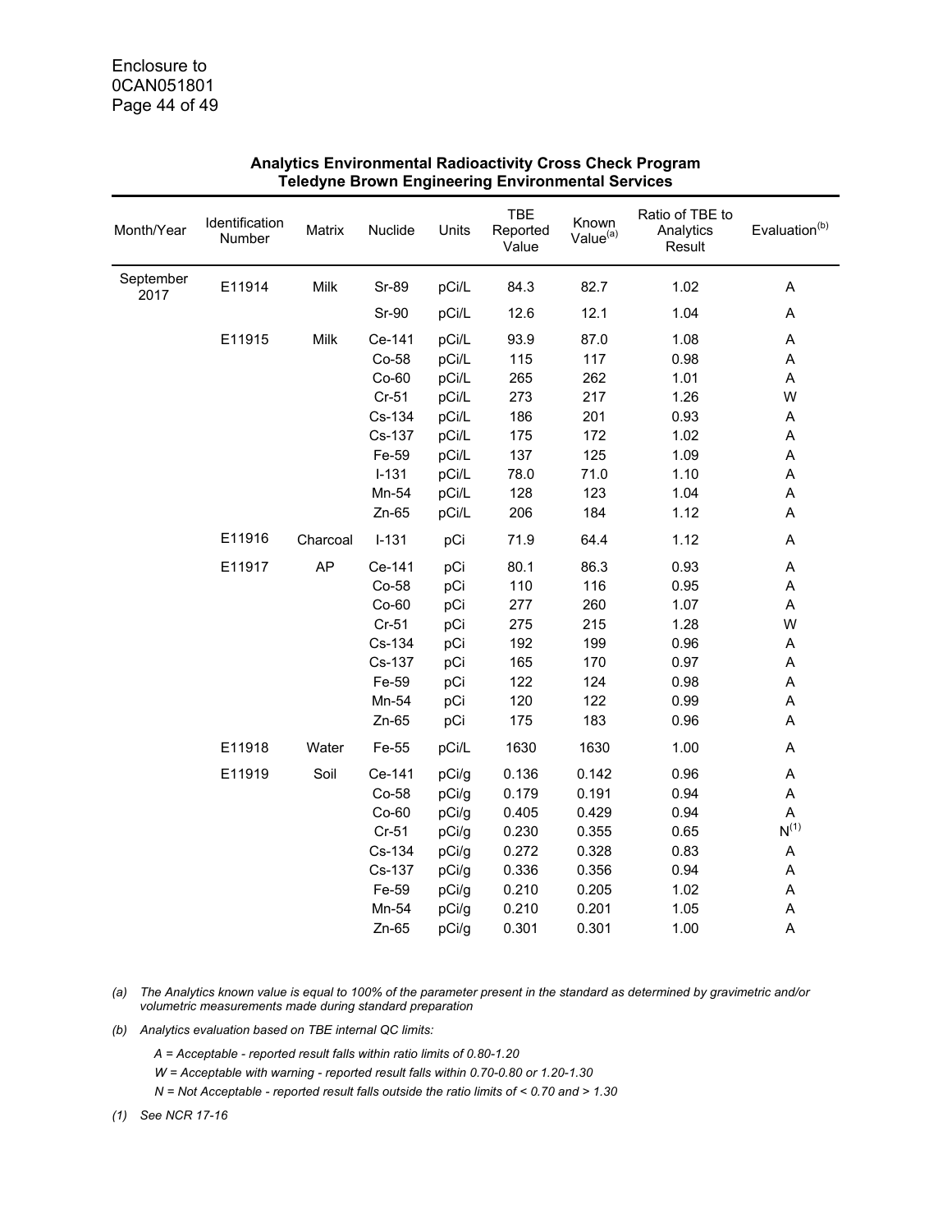**Analytics Environmental Radioactivity Cross Check Program**
**Teledyne Brown Engineering Environmental Services**

| Month/Year | Identification Number | Matrix | Nuclide | Units | TBE Reported Value | Known Value[(a)] | Ratio of TBE to Analytics Result | Evaluation[(b)] |
|---|---|---|---|---|---|---|---|---|
| September 2017 | E11914 | Milk | Sr-89 | pCi/L | 84.3 | 82.7 | 1.02 | A |
| | | | Sr-90 | pCi/L | 12.6 | 12.1 | 1.04 | A |
| | E11915 | Milk | Ce-141 | pCi/L | 93.9 | 87.0 | 1.08 | A |
| | | | Co-58 | pCi/L | 115 | 117 | 0.98 | A |
| | | | Co-60 | pCi/L | 265 | 262 | 1.01 | A |
| | | | Cr-51 | pCi/L | 273 | 217 | 1.26 | W |
| | | | Cs-134 | pCi/L | 186 | 201 | 0.93 | A |
| | | | Cs-137 | pCi/L | 175 | 172 | 1.02 | A |
| | | | Fe-59 | pCi/L | 137 | 125 | 1.09 | A |
| | | | I-131 | pCi/L | 78.0 | 71.0 | 1.10 | A |
| | | | Mn-54 | pCi/L | 128 | 123 | 1.04 | A |
| | | | Zn-65 | pCi/L | 206 | 184 | 1.12 | A |
| | E11916 | Charcoal | I-131 | pCi | 71.9 | 64.4 | 1.12 | A |
| | E11917 | AP | Ce-141 | pCi | 80.1 | 86.3 | 0.93 | A |
| | | | Co-58 | pCi | 110 | 116 | 0.95 | A |
| | | | Co-60 | pCi | 277 | 260 | 1.07 | A |
| | | | Cr-51 | pCi | 275 | 215 | 1.28 | W |
| | | | Cs-134 | pCi | 192 | 199 | 0.96 | A |
| | | | Cs-137 | pCi | 165 | 170 | 0.97 | A |
| | | | Fe-59 | pCi | 122 | 124 | 0.98 | A |
| | | | Mn-54 | pCi | 120 | 122 | 0.99 | A |
| | | | Zn-65 | pCi | 175 | 183 | 0.96 | A |
| | E11918 | Water | Fe-55 | pCi/L | 1630 | 1630 | 1.00 | A |
| | E11919 | Soil | Ce-141 | pCi/g | 0.136 | 0.142 | 0.96 | A |
| | | | Co-58 | pCi/g | 0.179 | 0.191 | 0.94 | A |
| | | | Co-60 | pCi/g | 0.405 | 0.429 | 0.94 | A |
| | | | Cr-51 | pCi/g | 0.230 | 0.355 | 0.65 | N[(1)] |
| | | | Cs-134 | pCi/g | 0.272 | 0.328 | 0.83 | A |
| | | | Cs-137 | pCi/g | 0.336 | 0.356 | 0.94 | A |
| | | | Fe-59 | pCi/g | 0.210 | 0.205 | 1.02 | A |
| | | | Mn-54 | pCi/g | 0.210 | 0.201 | 1.05 | A |
| | | | Zn-65 | pCi/g | 0.301 | 0.301 | 1.00 | A |

(a) *The Analytics known value is equal to 100% of the parameter present in the standard as determined by gravimetric and/or volumetric measurements made during standard preparation*

(b) *Analytics evaluation based on TBE internal QC limits:*

*A = Acceptable - reported result falls within ratio limits of 0.80-1.20*

*W = Acceptable with warning - reported result falls within 0.70-0.80 or 1.20-1.30*

*N = Not Acceptable - reported result falls outside the ratio limits of < 0.70 and > 1.30*

(1) *See NCR 17-16*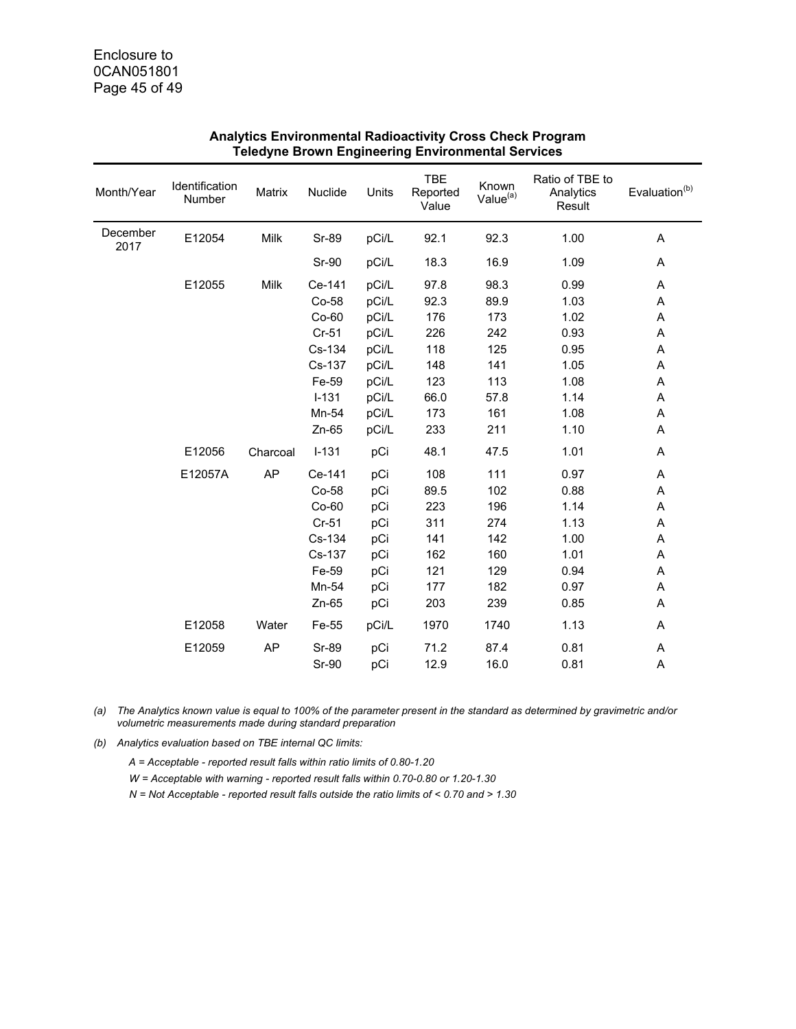**Analytics Environmental Radioactivity Cross Check Program**
**Teledyne Brown Engineering Environmental Services**

| Month/Year | Identification Number | Matrix | Nuclide | Units | TBE Reported Value | Known Value(a) | Ratio of TBE to Analytics Result | Evaluation(b) |
|---|---|---|---|---|---|---|---|---|
| December 2017 | E12054 | Milk | Sr-89 | pCi/L | 92.1 | 92.3 | 1.00 | A |
| | | | Sr-90 | pCi/L | 18.3 | 16.9 | 1.09 | A |
| | E12055 | Milk | Ce-141 | pCi/L | 97.8 | 98.3 | 0.99 | A |
| | | | Co-58 | pCi/L | 92.3 | 89.9 | 1.03 | A |
| | | | Co-60 | pCi/L | 176 | 173 | 1.02 | A |
| | | | Cr-51 | pCi/L | 226 | 242 | 0.93 | A |
| | | | Cs-134 | pCi/L | 118 | 125 | 0.95 | A |
| | | | Cs-137 | pCi/L | 148 | 141 | 1.05 | A |
| | | | Fe-59 | pCi/L | 123 | 113 | 1.08 | A |
| | | | I-131 | pCi/L | 66.0 | 57.8 | 1.14 | A |
| | | | Mn-54 | pCi/L | 173 | 161 | 1.08 | A |
| | | | Zn-65 | pCi/L | 233 | 211 | 1.10 | A |
| | E12056 | Charcoal | I-131 | pCi | 48.1 | 47.5 | 1.01 | A |
| | E12057A | AP | Ce-141 | pCi | 108 | 111 | 0.97 | A |
| | | | Co-58 | pCi | 89.5 | 102 | 0.88 | A |
| | | | Co-60 | pCi | 223 | 196 | 1.14 | A |
| | | | Cr-51 | pCi | 311 | 274 | 1.13 | A |
| | | | Cs-134 | pCi | 141 | 142 | 1.00 | A |
| | | | Cs-137 | pCi | 162 | 160 | 1.01 | A |
| | | | Fe-59 | pCi | 121 | 129 | 0.94 | A |
| | | | Mn-54 | pCi | 177 | 182 | 0.97 | A |
| | | | Zn-65 | pCi | 203 | 239 | 0.85 | A |
| | E12058 | Water | Fe-55 | pCi/L | 1970 | 1740 | 1.13 | A |
| | E12059 | AP | Sr-89 | pCi | 71.2 | 87.4 | 0.81 | A |
| | | | Sr-90 | pCi | 12.9 | 16.0 | 0.81 | A |

*(a) The Analytics known value is equal to 100% of the parameter present in the standard as determined by gravimetric and/or volumetric measurements made during standard preparation*

*(b) Analytics evaluation based on TBE internal QC limits:*

*A = Acceptable - reported result falls within ratio limits of 0.80-1.20*

*W = Acceptable with warning - reported result falls within 0.70-0.80 or 1.20-1.30*

*N = Not Acceptable - reported result falls outside the ratio limits of < 0.70 and > 1.30*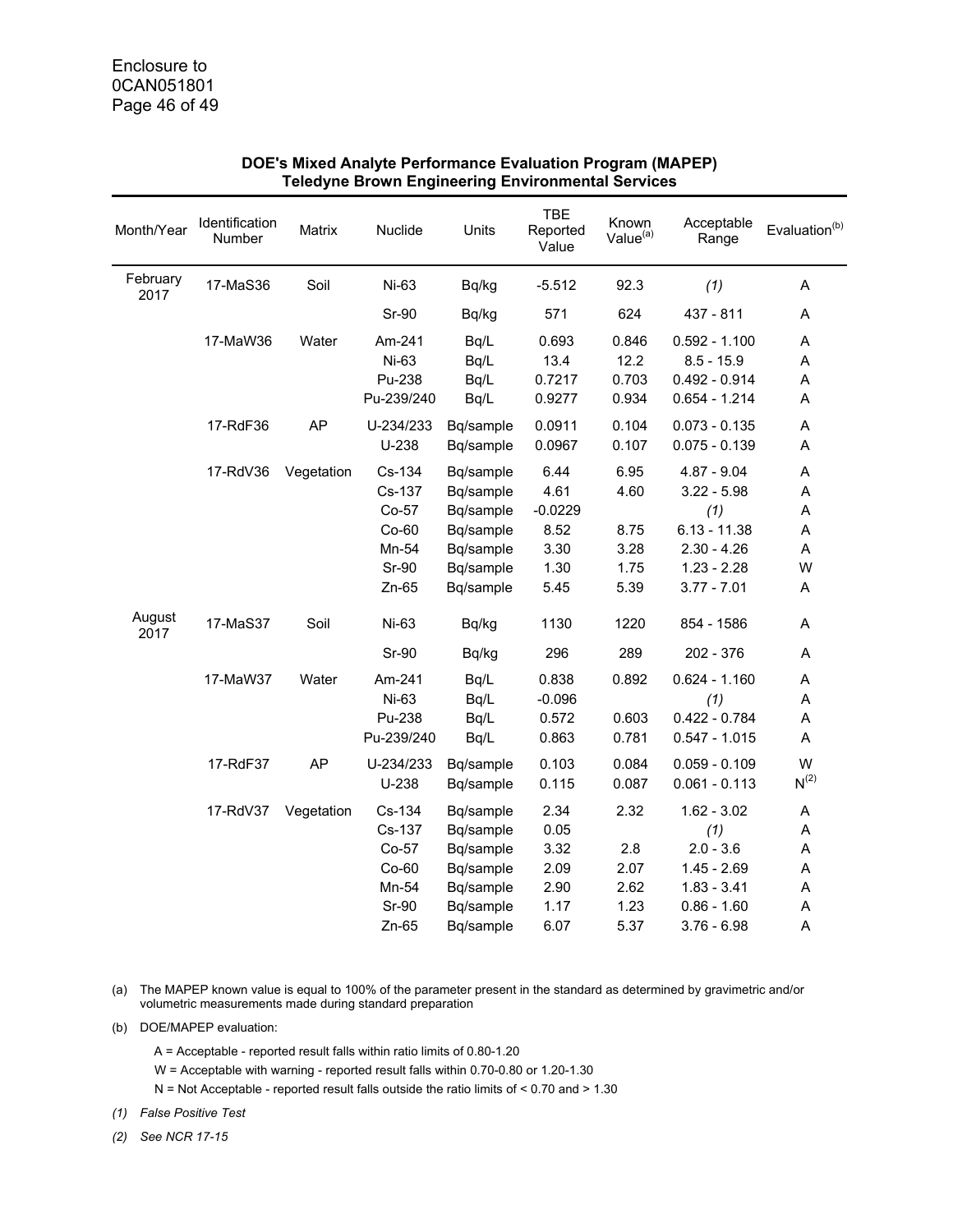Enclosure to
0CAN051801

## DOE's Mixed Analyte Performance Evaluation Program (MAPEP)
## Teledyne Brown Engineering Environmental Services

| Month/Year | Identification Number | Matrix | Nuclide | Units | TBE Reported Value | Known Value(a) | Acceptable Range | Evaluation(b) |
|---|---|---|---|---|---|---|---|---|
| February 2017 | 17-MaS36 | Soil | Ni-63 | Bq/kg | -5.512 | 92.3 | *(1)* | A |
| | | | Sr-90 | Bq/kg | 571 | 624 | 437 - 811 | A |
| | 17-MaW36 | Water | Am-241 | Bq/L | 0.693 | 0.846 | 0.592 - 1.100 | A |
| | | | Ni-63 | Bq/L | 13.4 | 12.2 | 8.5 - 15.9 | A |
| | | | Pu-238 | Bq/L | 0.7217 | 0.703 | 0.492 - 0.914 | A |
| | | | Pu-239/240 | Bq/L | 0.9277 | 0.934 | 0.654 - 1.214 | A |
| | 17-RdF36 | AP | U-234/233 | Bq/sample | 0.0911 | 0.104 | 0.073 - 0.135 | A |
| | | | U-238 | Bq/sample | 0.0967 | 0.107 | 0.075 - 0.139 | A |
| | 17-RdV36 | Vegetation | Cs-134 | Bq/sample | 6.44 | 6.95 | 4.87 - 9.04 | A |
| | | | Cs-137 | Bq/sample | 4.61 | 4.60 | 3.22 - 5.98 | A |
| | | | Co-57 | Bq/sample | -0.0229 | | *(1)* | A |
| | | | Co-60 | Bq/sample | 8.52 | 8.75 | 6.13 - 11.38 | A |
| | | | Mn-54 | Bq/sample | 3.30 | 3.28 | 2.30 - 4.26 | A |
| | | | Sr-90 | Bq/sample | 1.30 | 1.75 | 1.23 - 2.28 | W |
| | | | Zn-65 | Bq/sample | 5.45 | 5.39 | 3.77 - 7.01 | A |
| August 2017 | 17-MaS37 | Soil | Ni-63 | Bq/kg | 1130 | 1220 | 854 - 1586 | A |
| | | | Sr-90 | Bq/kg | 296 | 289 | 202 - 376 | A |
| | 17-MaW37 | Water | Am-241 | Bq/L | 0.838 | 0.892 | 0.624 - 1.160 | A |
| | | | Ni-63 | Bq/L | -0.096 | | *(1)* | A |
| | | | Pu-238 | Bq/L | 0.572 | 0.603 | 0.422 - 0.784 | A |
| | | | Pu-239/240 | Bq/L | 0.863 | 0.781 | 0.547 - 1.015 | A |
| | 17-RdF37 | AP | U-234/233 | Bq/sample | 0.103 | 0.084 | 0.059 - 0.109 | W |
| | | | U-238 | Bq/sample | 0.115 | 0.087 | 0.061 - 0.113 | N(2) |
| | 17-RdV37 | Vegetation | Cs-134 | Bq/sample | 2.34 | 2.32 | 1.62 - 3.02 | A |
| | | | Cs-137 | Bq/sample | 0.05 | | *(1)* | A |
| | | | Co-57 | Bq/sample | 3.32 | 2.8 | 2.0 - 3.6 | A |
| | | | Co-60 | Bq/sample | 2.09 | 2.07 | 1.45 - 2.69 | A |
| | | | Mn-54 | Bq/sample | 2.90 | 2.62 | 1.83 - 3.41 | A |
| | | | Sr-90 | Bq/sample | 1.17 | 1.23 | 0.86 - 1.60 | A |
| | | | Zn-65 | Bq/sample | 6.07 | 5.37 | 3.76 - 6.98 | A |

(a) The MAPEP known value is equal to 100% of the parameter present in the standard as determined by gravimetric and/or volumetric measurements made during standard preparation

(b) DOE/MAPEP evaluation:

A = Acceptable - reported result falls within ratio limits of 0.80-1.20

W = Acceptable with warning - reported result falls within 0.70-0.80 or 1.20-1.30

N = Not Acceptable - reported result falls outside the ratio limits of < 0.70 and > 1.30

*(1) False Positive Test*

*(2) See NCR 17-15*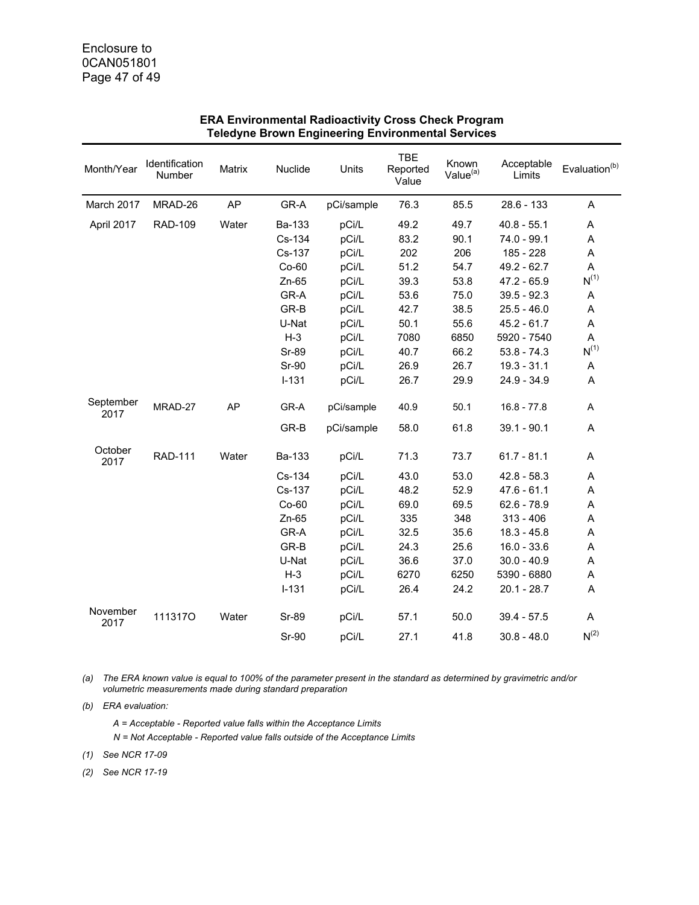**ERA Environmental Radioactivity Cross Check Program**
**Teledyne Brown Engineering Environmental Services**

| Month/Year | Identification Number | Matrix | Nuclide | Units | TBE Reported Value | Known Value[(a)] | Acceptable Limits | Evaluation[(b)] |
|---|---|---|---|---|---|---|---|---|
| March 2017 | MRAD-26 | AP | GR-A | pCi/sample | 76.3 | 85.5 | 28.6 - 133 | A |
| April 2017 | RAD-109 | Water | Ba-133 | pCi/L | 49.2 | 49.7 | 40.8 - 55.1 | A |
| | | | Cs-134 | pCi/L | 83.2 | 90.1 | 74.0 - 99.1 | A |
| | | | Cs-137 | pCi/L | 202 | 206 | 185 - 228 | A |
| | | | Co-60 | pCi/L | 51.2 | 54.7 | 49.2 - 62.7 | A |
| | | | Zn-65 | pCi/L | 39.3 | 53.8 | 47.2 - 65.9 | N[(1)] |
| | | | GR-A | pCi/L | 53.6 | 75.0 | 39.5 - 92.3 | A |
| | | | GR-B | pCi/L | 42.7 | 38.5 | 25.5 - 46.0 | A |
| | | | U-Nat | pCi/L | 50.1 | 55.6 | 45.2 - 61.7 | A |
| | | | H-3 | pCi/L | 7080 | 6850 | 5920 - 7540 | A |
| | | | Sr-89 | pCi/L | 40.7 | 66.2 | 53.8 - 74.3 | N[(1)] |
| | | | Sr-90 | pCi/L | 26.9 | 26.7 | 19.3 - 31.1 | A |
| | | | I-131 | pCi/L | 26.7 | 29.9 | 24.9 - 34.9 | A |
| September 2017 | MRAD-27 | AP | GR-A | pCi/sample | 40.9 | 50.1 | 16.8 - 77.8 | A |
| | | | GR-B | pCi/sample | 58.0 | 61.8 | 39.1 - 90.1 | A |
| October 2017 | RAD-111 | Water | Ba-133 | pCi/L | 71.3 | 73.7 | 61.7 - 81.1 | A |
| | | | Cs-134 | pCi/L | 43.0 | 53.0 | 42.8 - 58.3 | A |
| | | | Cs-137 | pCi/L | 48.2 | 52.9 | 47.6 - 61.1 | A |
| | | | Co-60 | pCi/L | 69.0 | 69.5 | 62.6 - 78.9 | A |
| | | | Zn-65 | pCi/L | 335 | 348 | 313 - 406 | A |
| | | | GR-A | pCi/L | 32.5 | 35.6 | 18.3 - 45.8 | A |
| | | | GR-B | pCi/L | 24.3 | 25.6 | 16.0 - 33.6 | A |
| | | | U-Nat | pCi/L | 36.6 | 37.0 | 30.0 - 40.9 | A |
| | | | H-3 | pCi/L | 6270 | 6250 | 5390 - 6880 | A |
| | | | I-131 | pCi/L | 26.4 | 24.2 | 20.1 - 28.7 | A |
| November 2017 | 111317O | Water | Sr-89 | pCi/L | 57.1 | 50.0 | 39.4 - 57.5 | A |
| | | | Sr-90 | pCi/L | 27.1 | 41.8 | 30.8 - 48.0 | N[(2)] |

*(a) The ERA known value is equal to 100% of the parameter present in the standard as determined by gravimetric and/or volumetric measurements made during standard preparation*

*(b) ERA evaluation:*

*A = Acceptable - Reported value falls within the Acceptance Limits*

*N = Not Acceptable - Reported value falls outside of the Acceptance Limits*

*(1) See NCR 17-09*

*(2) See NCR 17-19*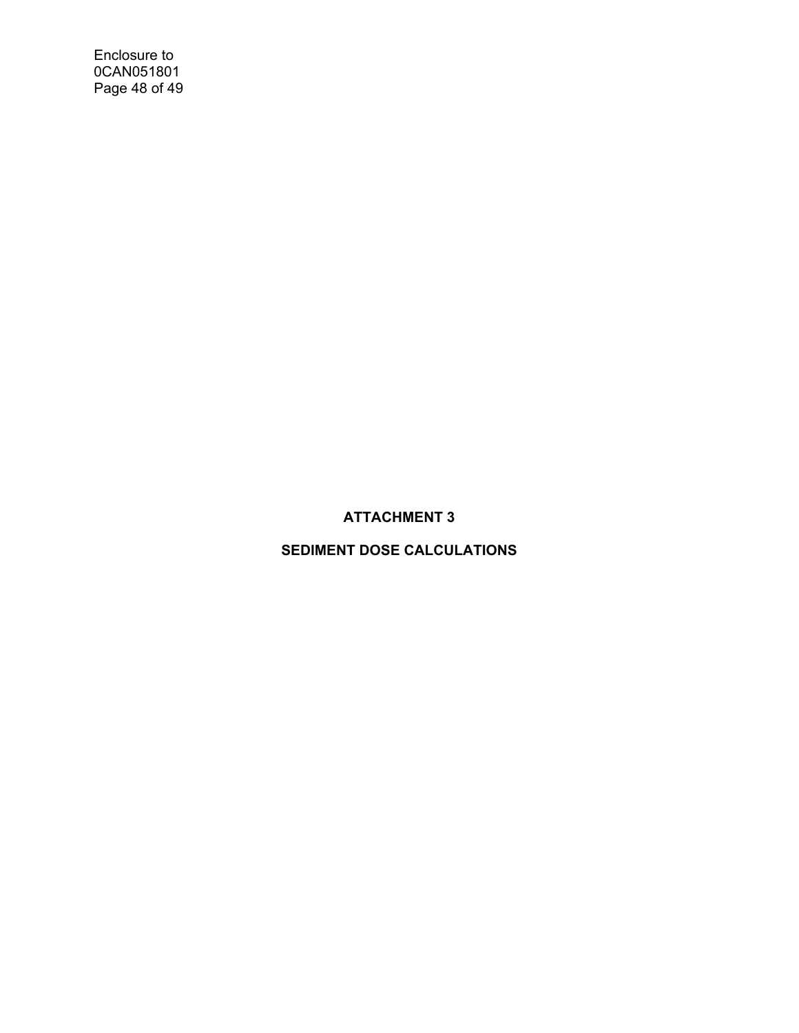# ATTACHMENT 3

## SEDIMENT DOSE CALCULATIONS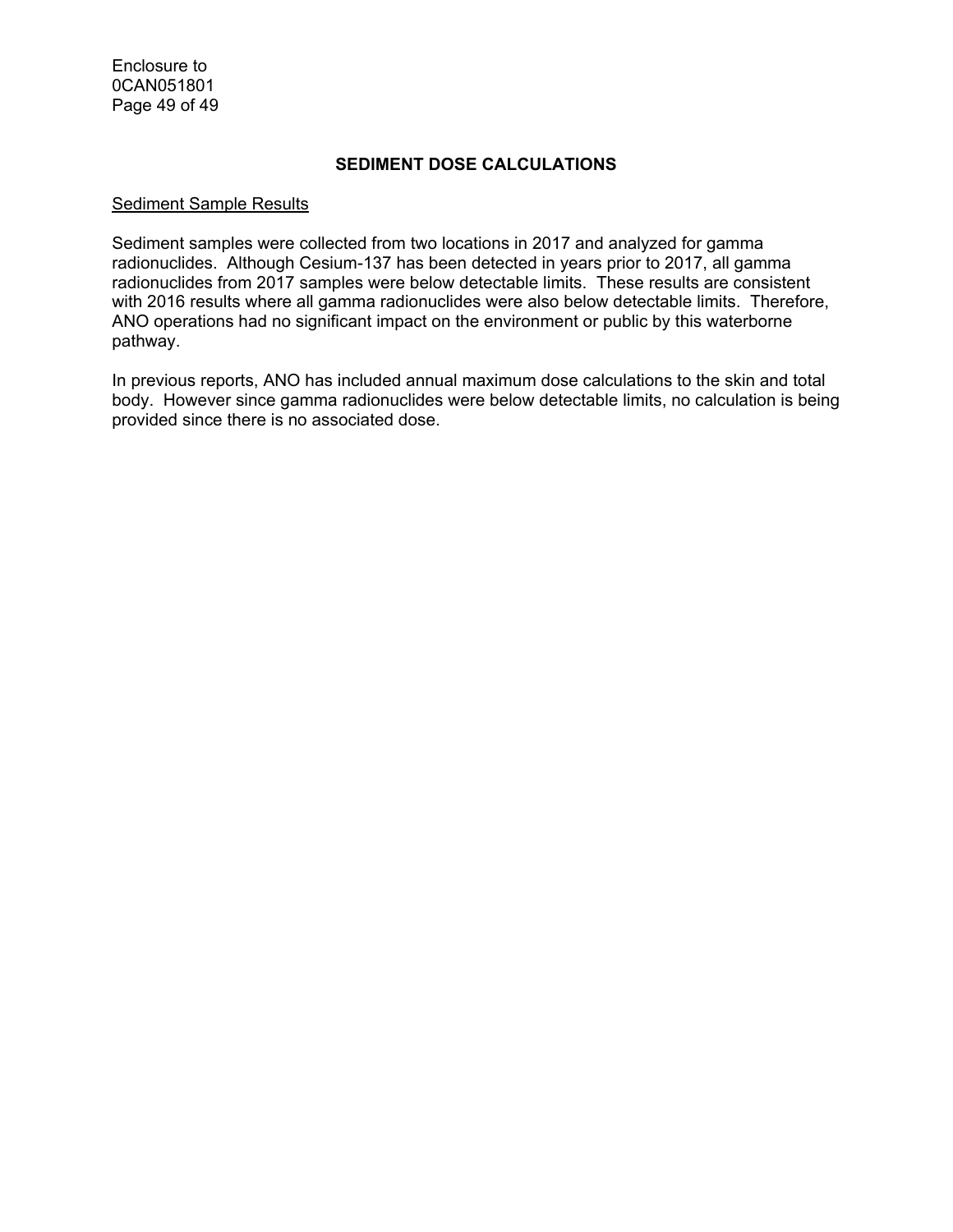## SEDIMENT DOSE CALCULATIONS

Sediment Sample Results

Sediment samples were collected from two locations in 2017 and analyzed for gamma radionuclides. Although Cesium-137 has been detected in years prior to 2017, all gamma radionuclides from 2017 samples were below detectable limits. These results are consistent with 2016 results where all gamma radionuclides were also below detectable limits. Therefore, ANO operations had no significant impact on the environment or public by this waterborne pathway.

In previous reports, ANO has included annual maximum dose calculations to the skin and total body. However since gamma radionuclides were below detectable limits, no calculation is being provided since there is no associated dose.